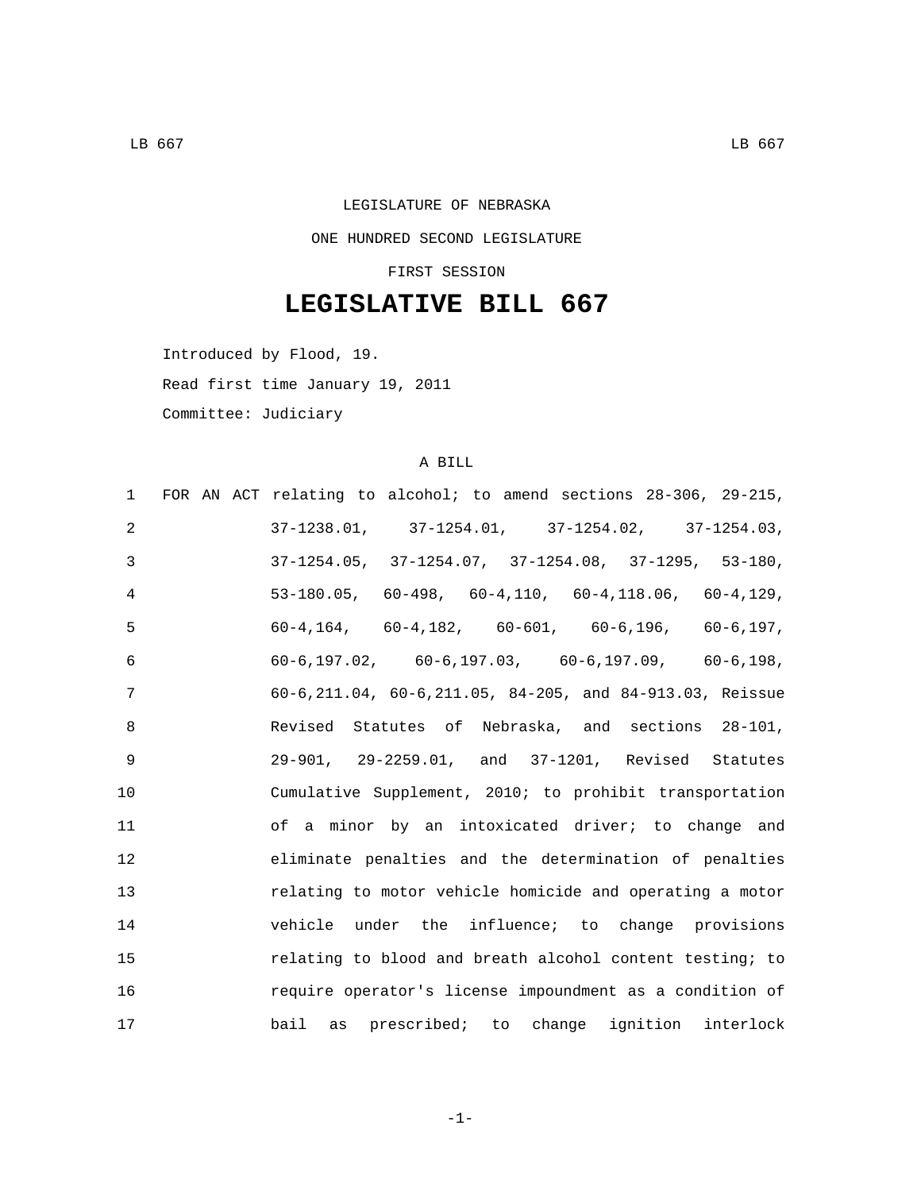LEGISLATURE OF NEBRASKA

ONE HUNDRED SECOND LEGISLATURE

FIRST SESSION

# LEGISLATIVE BILL 667

Introduced by Flood, 19.

Read first time January 19, 2011

Committee: Judiciary

A BILL

1 FOR AN ACT relating to alcohol; to amend sections 28-306, 29-215,
2 37-1238.01, 37-1254.01, 37-1254.02, 37-1254.03,
3 37-1254.05, 37-1254.07, 37-1254.08, 37-1295, 53-180,
4 53-180.05, 60-498, 60-4,110, 60-4,118.06, 60-4,129,
5 60-4,164, 60-4,182, 60-601, 60-6,196, 60-6,197,
6 60-6,197.02, 60-6,197.03, 60-6,197.09, 60-6,198,
7 60-6,211.04, 60-6,211.05, 84-205, and 84-913.03, Reissue
8 Revised Statutes of Nebraska, and sections 28-101,
9 29-901, 29-2259.01, and 37-1201, Revised Statutes
10 Cumulative Supplement, 2010; to prohibit transportation
11 of a minor by an intoxicated driver; to change and
12 eliminate penalties and the determination of penalties
13 relating to motor vehicle homicide and operating a motor
14 vehicle under the influence; to change provisions
15 relating to blood and breath alcohol content testing; to
16 require operator's license impoundment as a condition of
17 bail as prescribed; to change ignition interlock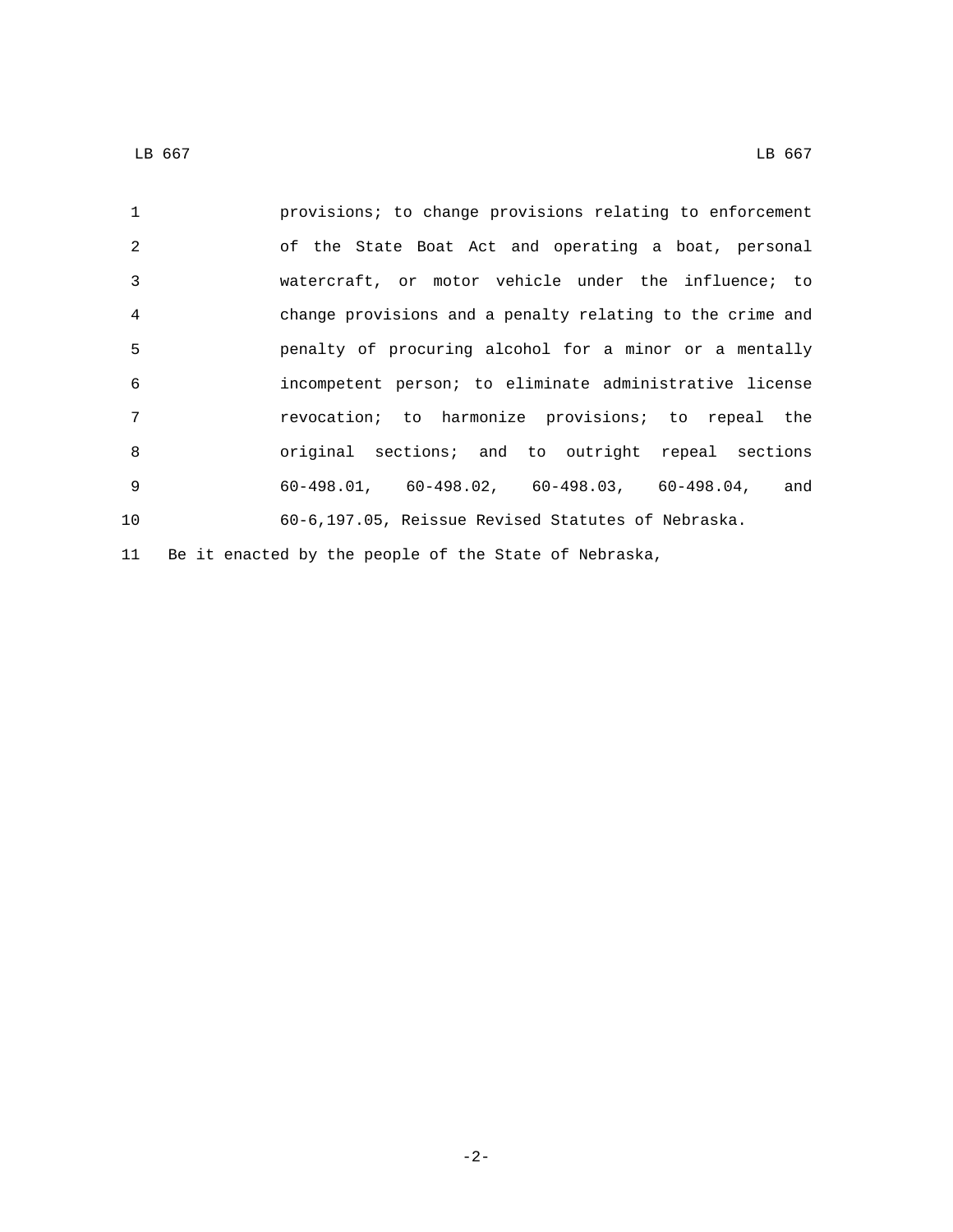provisions; to change provisions relating to enforcement of the State Boat Act and operating a boat, personal watercraft, or motor vehicle under the influence; to change provisions and a penalty relating to the crime and penalty of procuring alcohol for a minor or a mentally incompetent person; to eliminate administrative license revocation; to harmonize provisions; to repeal the original sections; and to outright repeal sections 60-498.01, 60-498.02, 60-498.03, 60-498.04, and 60-6,197.05, Reissue Revised Statutes of Nebraska.

Be it enacted by the people of the State of Nebraska,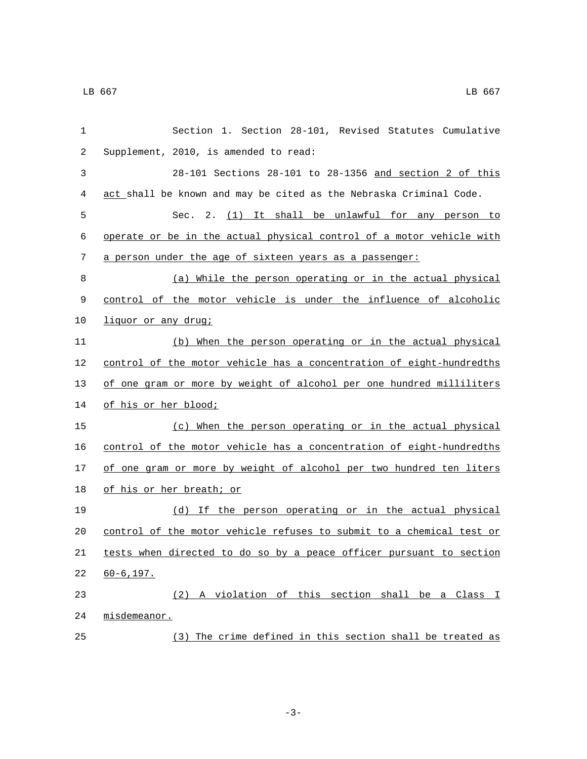Section 1. Section 28-101, Revised Statutes Cumulative Supplement, 2010, is amended to read:

28-101 Sections 28-101 to 28-1356 and section 2 of this act shall be known and may be cited as the Nebraska Criminal Code.

Sec. 2. (1) It shall be unlawful for any person to operate or be in the actual physical control of a motor vehicle with a person under the age of sixteen years as a passenger:

(a) While the person operating or in the actual physical control of the motor vehicle is under the influence of alcoholic liquor or any drug;

(b) When the person operating or in the actual physical control of the motor vehicle has a concentration of eight-hundredths of one gram or more by weight of alcohol per one hundred milliliters of his or her blood;

(c) When the person operating or in the actual physical control of the motor vehicle has a concentration of eight-hundredths of one gram or more by weight of alcohol per two hundred ten liters of his or her breath; or

(d) If the person operating or in the actual physical control of the motor vehicle refuses to submit to a chemical test or tests when directed to do so by a peace officer pursuant to section 60-6,197.

(2) A violation of this section shall be a Class I misdemeanor.

(3) The crime defined in this section shall be treated as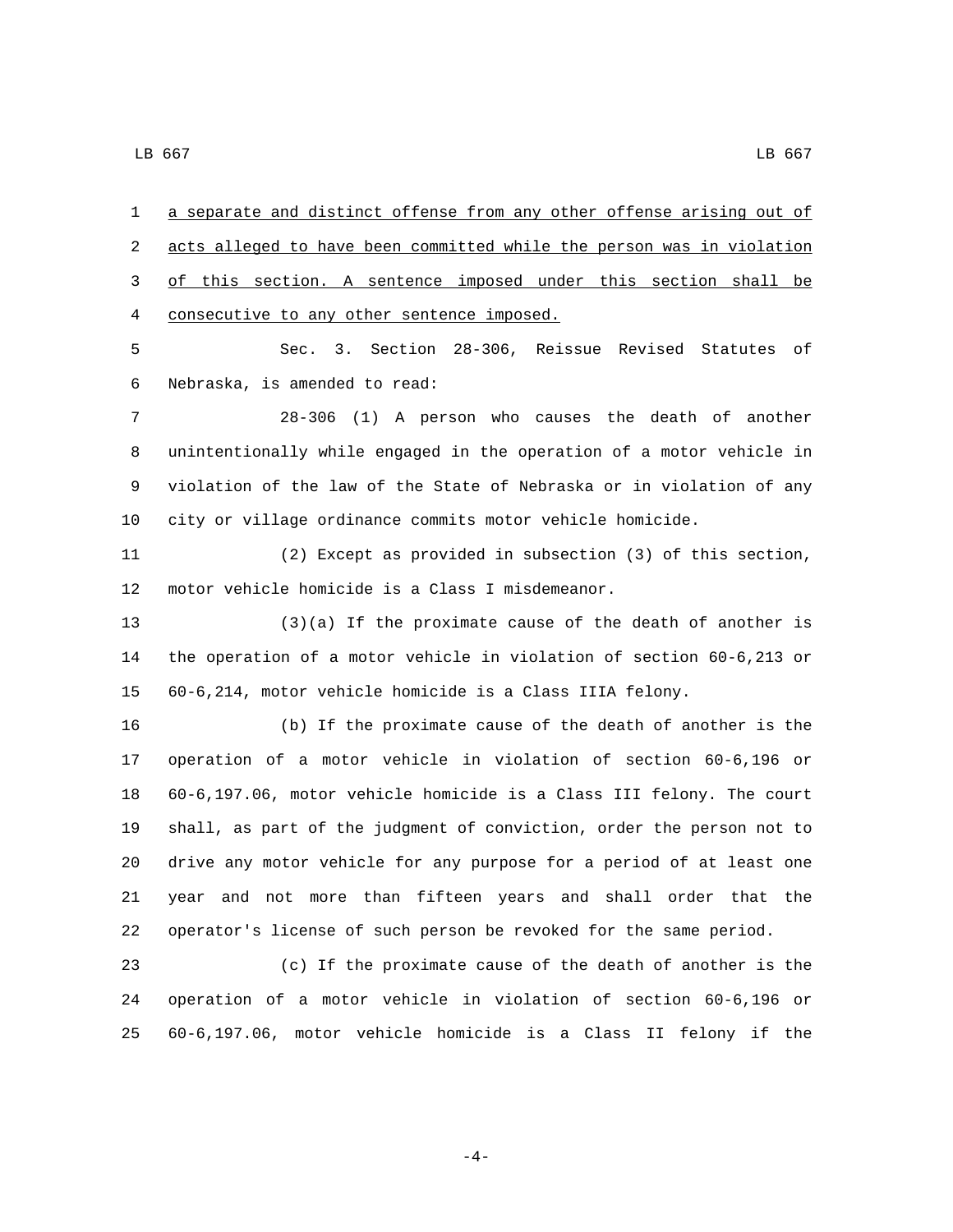a separate and distinct offense from any other offense arising out of acts alleged to have been committed while the person was in violation of this section. A sentence imposed under this section shall be consecutive to any other sentence imposed.

Sec. 3. Section 28-306, Reissue Revised Statutes of Nebraska, is amended to read:

28-306 (1) A person who causes the death of another unintentionally while engaged in the operation of a motor vehicle in violation of the law of the State of Nebraska or in violation of any city or village ordinance commits motor vehicle homicide.

(2) Except as provided in subsection (3) of this section, motor vehicle homicide is a Class I misdemeanor.

(3)(a) If the proximate cause of the death of another is the operation of a motor vehicle in violation of section 60-6,213 or 60-6,214, motor vehicle homicide is a Class IIIA felony.

(b) If the proximate cause of the death of another is the operation of a motor vehicle in violation of section 60-6,196 or 60-6,197.06, motor vehicle homicide is a Class III felony. The court shall, as part of the judgment of conviction, order the person not to drive any motor vehicle for any purpose for a period of at least one year and not more than fifteen years and shall order that the operator's license of such person be revoked for the same period.

(c) If the proximate cause of the death of another is the operation of a motor vehicle in violation of section 60-6,196 or 60-6,197.06, motor vehicle homicide is a Class II felony if the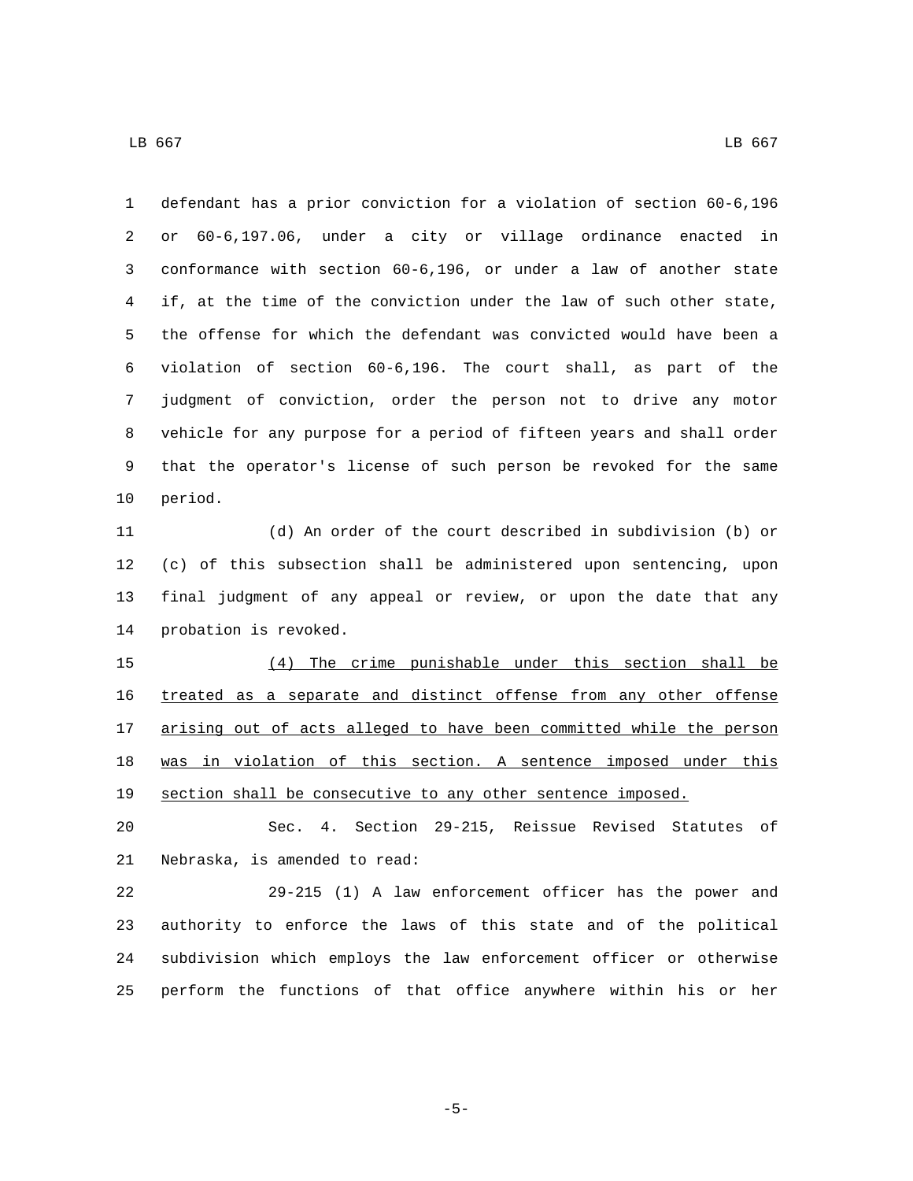defendant has a prior conviction for a violation of section 60-6,196 or 60-6,197.06, under a city or village ordinance enacted in conformance with section 60-6,196, or under a law of another state if, at the time of the conviction under the law of such other state, the offense for which the defendant was convicted would have been a violation of section 60-6,196. The court shall, as part of the judgment of conviction, order the person not to drive any motor vehicle for any purpose for a period of fifteen years and shall order that the operator's license of such person be revoked for the same period.

(d) An order of the court described in subdivision (b) or (c) of this subsection shall be administered upon sentencing, upon final judgment of any appeal or review, or upon the date that any probation is revoked.

<u>(4) The crime punishable under this section shall be treated as a separate and distinct offense from any other offense arising out of acts alleged to have been committed while the person was in violation of this section. A sentence imposed under this section shall be consecutive to any other sentence imposed.</u>

Sec. 4. Section 29-215, Reissue Revised Statutes of Nebraska, is amended to read:

29-215 (1) A law enforcement officer has the power and authority to enforce the laws of this state and of the political subdivision which employs the law enforcement officer or otherwise perform the functions of that office anywhere within his or her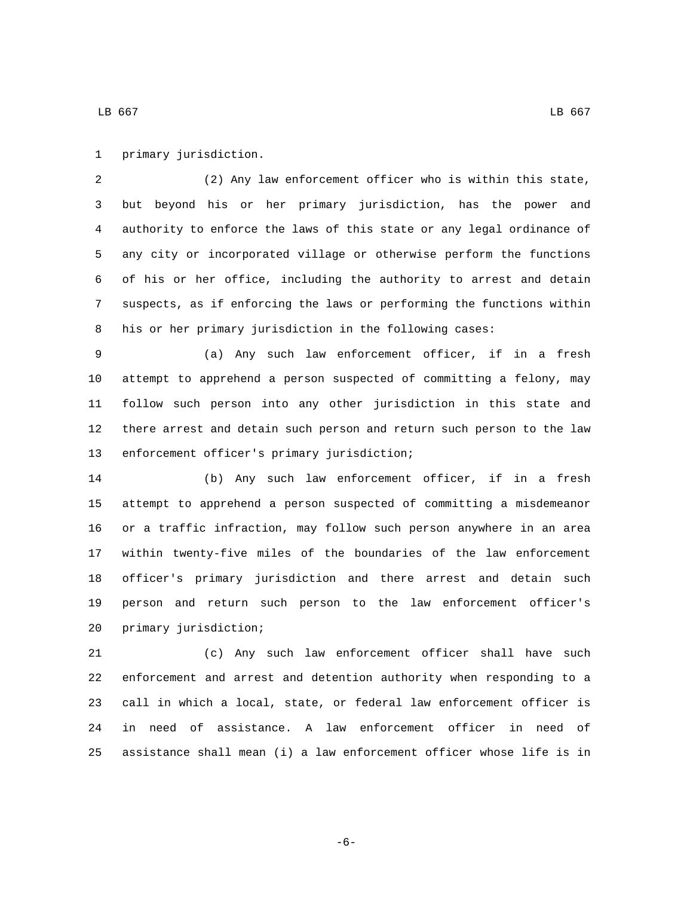primary jurisdiction.

(2) Any law enforcement officer who is within this state, but beyond his or her primary jurisdiction, has the power and authority to enforce the laws of this state or any legal ordinance of any city or incorporated village or otherwise perform the functions of his or her office, including the authority to arrest and detain suspects, as if enforcing the laws or performing the functions within his or her primary jurisdiction in the following cases:

(a) Any such law enforcement officer, if in a fresh attempt to apprehend a person suspected of committing a felony, may follow such person into any other jurisdiction in this state and there arrest and detain such person and return such person to the law enforcement officer's primary jurisdiction;

(b) Any such law enforcement officer, if in a fresh attempt to apprehend a person suspected of committing a misdemeanor or a traffic infraction, may follow such person anywhere in an area within twenty-five miles of the boundaries of the law enforcement officer's primary jurisdiction and there arrest and detain such person and return such person to the law enforcement officer's primary jurisdiction;

(c) Any such law enforcement officer shall have such enforcement and arrest and detention authority when responding to a call in which a local, state, or federal law enforcement officer is in need of assistance. A law enforcement officer in need of assistance shall mean (i) a law enforcement officer whose life is in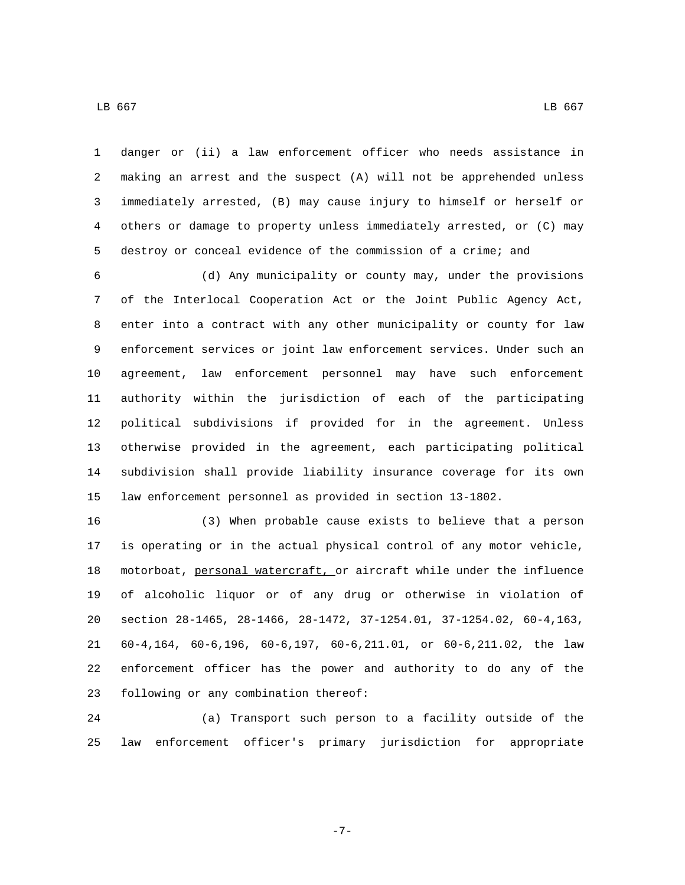danger or (ii) a law enforcement officer who needs assistance in making an arrest and the suspect (A) will not be apprehended unless immediately arrested, (B) may cause injury to himself or herself or others or damage to property unless immediately arrested, or (C) may destroy or conceal evidence of the commission of a crime; and

(d) Any municipality or county may, under the provisions of the Interlocal Cooperation Act or the Joint Public Agency Act, enter into a contract with any other municipality or county for law enforcement services or joint law enforcement services. Under such an agreement, law enforcement personnel may have such enforcement authority within the jurisdiction of each of the participating political subdivisions if provided for in the agreement. Unless otherwise provided in the agreement, each participating political subdivision shall provide liability insurance coverage for its own law enforcement personnel as provided in section 13-1802.

(3) When probable cause exists to believe that a person is operating or in the actual physical control of any motor vehicle, motorboat, <u>personal watercraft,</u> or aircraft while under the influence of alcoholic liquor or of any drug or otherwise in violation of section 28-1465, 28-1466, 28-1472, 37-1254.01, 37-1254.02, 60-4,163, 60-4,164, 60-6,196, 60-6,197, 60-6,211.01, or 60-6,211.02, the law enforcement officer has the power and authority to do any of the following or any combination thereof:

(a) Transport such person to a facility outside of the law enforcement officer's primary jurisdiction for appropriate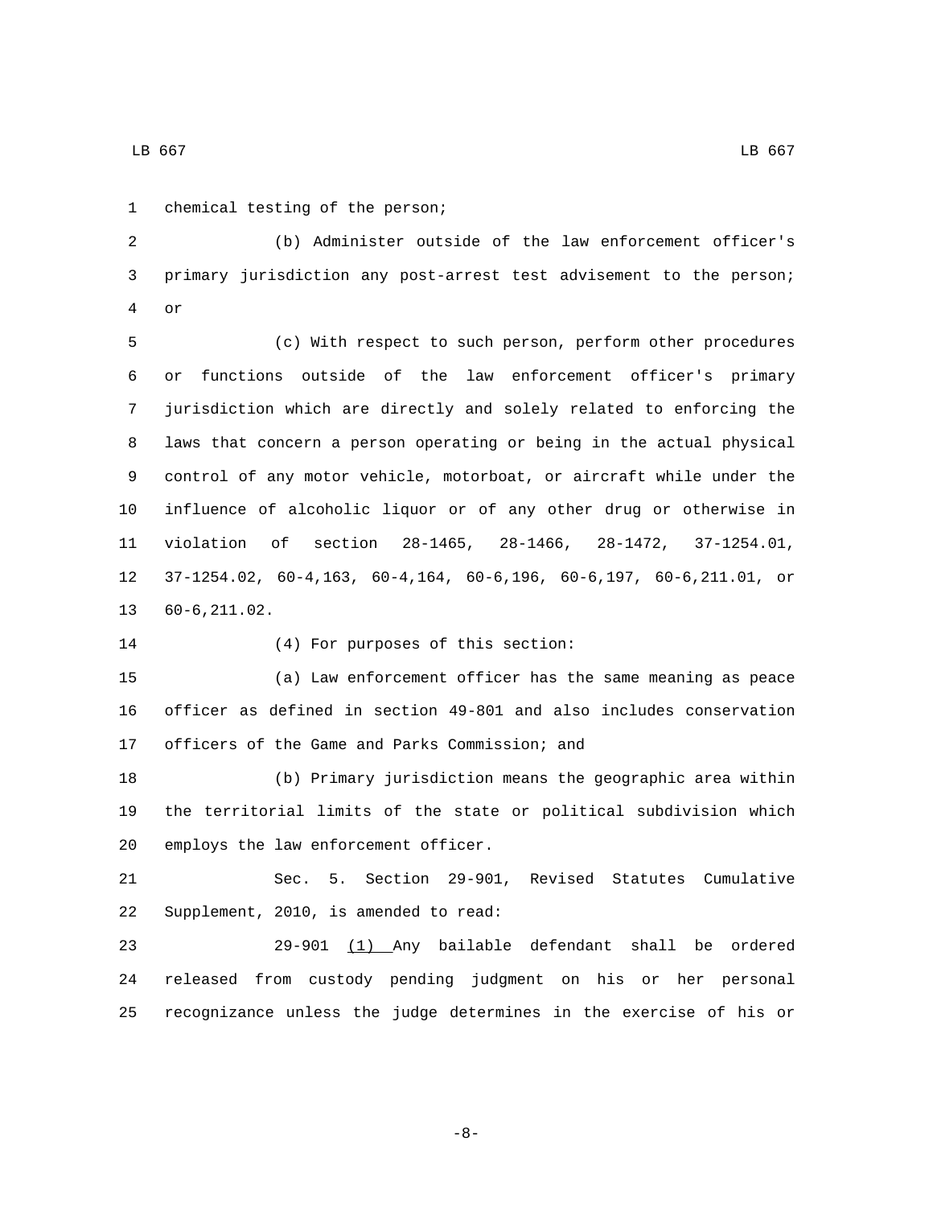chemical testing of the person;

(b) Administer outside of the law enforcement officer's primary jurisdiction any post-arrest test advisement to the person; or

(c) With respect to such person, perform other procedures or functions outside of the law enforcement officer's primary jurisdiction which are directly and solely related to enforcing the laws that concern a person operating or being in the actual physical control of any motor vehicle, motorboat, or aircraft while under the influence of alcoholic liquor or of any other drug or otherwise in violation of section 28-1465, 28-1466, 28-1472, 37-1254.01, 37-1254.02, 60-4,163, 60-4,164, 60-6,196, 60-6,197, 60-6,211.01, or 60-6,211.02.

(4) For purposes of this section:

(a) Law enforcement officer has the same meaning as peace officer as defined in section 49-801 and also includes conservation officers of the Game and Parks Commission; and

(b) Primary jurisdiction means the geographic area within the territorial limits of the state or political subdivision which employs the law enforcement officer.

Sec. 5. Section 29-901, Revised Statutes Cumulative Supplement, 2010, is amended to read:

29-901 (1) Any bailable defendant shall be ordered released from custody pending judgment on his or her personal recognizance unless the judge determines in the exercise of his or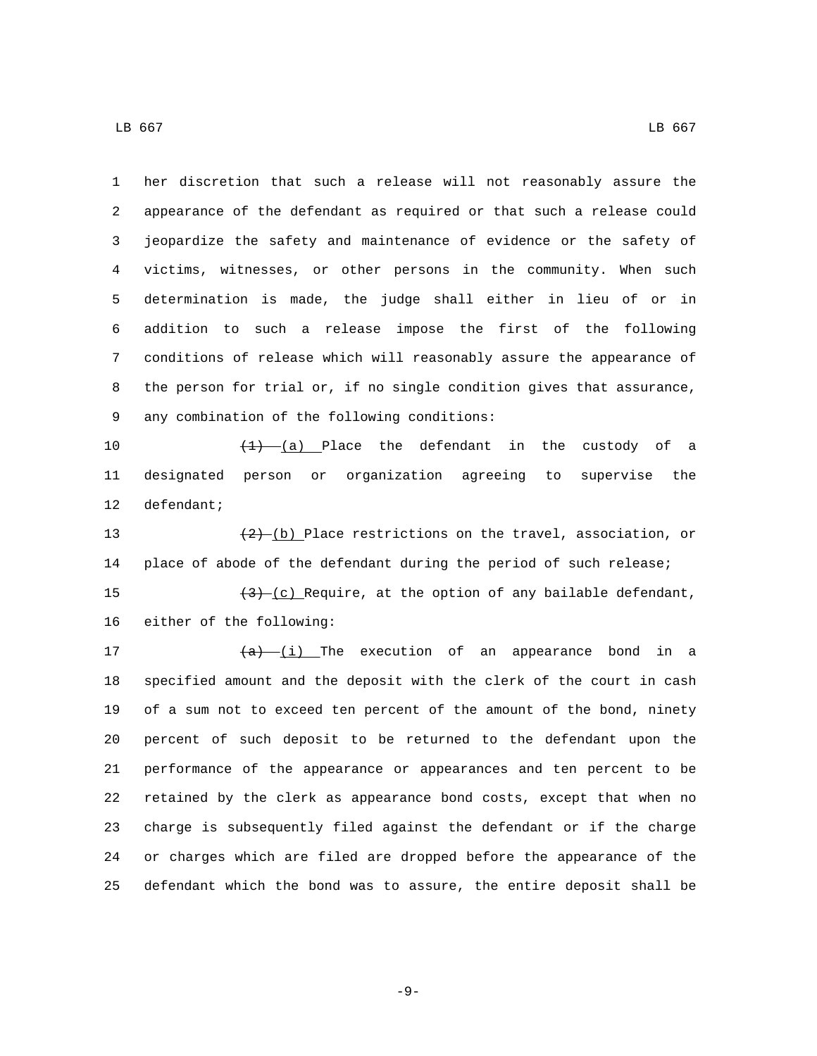her discretion that such a release will not reasonably assure the appearance of the defendant as required or that such a release could jeopardize the safety and maintenance of evidence or the safety of victims, witnesses, or other persons in the community. When such determination is made, the judge shall either in lieu of or in addition to such a release impose the first of the following conditions of release which will reasonably assure the appearance of the person for trial or, if no single condition gives that assurance, any combination of the following conditions:

~~(1)~~ (a) Place the defendant in the custody of a designated person or organization agreeing to supervise the defendant;

~~(2)~~ (b) Place restrictions on the travel, association, or place of abode of the defendant during the period of such release;

~~(3)~~ (c) Require, at the option of any bailable defendant, either of the following:

~~(a)~~ (i) The execution of an appearance bond in a specified amount and the deposit with the clerk of the court in cash of a sum not to exceed ten percent of the amount of the bond, ninety percent of such deposit to be returned to the defendant upon the performance of the appearance or appearances and ten percent to be retained by the clerk as appearance bond costs, except that when no charge is subsequently filed against the defendant or if the charge or charges which are filed are dropped before the appearance of the defendant which the bond was to assure, the entire deposit shall be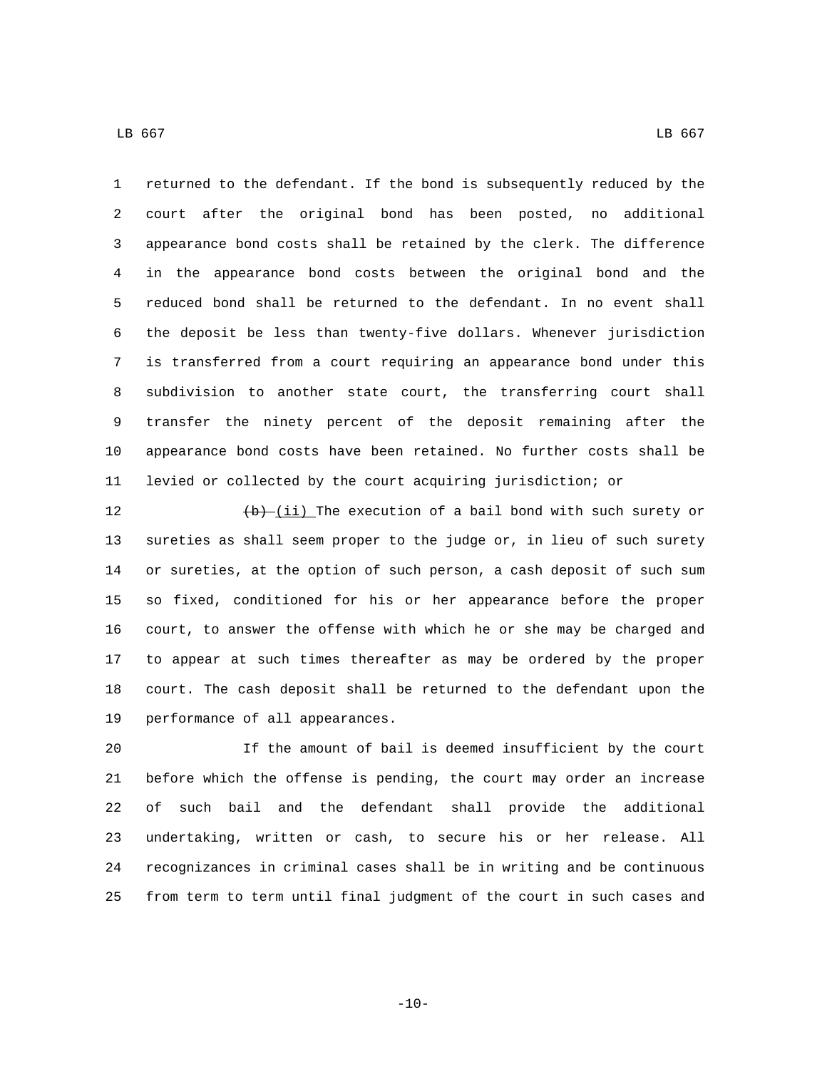returned to the defendant. If the bond is subsequently reduced by the court after the original bond has been posted, no additional appearance bond costs shall be retained by the clerk. The difference in the appearance bond costs between the original bond and the reduced bond shall be returned to the defendant. In no event shall the deposit be less than twenty-five dollars. Whenever jurisdiction is transferred from a court requiring an appearance bond under this subdivision to another state court, the transferring court shall transfer the ninety percent of the deposit remaining after the appearance bond costs have been retained. No further costs shall be levied or collected by the court acquiring jurisdiction; or

~~(b)~~ (ii) The execution of a bail bond with such surety or sureties as shall seem proper to the judge or, in lieu of such surety or sureties, at the option of such person, a cash deposit of such sum so fixed, conditioned for his or her appearance before the proper court, to answer the offense with which he or she may be charged and to appear at such times thereafter as may be ordered by the proper court. The cash deposit shall be returned to the defendant upon the performance of all appearances.

If the amount of bail is deemed insufficient by the court before which the offense is pending, the court may order an increase of such bail and the defendant shall provide the additional undertaking, written or cash, to secure his or her release. All recognizances in criminal cases shall be in writing and be continuous from term to term until final judgment of the court in such cases and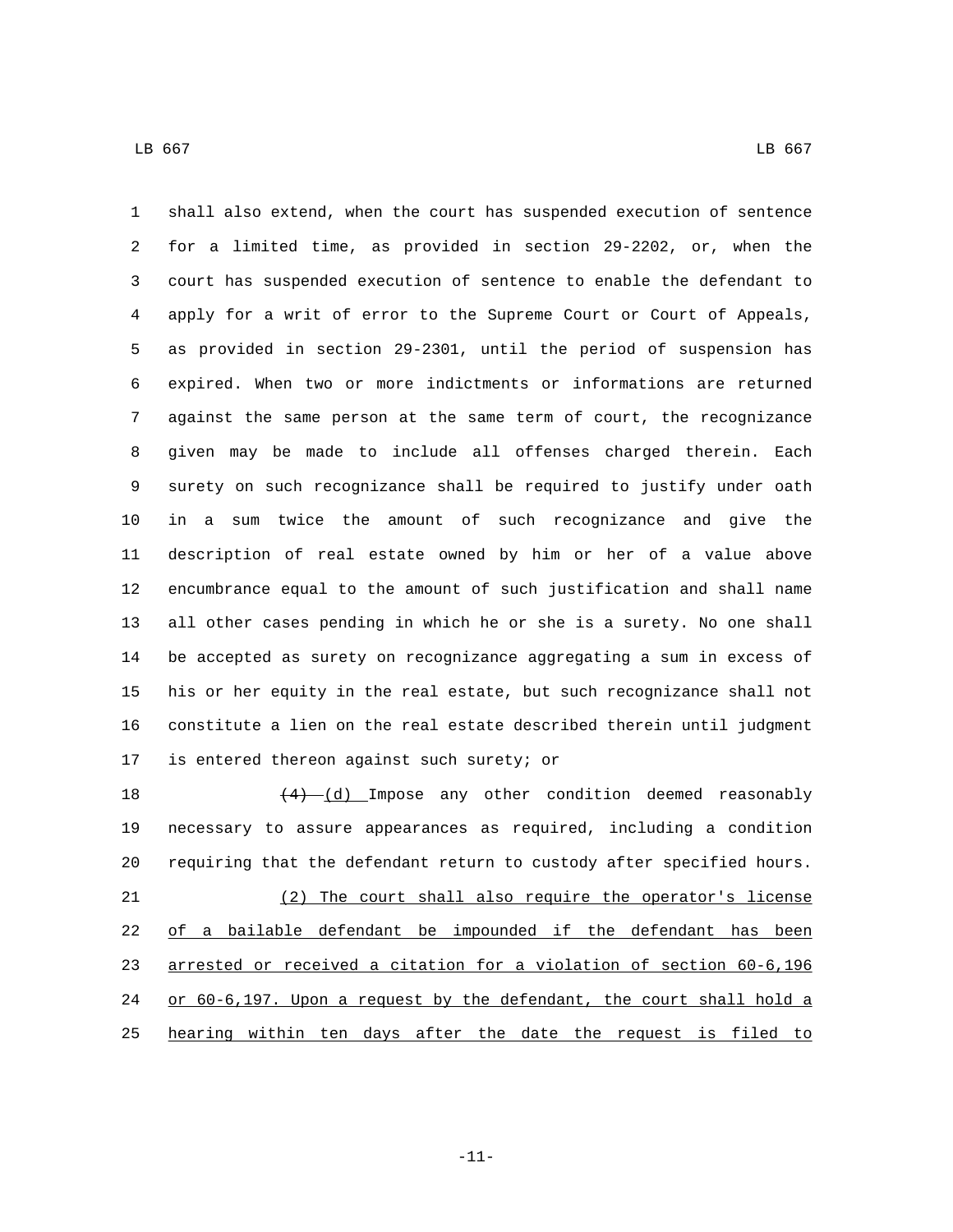shall also extend, when the court has suspended execution of sentence for a limited time, as provided in section 29-2202, or, when the court has suspended execution of sentence to enable the defendant to apply for a writ of error to the Supreme Court or Court of Appeals, as provided in section 29-2301, until the period of suspension has expired. When two or more indictments or informations are returned against the same person at the same term of court, the recognizance given may be made to include all offenses charged therein. Each surety on such recognizance shall be required to justify under oath in a sum twice the amount of such recognizance and give the description of real estate owned by him or her of a value above encumbrance equal to the amount of such justification and shall name all other cases pending in which he or she is a surety. No one shall be accepted as surety on recognizance aggregating a sum in excess of his or her equity in the real estate, but such recognizance shall not constitute a lien on the real estate described therein until judgment is entered thereon against such surety; or

~~(4)~~ (d) Impose any other condition deemed reasonably necessary to assure appearances as required, including a condition requiring that the defendant return to custody after specified hours.

(2) The court shall also require the operator's license of a bailable defendant be impounded if the defendant has been arrested or received a citation for a violation of section 60-6,196 or 60-6,197. Upon a request by the defendant, the court shall hold a hearing within ten days after the date the request is filed to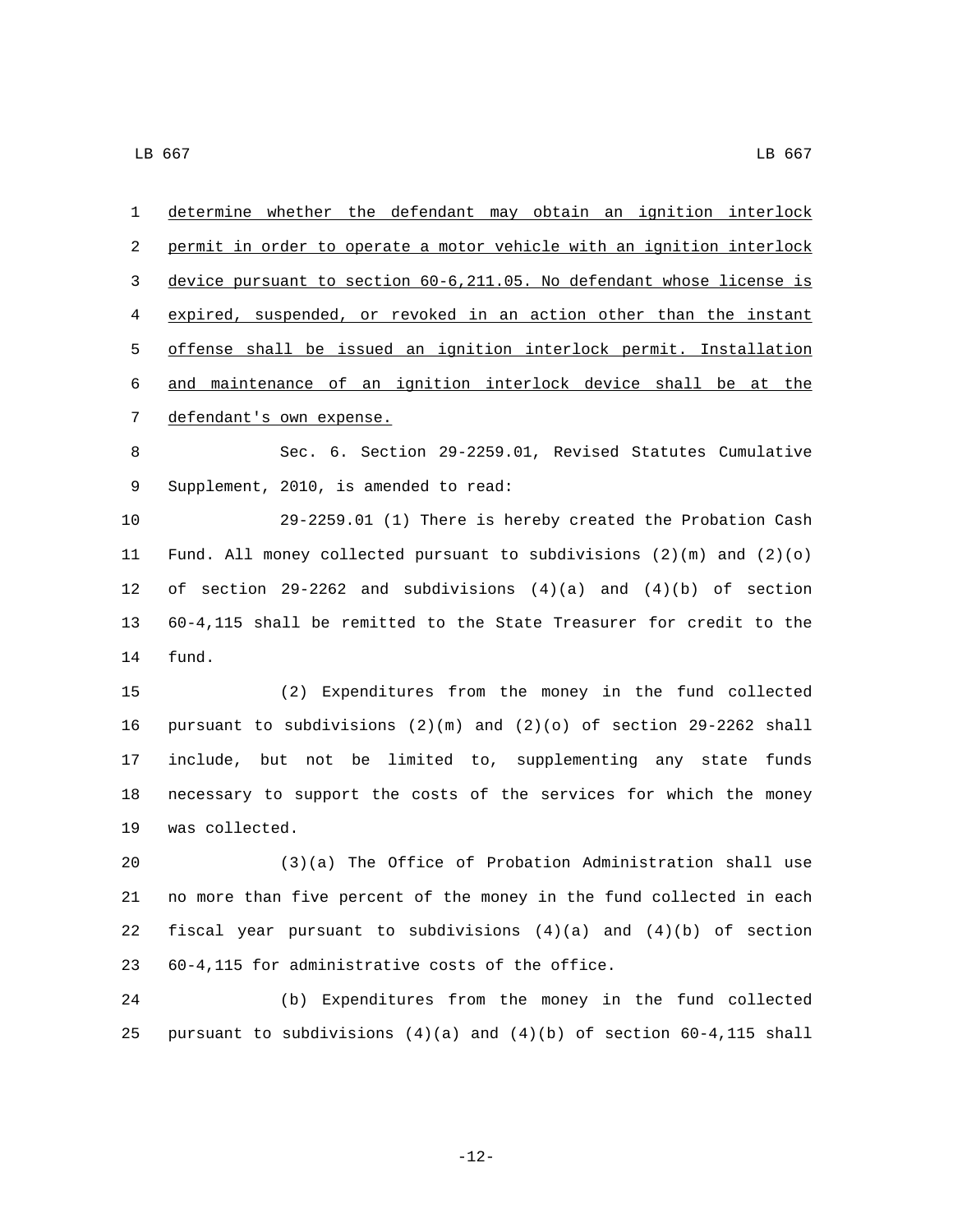determine whether the defendant may obtain an ignition interlock permit in order to operate a motor vehicle with an ignition interlock device pursuant to section 60-6,211.05. No defendant whose license is expired, suspended, or revoked in an action other than the instant offense shall be issued an ignition interlock permit. Installation and maintenance of an ignition interlock device shall be at the defendant's own expense.

Sec. 6. Section 29-2259.01, Revised Statutes Cumulative Supplement, 2010, is amended to read:

29-2259.01 (1) There is hereby created the Probation Cash Fund. All money collected pursuant to subdivisions (2)(m) and (2)(o) of section 29-2262 and subdivisions (4)(a) and (4)(b) of section 60-4,115 shall be remitted to the State Treasurer for credit to the fund.

(2) Expenditures from the money in the fund collected pursuant to subdivisions (2)(m) and (2)(o) of section 29-2262 shall include, but not be limited to, supplementing any state funds necessary to support the costs of the services for which the money was collected.

(3)(a) The Office of Probation Administration shall use no more than five percent of the money in the fund collected in each fiscal year pursuant to subdivisions (4)(a) and (4)(b) of section 60-4,115 for administrative costs of the office.

(b) Expenditures from the money in the fund collected pursuant to subdivisions (4)(a) and (4)(b) of section 60-4,115 shall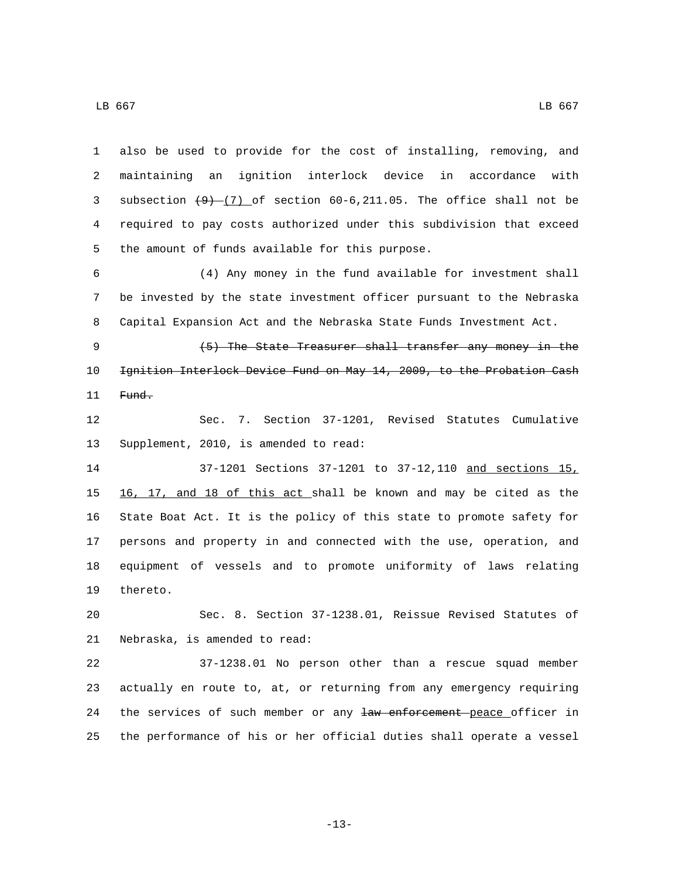also be used to provide for the cost of installing, removing, and maintaining an ignition interlock device in accordance with subsection ~~(9)~~ <u>(7)</u> of section 60-6,211.05. The office shall not be required to pay costs authorized under this subdivision that exceed the amount of funds available for this purpose.

(4) Any money in the fund available for investment shall be invested by the state investment officer pursuant to the Nebraska Capital Expansion Act and the Nebraska State Funds Investment Act.

~~(5) The State Treasurer shall transfer any money in the Ignition Interlock Device Fund on May 14, 2009, to the Probation Cash Fund.~~

Sec. 7. Section 37-1201, Revised Statutes Cumulative Supplement, 2010, is amended to read:

37-1201 Sections 37-1201 to 37-12,110 <u>and sections 15, 16, 17, and 18 of this act</u> shall be known and may be cited as the State Boat Act. It is the policy of this state to promote safety for persons and property in and connected with the use, operation, and equipment of vessels and to promote uniformity of laws relating thereto.

Sec. 8. Section 37-1238.01, Reissue Revised Statutes of Nebraska, is amended to read:

37-1238.01 No person other than a rescue squad member actually en route to, at, or returning from any emergency requiring the services of such member or any ~~law enforcement~~ <u>peace</u> officer in the performance of his or her official duties shall operate a vessel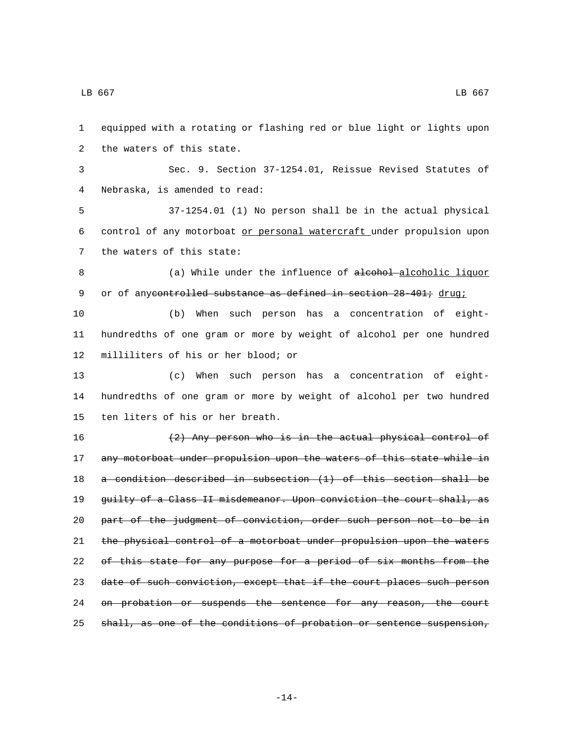equipped with a rotating or flashing red or blue light or lights upon the waters of this state.

Sec. 9. Section 37-1254.01, Reissue Revised Statutes of Nebraska, is amended to read:

37-1254.01 (1) No person shall be in the actual physical control of any motorboat <u>or personal watercraft</u> under propulsion upon the waters of this state:

(a) While under the influence of ~~alcohol~~ <u>alcoholic liquor</u> or of any~~controlled substance as defined in section 28-401;~~ <u>drug;</u>

(b) When such person has a concentration of eight-hundredths of one gram or more by weight of alcohol per one hundred milliliters of his or her blood; or

(c) When such person has a concentration of eight-hundredths of one gram or more by weight of alcohol per two hundred ten liters of his or her breath.

~~(2) Any person who is in the actual physical control of any motorboat under propulsion upon the waters of this state while in a condition described in subsection (1) of this section shall be guilty of a Class II misdemeanor. Upon conviction the court shall, as part of the judgment of conviction, order such person not to be in the physical control of a motorboat under propulsion upon the waters of this state for any purpose for a period of six months from the date of such conviction, except that if the court places such person on probation or suspends the sentence for any reason, the court shall, as one of the conditions of probation or sentence suspension,~~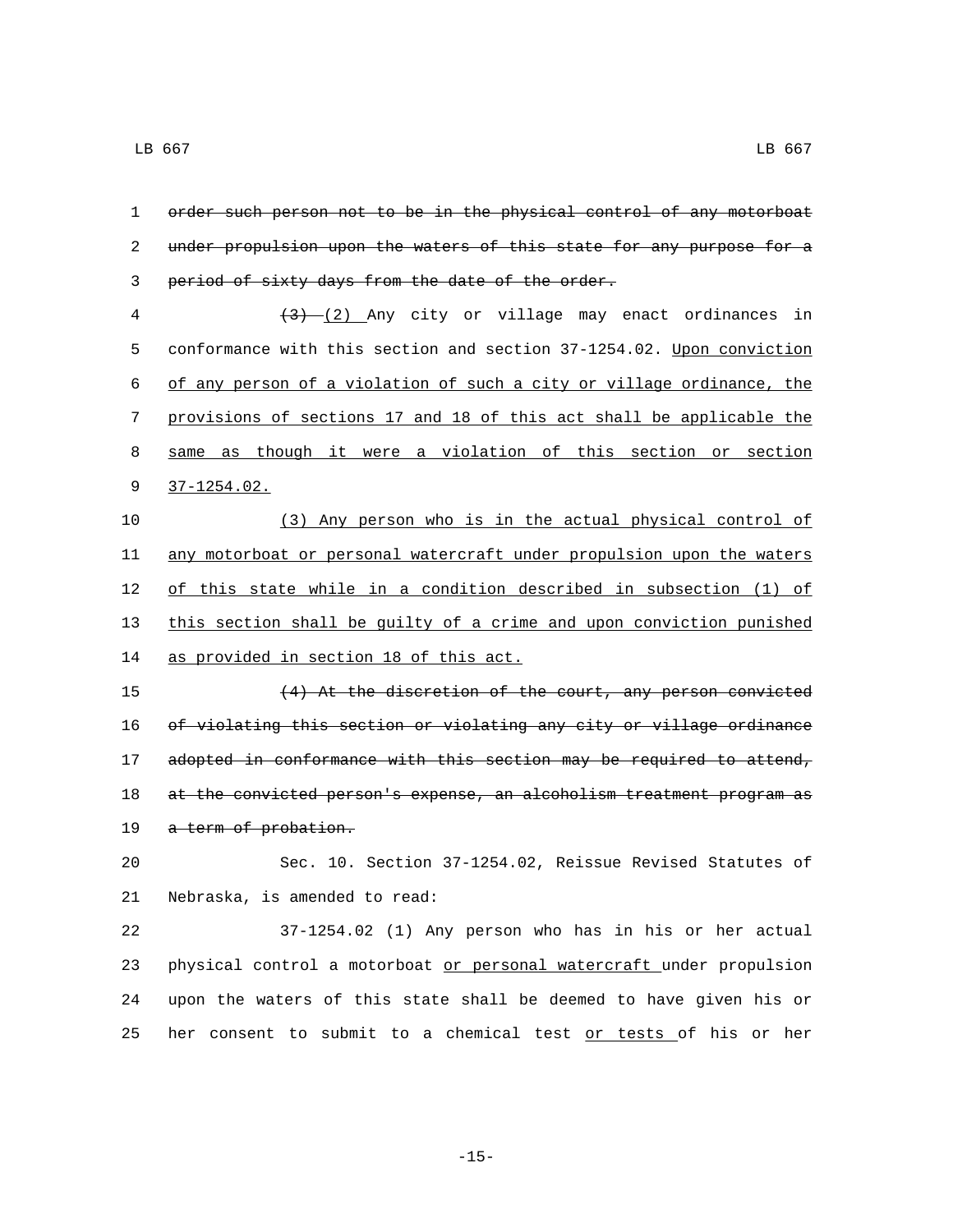~~order such person not to be in the physical control of any motorboat under propulsion upon the waters of this state for any purpose for a period of sixty days from the date of the order.~~

~~(3)~~ (2) Any city or village may enact ordinances in conformance with this section and section 37-1254.02. Upon conviction of any person of a violation of such a city or village ordinance, the provisions of sections 17 and 18 of this act shall be applicable the same as though it were a violation of this section or section 37-1254.02.

(3) Any person who is in the actual physical control of any motorboat or personal watercraft under propulsion upon the waters of this state while in a condition described in subsection (1) of this section shall be guilty of a crime and upon conviction punished as provided in section 18 of this act.

~~(4) At the discretion of the court, any person convicted of violating this section or violating any city or village ordinance adopted in conformance with this section may be required to attend, at the convicted person's expense, an alcoholism treatment program as a term of probation.~~

Sec. 10. Section 37-1254.02, Reissue Revised Statutes of Nebraska, is amended to read:

37-1254.02 (1) Any person who has in his or her actual physical control a motorboat or personal watercraft under propulsion upon the waters of this state shall be deemed to have given his or her consent to submit to a chemical test or tests of his or her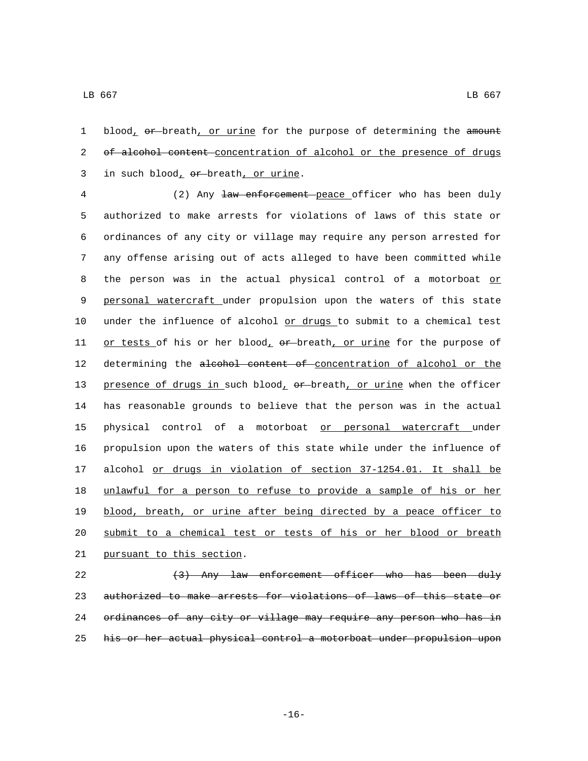blood, ~~or~~ breath, or urine for the purpose of determining the ~~amount of alcohol content~~ concentration of alcohol or the presence of drugs in such blood, ~~or~~ breath, or urine.

(2) Any ~~law enforcement~~ peace officer who has been duly authorized to make arrests for violations of laws of this state or ordinances of any city or village may require any person arrested for any offense arising out of acts alleged to have been committed while the person was in the actual physical control of a motorboat or personal watercraft under propulsion upon the waters of this state under the influence of alcohol or drugs to submit to a chemical test or tests of his or her blood, ~~or~~ breath, or urine for the purpose of determining the ~~alcohol content of~~ concentration of alcohol or the presence of drugs in such blood, ~~or~~ breath, or urine when the officer has reasonable grounds to believe that the person was in the actual physical control of a motorboat or personal watercraft under propulsion upon the waters of this state while under the influence of alcohol or drugs in violation of section 37-1254.01. It shall be unlawful for a person to refuse to provide a sample of his or her blood, breath, or urine after being directed by a peace officer to submit to a chemical test or tests of his or her blood or breath pursuant to this section.

~~(3) Any law enforcement officer who has been duly authorized to make arrests for violations of laws of this state or ordinances of any city or village may require any person who has in his or her actual physical control a motorboat under propulsion upon~~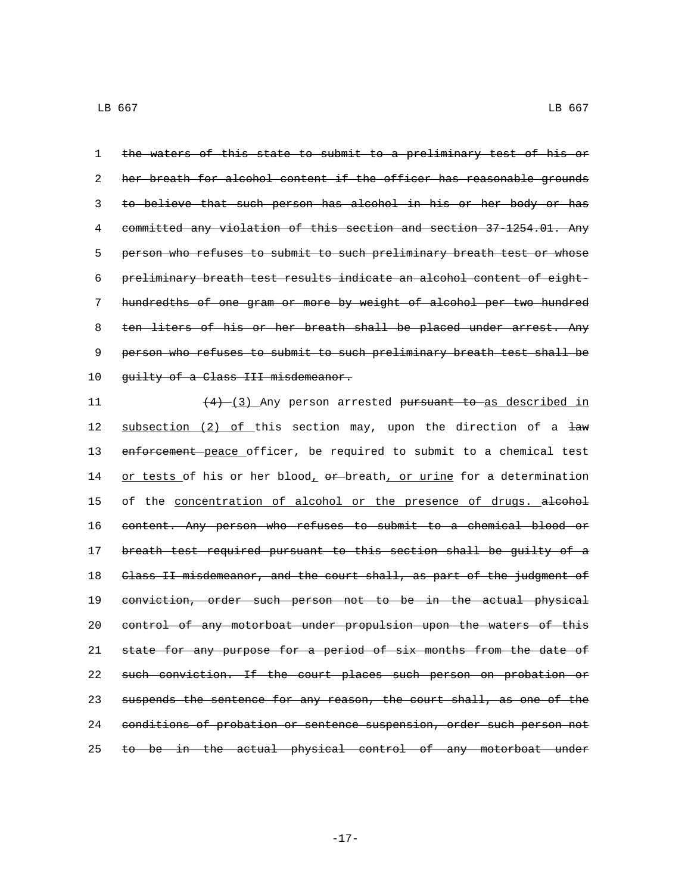~~the waters of this state to submit to a preliminary test of his or her breath for alcohol content if the officer has reasonable grounds to believe that such person has alcohol in his or her body or has committed any violation of this section and section 37-1254.01. Any person who refuses to submit to such preliminary breath test or whose preliminary breath test results indicate an alcohol content of eight-hundredths of one gram or more by weight of alcohol per two hundred ten liters of his or her breath shall be placed under arrest. Any person who refuses to submit to such preliminary breath test shall be guilty of a Class III misdemeanor.~~

~~(4)~~ (3) Any person arrested ~~pursuant to~~ as described in subsection (2) of this section may, upon the direction of a ~~law enforcement~~ peace officer, be required to submit to a chemical test or tests of his or her blood, ~~or~~ breath, or urine for a determination of the concentration of alcohol or the presence of drugs. ~~alcohol content. Any person who refuses to submit to a chemical blood or breath test required pursuant to this section shall be guilty of a Class II misdemeanor, and the court shall, as part of the judgment of conviction, order such person not to be in the actual physical control of any motorboat under propulsion upon the waters of this state for any purpose for a period of six months from the date of such conviction. If the court places such person on probation or suspends the sentence for any reason, the court shall, as one of the conditions of probation or sentence suspension, order such person not to be in the actual physical control of any motorboat under~~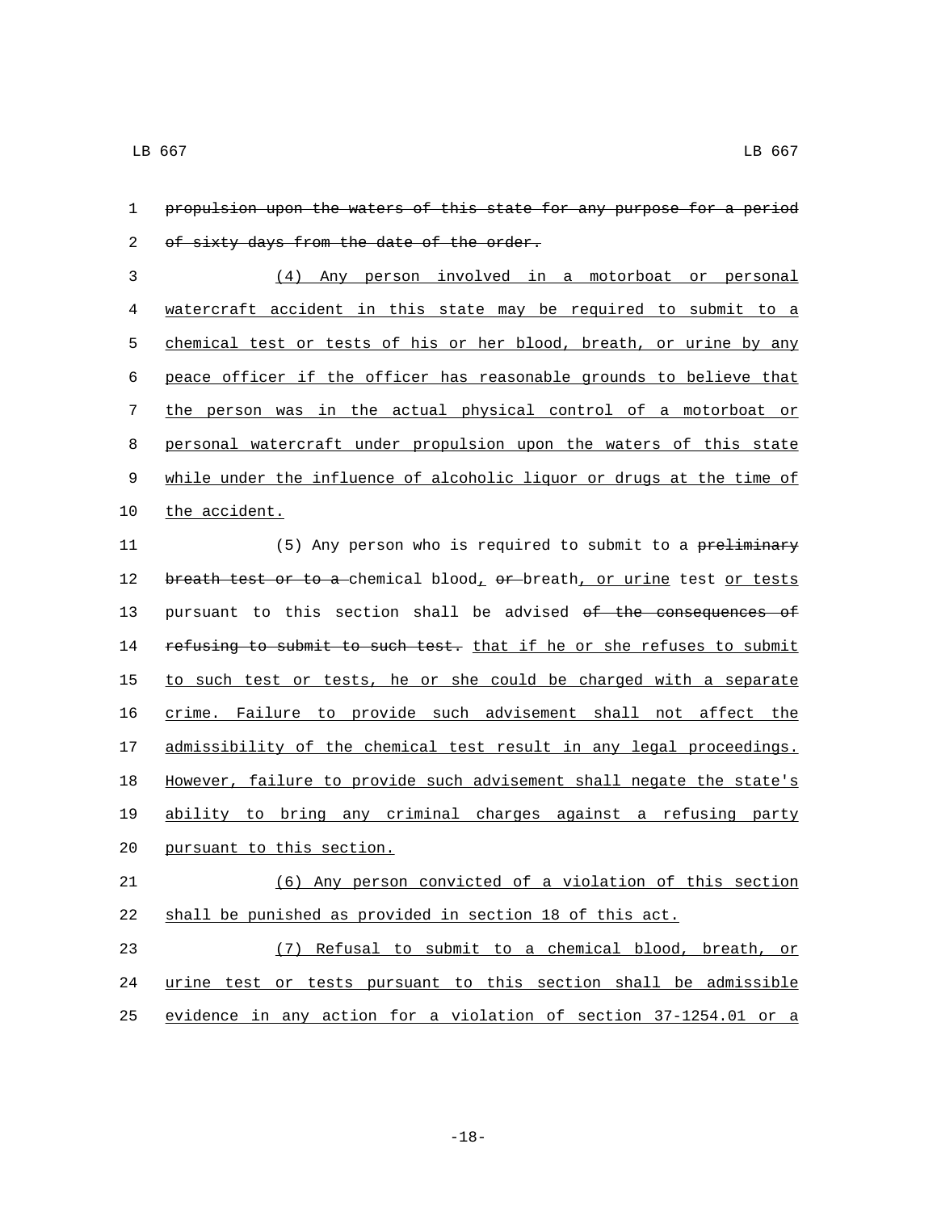~~propulsion upon the waters of this state for any purpose for a period of sixty days from the date of the order.~~

(4) Any person involved in a motorboat or personal watercraft accident in this state may be required to submit to a chemical test or tests of his or her blood, breath, or urine by any peace officer if the officer has reasonable grounds to believe that the person was in the actual physical control of a motorboat or personal watercraft under propulsion upon the waters of this state while under the influence of alcoholic liquor or drugs at the time of the accident.

(5) Any person who is required to submit to a ~~preliminary breath test or to a~~ chemical blood, ~~or~~ breath, or urine test or tests pursuant to this section shall be advised ~~of the consequences of refusing to submit to such test.~~ that if he or she refuses to submit to such test or tests, he or she could be charged with a separate crime. Failure to provide such advisement shall not affect the admissibility of the chemical test result in any legal proceedings. However, failure to provide such advisement shall negate the state's ability to bring any criminal charges against a refusing party pursuant to this section.

(6) Any person convicted of a violation of this section shall be punished as provided in section 18 of this act.

(7) Refusal to submit to a chemical blood, breath, or urine test or tests pursuant to this section shall be admissible evidence in any action for a violation of section 37-1254.01 or a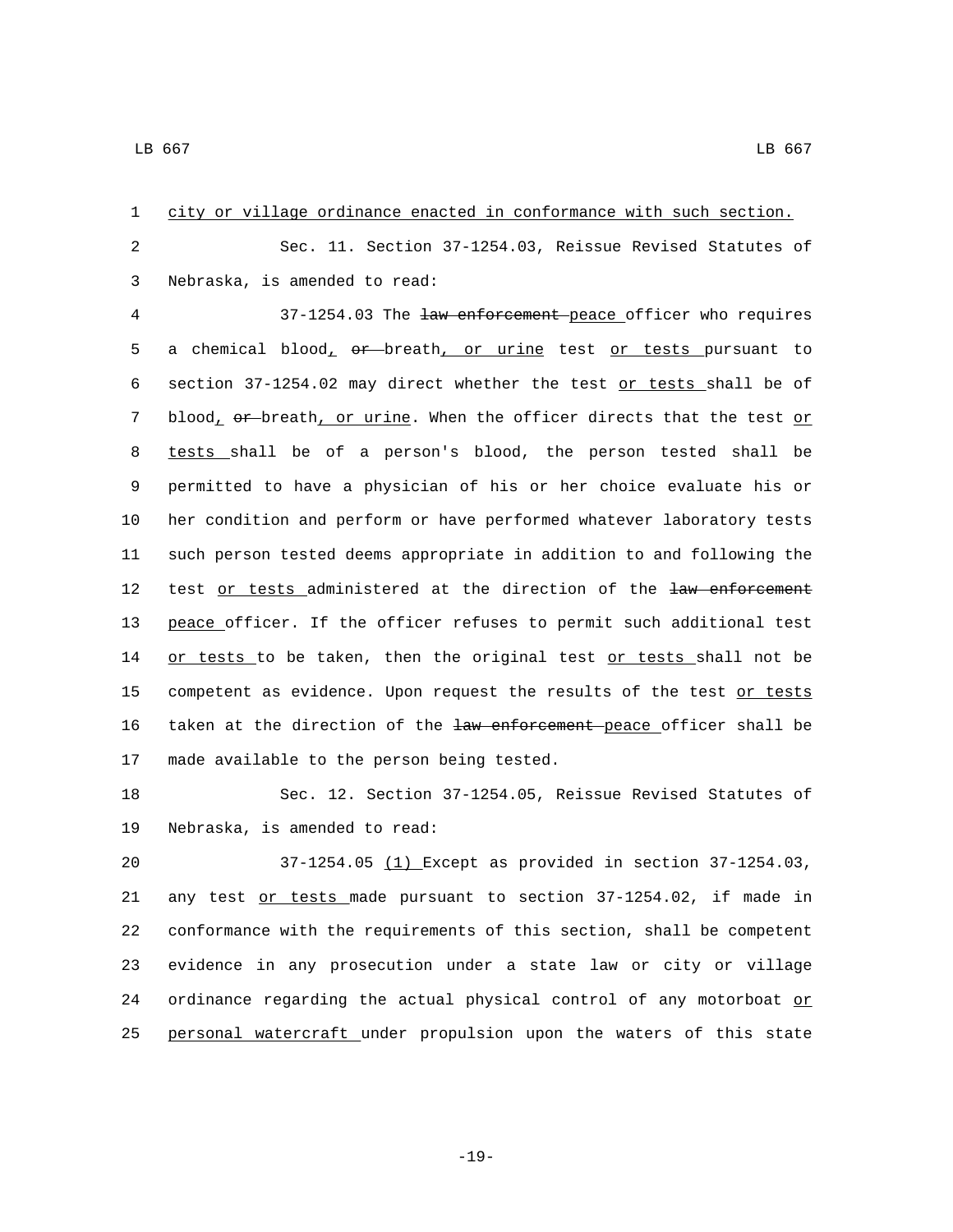city or village ordinance enacted in conformance with such section.

Sec. 11. Section 37-1254.03, Reissue Revised Statutes of Nebraska, is amended to read:

37-1254.03 The ~~law enforcement~~ peace officer who requires a chemical blood, ~~or~~ breath, or urine test or tests pursuant to section 37-1254.02 may direct whether the test or tests shall be of blood, ~~or~~ breath, or urine. When the officer directs that the test or tests shall be of a person's blood, the person tested shall be permitted to have a physician of his or her choice evaluate his or her condition and perform or have performed whatever laboratory tests such person tested deems appropriate in addition to and following the test or tests administered at the direction of the ~~law enforcement~~ peace officer. If the officer refuses to permit such additional test or tests to be taken, then the original test or tests shall not be competent as evidence. Upon request the results of the test or tests taken at the direction of the ~~law enforcement~~ peace officer shall be made available to the person being tested.

Sec. 12. Section 37-1254.05, Reissue Revised Statutes of Nebraska, is amended to read:

37-1254.05 (1) Except as provided in section 37-1254.03, any test or tests made pursuant to section 37-1254.02, if made in conformance with the requirements of this section, shall be competent evidence in any prosecution under a state law or city or village ordinance regarding the actual physical control of any motorboat or personal watercraft under propulsion upon the waters of this state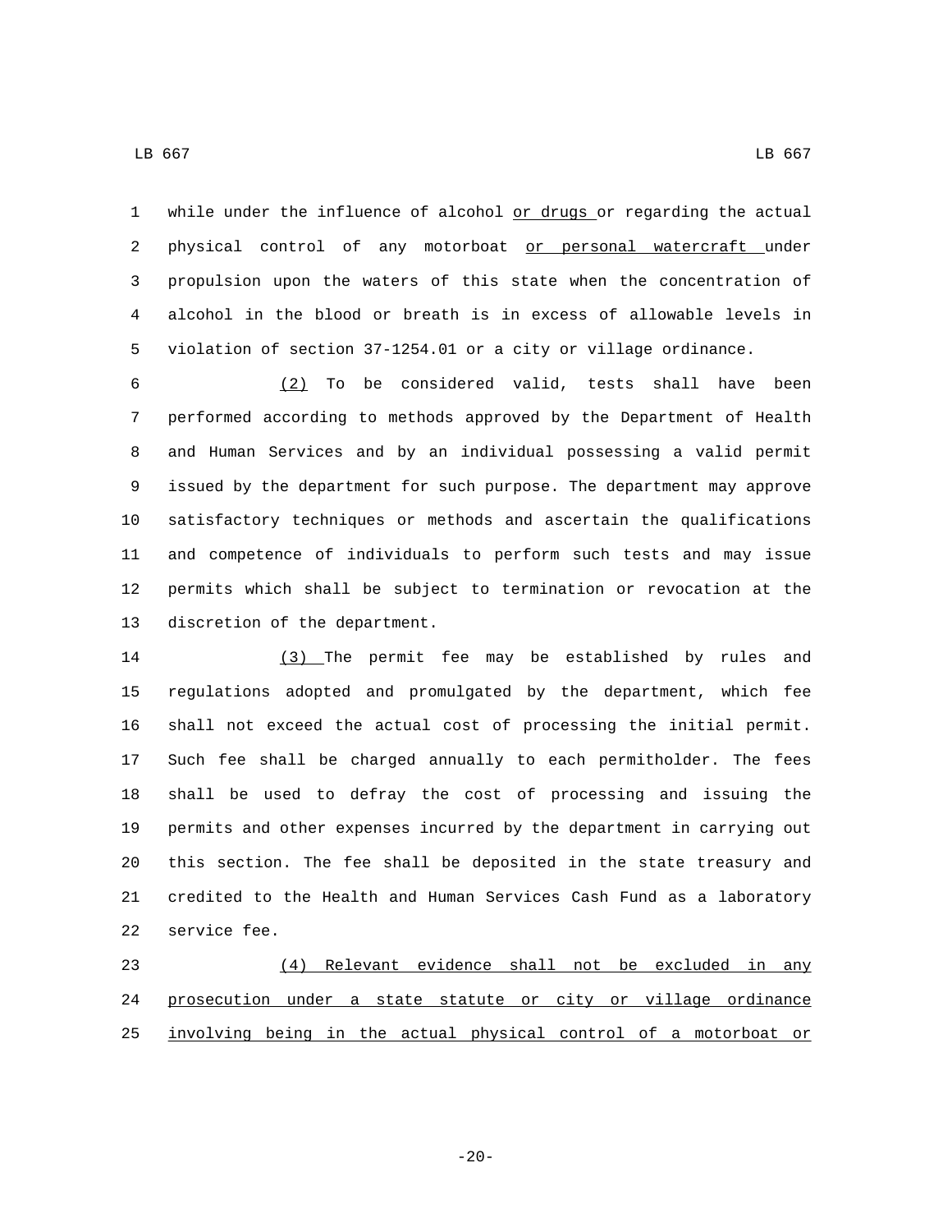while under the influence of alcohol <u>or drugs</u> or regarding the actual physical control of any motorboat <u>or personal watercraft</u> under propulsion upon the waters of this state when the concentration of alcohol in the blood or breath is in excess of allowable levels in violation of section 37-1254.01 or a city or village ordinance.

<u>(2)</u> To be considered valid, tests shall have been performed according to methods approved by the Department of Health and Human Services and by an individual possessing a valid permit issued by the department for such purpose. The department may approve satisfactory techniques or methods and ascertain the qualifications and competence of individuals to perform such tests and may issue permits which shall be subject to termination or revocation at the discretion of the department.

<u>(3)</u> The permit fee may be established by rules and regulations adopted and promulgated by the department, which fee shall not exceed the actual cost of processing the initial permit. Such fee shall be charged annually to each permitholder. The fees shall be used to defray the cost of processing and issuing the permits and other expenses incurred by the department in carrying out this section. The fee shall be deposited in the state treasury and credited to the Health and Human Services Cash Fund as a laboratory service fee.

<u>(4) Relevant evidence shall not be excluded in any prosecution under a state statute or city or village ordinance involving being in the actual physical control of a motorboat or</u>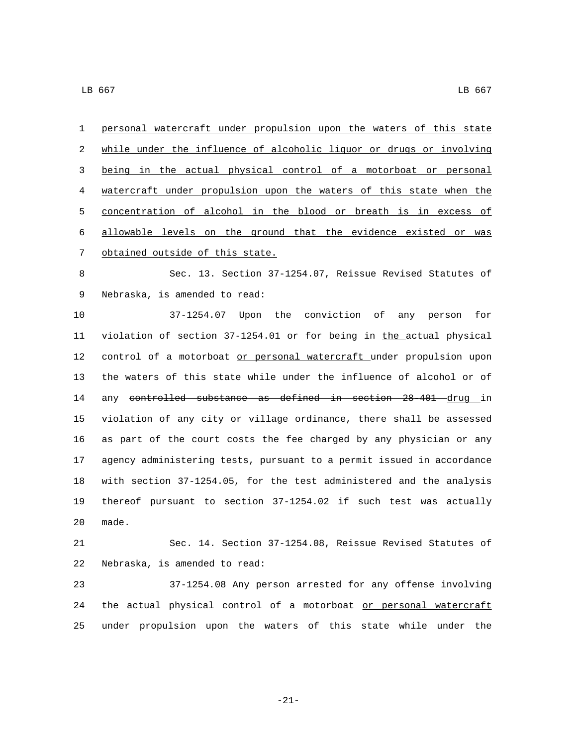personal watercraft under propulsion upon the waters of this state while under the influence of alcoholic liquor or drugs or involving being in the actual physical control of a motorboat or personal watercraft under propulsion upon the waters of this state when the concentration of alcohol in the blood or breath is in excess of allowable levels on the ground that the evidence existed or was obtained outside of this state.

Sec. 13. Section 37-1254.07, Reissue Revised Statutes of Nebraska, is amended to read:

37-1254.07 Upon the conviction of any person for violation of section 37-1254.01 or for being in the actual physical control of a motorboat or personal watercraft under propulsion upon the waters of this state while under the influence of alcohol or of any ~~controlled substance as defined in section 28-401~~ drug in violation of any city or village ordinance, there shall be assessed as part of the court costs the fee charged by any physician or any agency administering tests, pursuant to a permit issued in accordance with section 37-1254.05, for the test administered and the analysis thereof pursuant to section 37-1254.02 if such test was actually made.

Sec. 14. Section 37-1254.08, Reissue Revised Statutes of Nebraska, is amended to read:

37-1254.08 Any person arrested for any offense involving the actual physical control of a motorboat or personal watercraft under propulsion upon the waters of this state while under the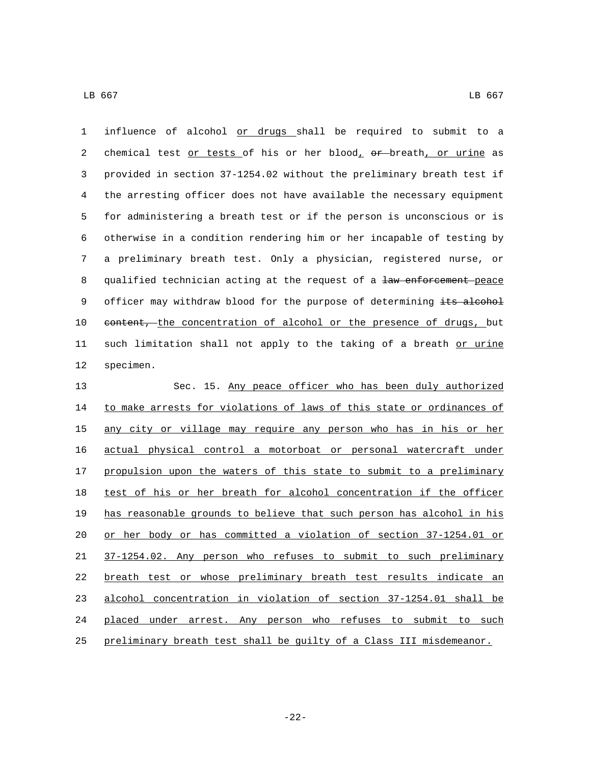influence of alcohol or drugs shall be required to submit to a chemical test or tests of his or her blood, ~~or~~ breath, or urine as provided in section 37-1254.02 without the preliminary breath test if the arresting officer does not have available the necessary equipment for administering a breath test or if the person is unconscious or is otherwise in a condition rendering him or her incapable of testing by a preliminary breath test. Only a physician, registered nurse, or qualified technician acting at the request of a ~~law enforcement~~ peace officer may withdraw blood for the purpose of determining ~~its alcohol content,~~ the concentration of alcohol or the presence of drugs, but such limitation shall not apply to the taking of a breath or urine specimen.

Sec. 15. Any peace officer who has been duly authorized to make arrests for violations of laws of this state or ordinances of any city or village may require any person who has in his or her actual physical control a motorboat or personal watercraft under propulsion upon the waters of this state to submit to a preliminary test of his or her breath for alcohol concentration if the officer has reasonable grounds to believe that such person has alcohol in his or her body or has committed a violation of section 37-1254.01 or 37-1254.02. Any person who refuses to submit to such preliminary breath test or whose preliminary breath test results indicate an alcohol concentration in violation of section 37-1254.01 shall be placed under arrest. Any person who refuses to submit to such preliminary breath test shall be guilty of a Class III misdemeanor.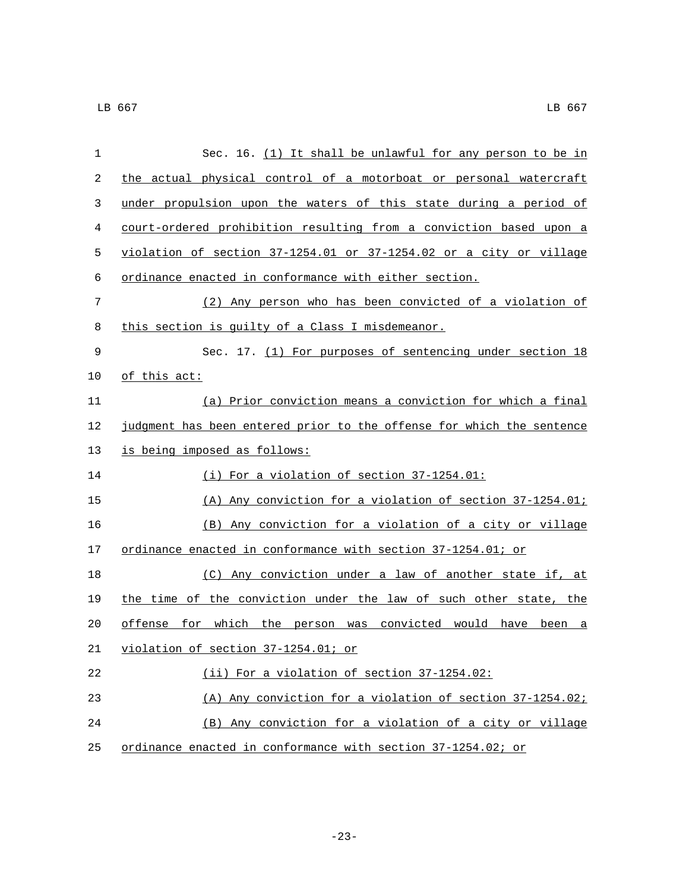Sec. 16. (1) It shall be unlawful for any person to be in the actual physical control of a motorboat or personal watercraft under propulsion upon the waters of this state during a period of court-ordered prohibition resulting from a conviction based upon a violation of section 37-1254.01 or 37-1254.02 or a city or village ordinance enacted in conformance with either section.

(2) Any person who has been convicted of a violation of this section is guilty of a Class I misdemeanor.

Sec. 17. (1) For purposes of sentencing under section 18 of this act:

(a) Prior conviction means a conviction for which a final judgment has been entered prior to the offense for which the sentence is being imposed as follows:

(i) For a violation of section 37-1254.01:

(A) Any conviction for a violation of section 37-1254.01;

(B) Any conviction for a violation of a city or village ordinance enacted in conformance with section 37-1254.01; or

(C) Any conviction under a law of another state if, at the time of the conviction under the law of such other state, the offense for which the person was convicted would have been a violation of section 37-1254.01; or

(ii) For a violation of section 37-1254.02:

(A) Any conviction for a violation of section 37-1254.02;

(B) Any conviction for a violation of a city or village ordinance enacted in conformance with section 37-1254.02; or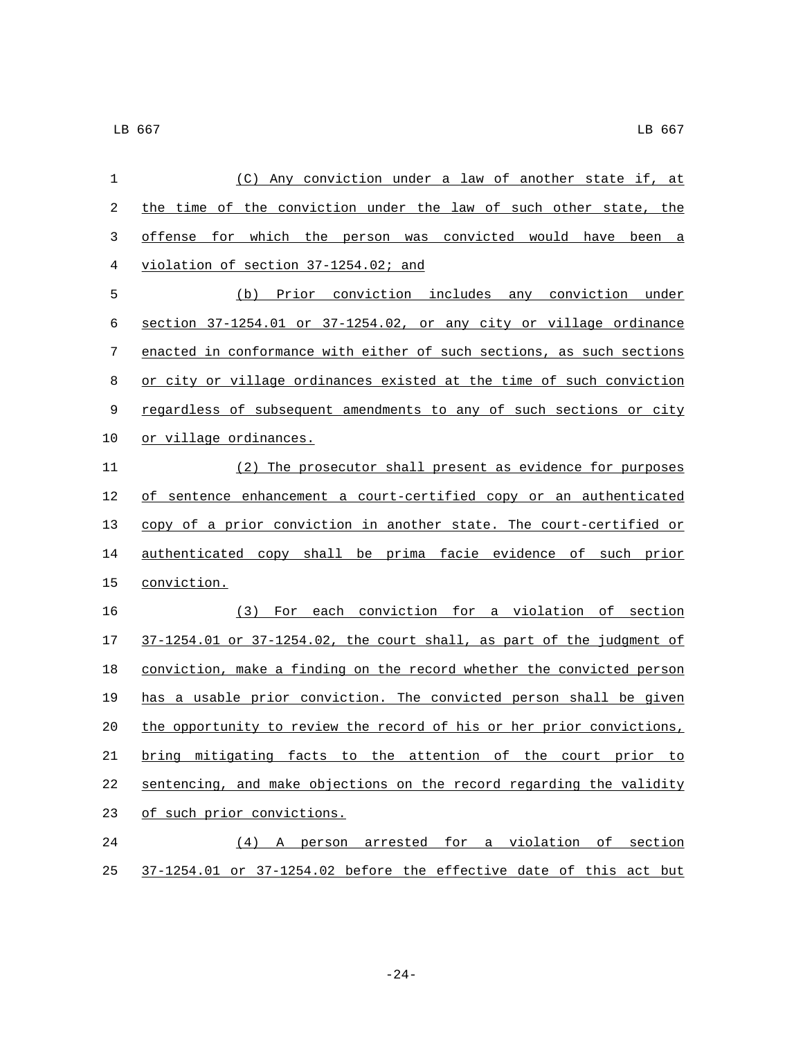(C) Any conviction under a law of another state if, at the time of the conviction under the law of such other state, the offense for which the person was convicted would have been a violation of section 37-1254.02; and

(b) Prior conviction includes any conviction under section 37-1254.01 or 37-1254.02, or any city or village ordinance enacted in conformance with either of such sections, as such sections or city or village ordinances existed at the time of such conviction regardless of subsequent amendments to any of such sections or city or village ordinances.

(2) The prosecutor shall present as evidence for purposes of sentence enhancement a court-certified copy or an authenticated copy of a prior conviction in another state. The court-certified or authenticated copy shall be prima facie evidence of such prior conviction.

(3) For each conviction for a violation of section 37-1254.01 or 37-1254.02, the court shall, as part of the judgment of conviction, make a finding on the record whether the convicted person has a usable prior conviction. The convicted person shall be given the opportunity to review the record of his or her prior convictions, bring mitigating facts to the attention of the court prior to sentencing, and make objections on the record regarding the validity of such prior convictions.

(4) A person arrested for a violation of section 37-1254.01 or 37-1254.02 before the effective date of this act but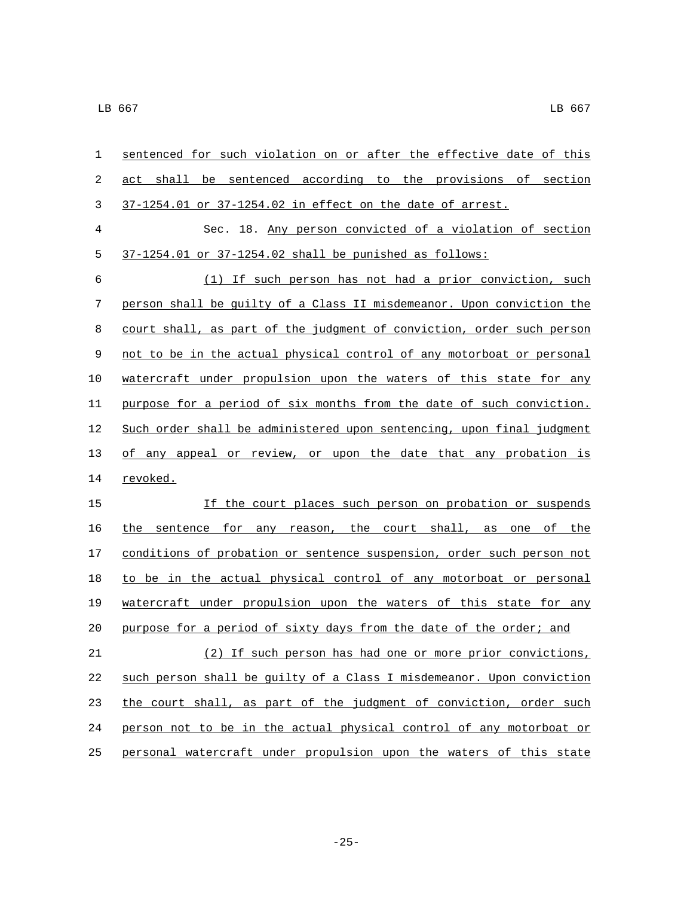sentenced for such violation on or after the effective date of this act shall be sentenced according to the provisions of section 37-1254.01 or 37-1254.02 in effect on the date of arrest.

Sec. 18. Any person convicted of a violation of section 37-1254.01 or 37-1254.02 shall be punished as follows:

(1) If such person has not had a prior conviction, such person shall be guilty of a Class II misdemeanor. Upon conviction the court shall, as part of the judgment of conviction, order such person not to be in the actual physical control of any motorboat or personal watercraft under propulsion upon the waters of this state for any purpose for a period of six months from the date of such conviction. Such order shall be administered upon sentencing, upon final judgment of any appeal or review, or upon the date that any probation is revoked.

If the court places such person on probation or suspends the sentence for any reason, the court shall, as one of the conditions of probation or sentence suspension, order such person not to be in the actual physical control of any motorboat or personal watercraft under propulsion upon the waters of this state for any purpose for a period of sixty days from the date of the order; and

(2) If such person has had one or more prior convictions, such person shall be guilty of a Class I misdemeanor. Upon conviction the court shall, as part of the judgment of conviction, order such person not to be in the actual physical control of any motorboat or personal watercraft under propulsion upon the waters of this state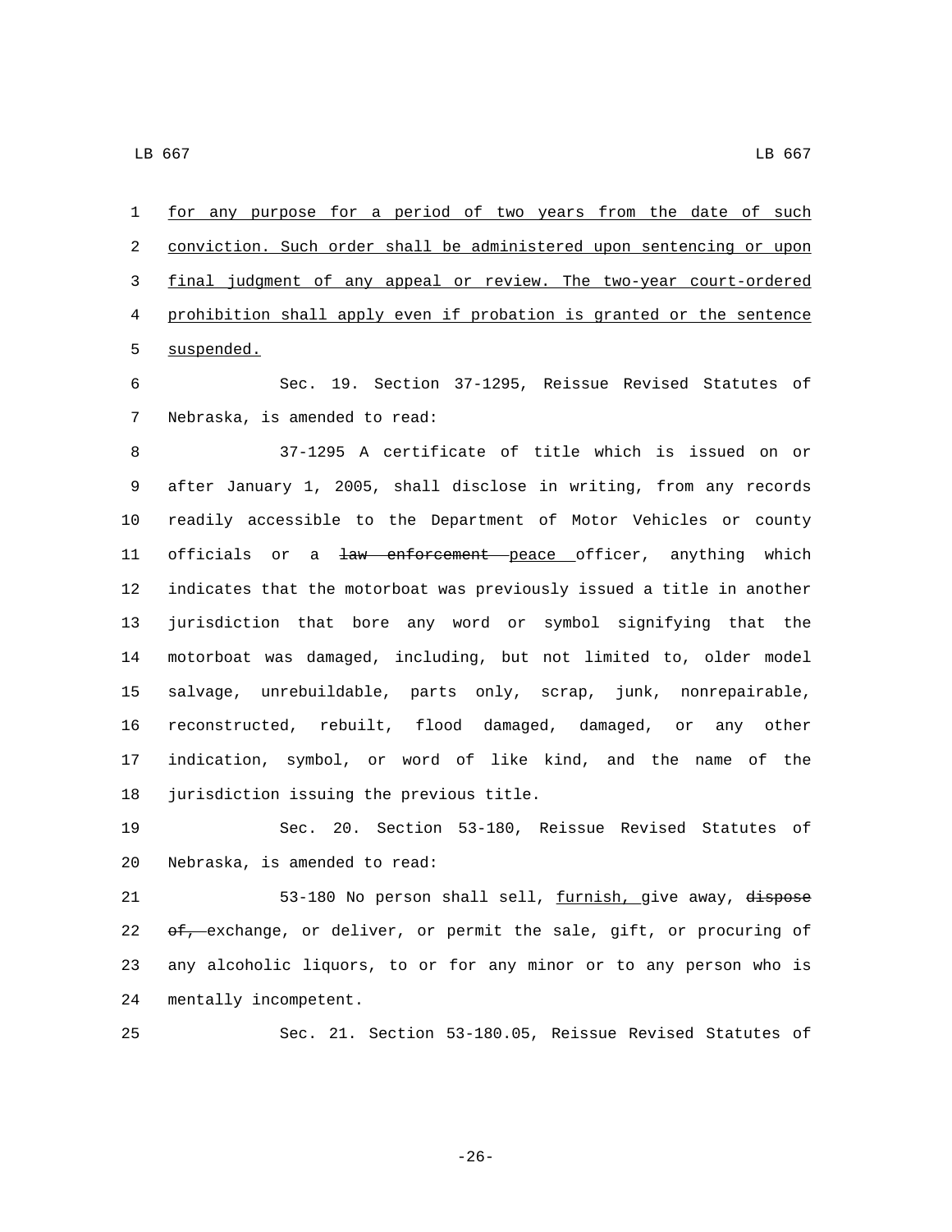for any purpose for a period of two years from the date of such conviction. Such order shall be administered upon sentencing or upon final judgment of any appeal or review. The two-year court-ordered prohibition shall apply even if probation is granted or the sentence suspended.

Sec. 19. Section 37-1295, Reissue Revised Statutes of Nebraska, is amended to read:

37-1295 A certificate of title which is issued on or after January 1, 2005, shall disclose in writing, from any records readily accessible to the Department of Motor Vehicles or county officials or a ~~law enforcement~~ peace officer, anything which indicates that the motorboat was previously issued a title in another jurisdiction that bore any word or symbol signifying that the motorboat was damaged, including, but not limited to, older model salvage, unrebuildable, parts only, scrap, junk, nonrepairable, reconstructed, rebuilt, flood damaged, damaged, or any other indication, symbol, or word of like kind, and the name of the jurisdiction issuing the previous title.

Sec. 20. Section 53-180, Reissue Revised Statutes of Nebraska, is amended to read:

53-180 No person shall sell, furnish, give away, ~~dispose of,~~ exchange, or deliver, or permit the sale, gift, or procuring of any alcoholic liquors, to or for any minor or to any person who is mentally incompetent.

Sec. 21. Section 53-180.05, Reissue Revised Statutes of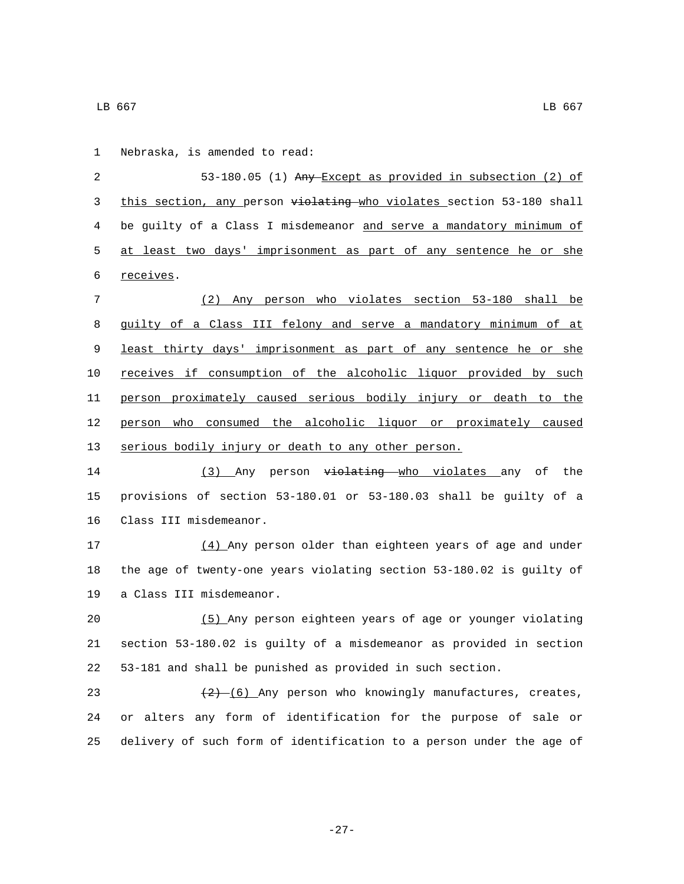Nebraska, is amended to read:

53-180.05 (1) ~~Any~~ Except as provided in subsection (2) of this section, any person ~~violating~~ who violates section 53-180 shall be guilty of a Class I misdemeanor and serve a mandatory minimum of at least two days' imprisonment as part of any sentence he or she receives.

(2) Any person who violates section 53-180 shall be guilty of a Class III felony and serve a mandatory minimum of at least thirty days' imprisonment as part of any sentence he or she receives if consumption of the alcoholic liquor provided by such person proximately caused serious bodily injury or death to the person who consumed the alcoholic liquor or proximately caused serious bodily injury or death to any other person.

(3) Any person ~~violating~~ who violates any of the provisions of section 53-180.01 or 53-180.03 shall be guilty of a Class III misdemeanor.

(4) Any person older than eighteen years of age and under the age of twenty-one years violating section 53-180.02 is guilty of a Class III misdemeanor.

(5) Any person eighteen years of age or younger violating section 53-180.02 is guilty of a misdemeanor as provided in section 53-181 and shall be punished as provided in such section.

~~(2)~~ (6) Any person who knowingly manufactures, creates, or alters any form of identification for the purpose of sale or delivery of such form of identification to a person under the age of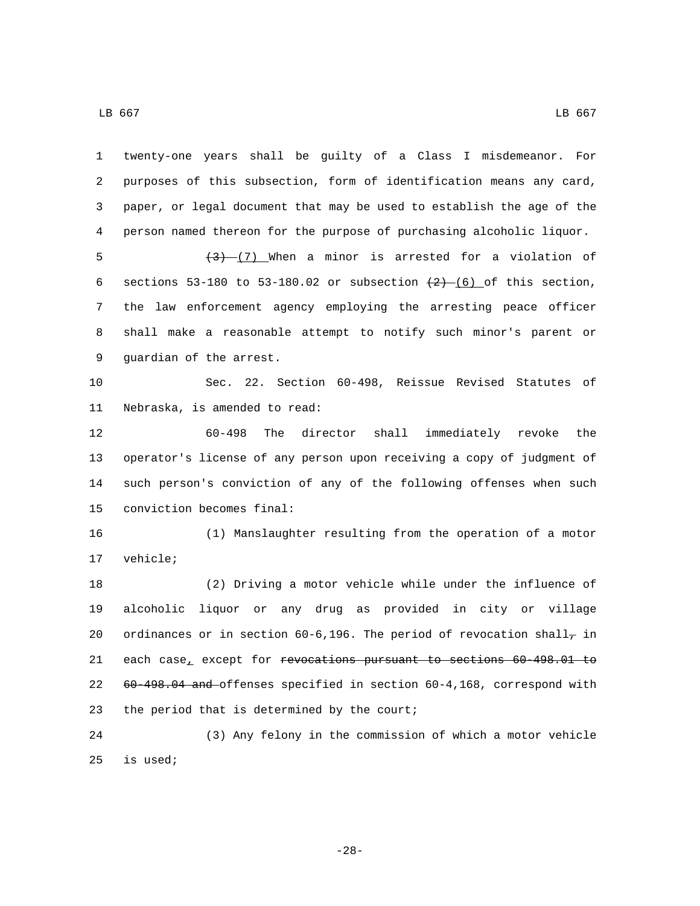twenty-one years shall be guilty of a Class I misdemeanor. For purposes of this subsection, form of identification means any card, paper, or legal document that may be used to establish the age of the person named thereon for the purpose of purchasing alcoholic liquor.

~~(3)~~ (7) When a minor is arrested for a violation of sections 53-180 to 53-180.02 or subsection ~~(2)~~ (6) of this section, the law enforcement agency employing the arresting peace officer shall make a reasonable attempt to notify such minor's parent or guardian of the arrest.

Sec. 22. Section 60-498, Reissue Revised Statutes of Nebraska, is amended to read:

60-498 The director shall immediately revoke the operator's license of any person upon receiving a copy of judgment of such person's conviction of any of the following offenses when such conviction becomes final:

(1) Manslaughter resulting from the operation of a motor vehicle;

(2) Driving a motor vehicle while under the influence of alcoholic liquor or any drug as provided in city or village ordinances or in section 60-6,196. The period of revocation shall~~,~~ in each case, except for ~~revocations pursuant to sections 60-498.01 to 60-498.04 and~~ offenses specified in section 60-4,168, correspond with the period that is determined by the court;

(3) Any felony in the commission of which a motor vehicle is used;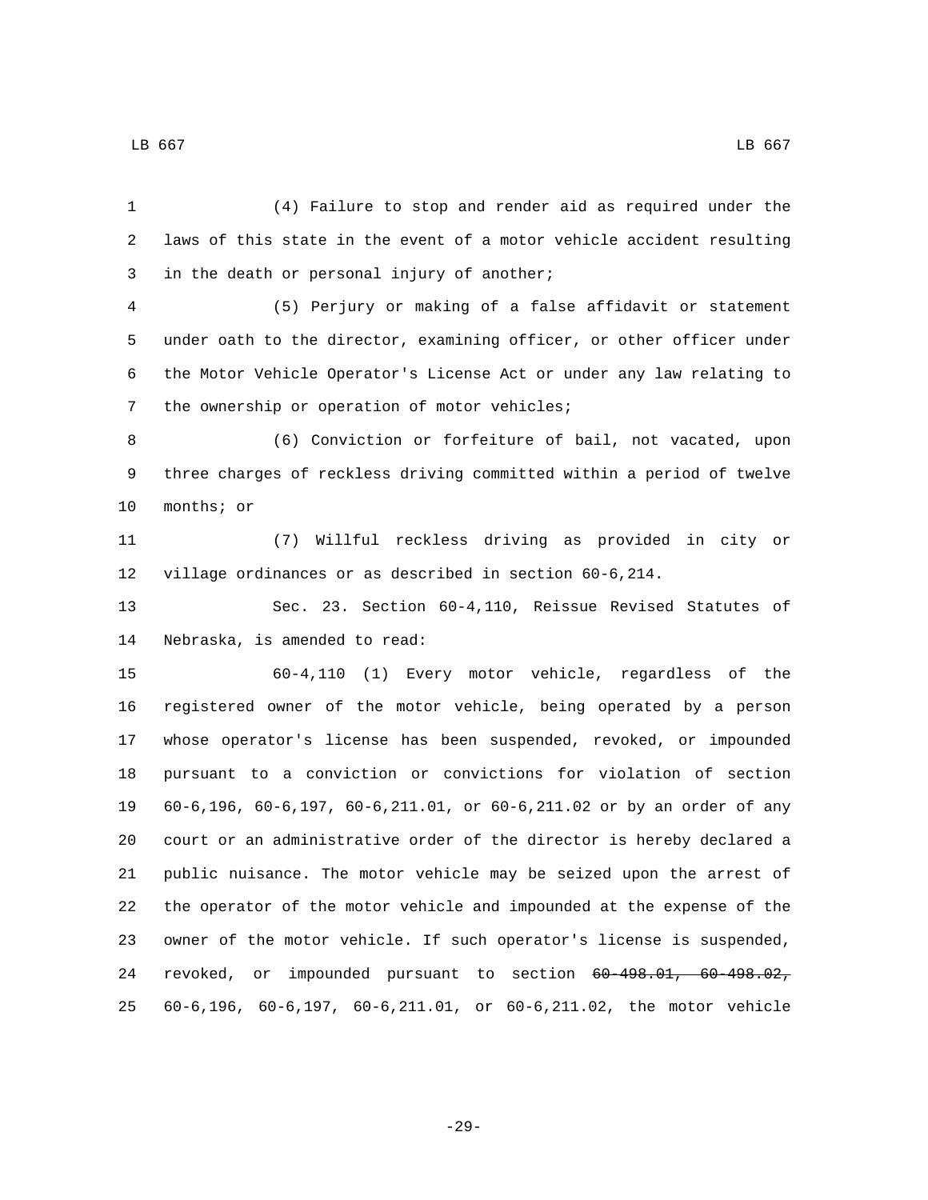(4) Failure to stop and render aid as required under the laws of this state in the event of a motor vehicle accident resulting in the death or personal injury of another;

(5) Perjury or making of a false affidavit or statement under oath to the director, examining officer, or other officer under the Motor Vehicle Operator's License Act or under any law relating to the ownership or operation of motor vehicles;

(6) Conviction or forfeiture of bail, not vacated, upon three charges of reckless driving committed within a period of twelve months; or

(7) Willful reckless driving as provided in city or village ordinances or as described in section 60-6,214.

Sec. 23. Section 60-4,110, Reissue Revised Statutes of Nebraska, is amended to read:

60-4,110 (1) Every motor vehicle, regardless of the registered owner of the motor vehicle, being operated by a person whose operator's license has been suspended, revoked, or impounded pursuant to a conviction or convictions for violation of section 60-6,196, 60-6,197, 60-6,211.01, or 60-6,211.02 or by an order of any court or an administrative order of the director is hereby declared a public nuisance. The motor vehicle may be seized upon the arrest of the operator of the motor vehicle and impounded at the expense of the owner of the motor vehicle. If such operator's license is suspended, revoked, or impounded pursuant to section ~~60-498.01, 60-498.02,~~ 60-6,196, 60-6,197, 60-6,211.01, or 60-6,211.02, the motor vehicle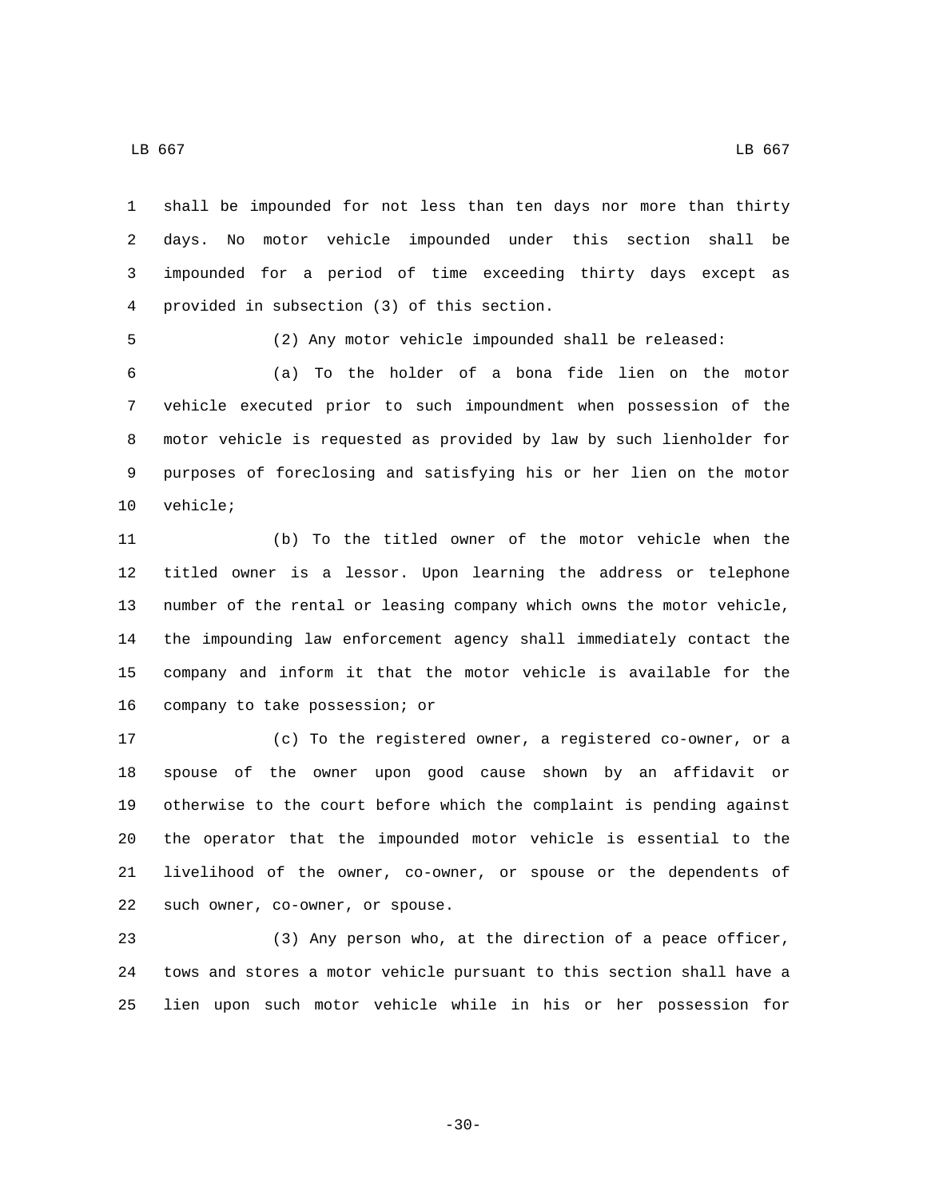shall be impounded for not less than ten days nor more than thirty days. No motor vehicle impounded under this section shall be impounded for a period of time exceeding thirty days except as provided in subsection (3) of this section.

(2) Any motor vehicle impounded shall be released:

(a) To the holder of a bona fide lien on the motor vehicle executed prior to such impoundment when possession of the motor vehicle is requested as provided by law by such lienholder for purposes of foreclosing and satisfying his or her lien on the motor vehicle;

(b) To the titled owner of the motor vehicle when the titled owner is a lessor. Upon learning the address or telephone number of the rental or leasing company which owns the motor vehicle, the impounding law enforcement agency shall immediately contact the company and inform it that the motor vehicle is available for the company to take possession; or

(c) To the registered owner, a registered co-owner, or a spouse of the owner upon good cause shown by an affidavit or otherwise to the court before which the complaint is pending against the operator that the impounded motor vehicle is essential to the livelihood of the owner, co-owner, or spouse or the dependents of such owner, co-owner, or spouse.

(3) Any person who, at the direction of a peace officer, tows and stores a motor vehicle pursuant to this section shall have a lien upon such motor vehicle while in his or her possession for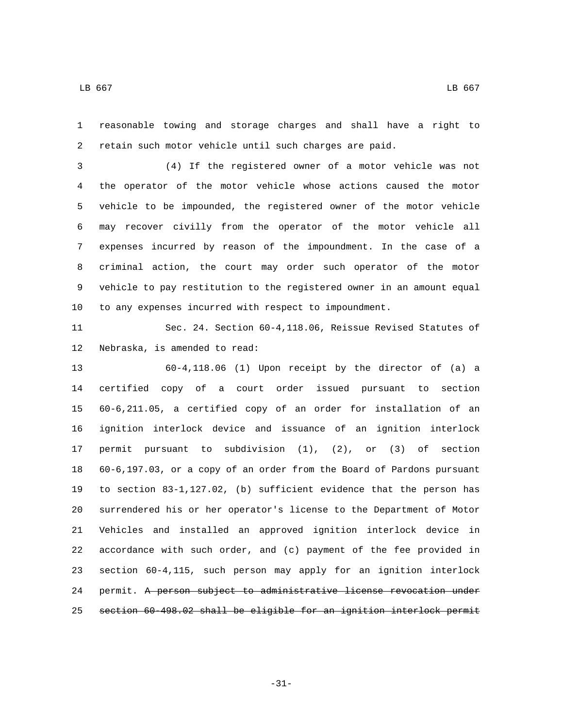reasonable towing and storage charges and shall have a right to retain such motor vehicle until such charges are paid.

(4) If the registered owner of a motor vehicle was not the operator of the motor vehicle whose actions caused the motor vehicle to be impounded, the registered owner of the motor vehicle may recover civilly from the operator of the motor vehicle all expenses incurred by reason of the impoundment. In the case of a criminal action, the court may order such operator of the motor vehicle to pay restitution to the registered owner in an amount equal to any expenses incurred with respect to impoundment.

Sec. 24. Section 60-4,118.06, Reissue Revised Statutes of Nebraska, is amended to read:

60-4,118.06 (1) Upon receipt by the director of (a) a certified copy of a court order issued pursuant to section 60-6,211.05, a certified copy of an order for installation of an ignition interlock device and issuance of an ignition interlock permit pursuant to subdivision (1), (2), or (3) of section 60-6,197.03, or a copy of an order from the Board of Pardons pursuant to section 83-1,127.02, (b) sufficient evidence that the person has surrendered his or her operator's license to the Department of Motor Vehicles and installed an approved ignition interlock device in accordance with such order, and (c) payment of the fee provided in section 60-4,115, such person may apply for an ignition interlock permit. ~~A person subject to administrative license revocation under section 60-498.02 shall be eligible for an ignition interlock permit~~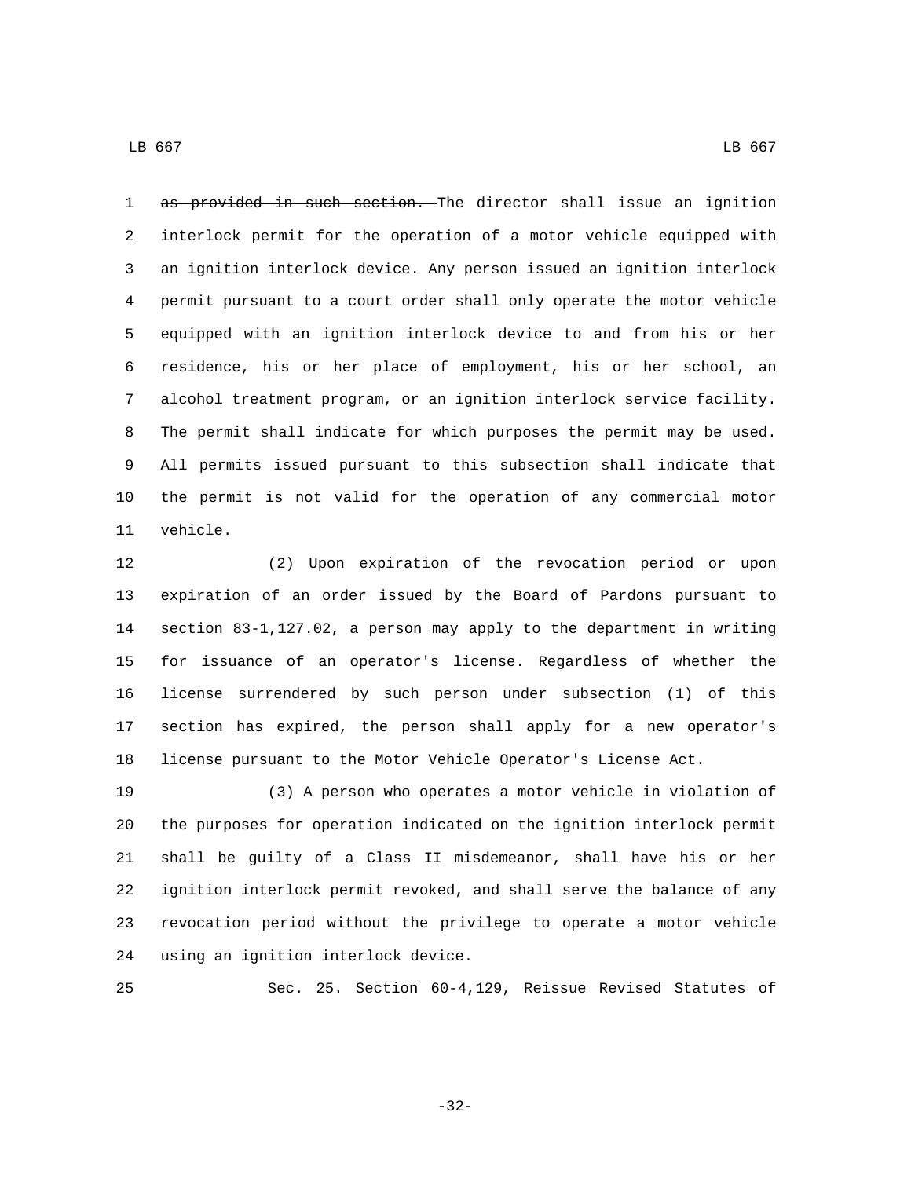~~as provided in such section.~~ The director shall issue an ignition interlock permit for the operation of a motor vehicle equipped with an ignition interlock device. Any person issued an ignition interlock permit pursuant to a court order shall only operate the motor vehicle equipped with an ignition interlock device to and from his or her residence, his or her place of employment, his or her school, an alcohol treatment program, or an ignition interlock service facility. The permit shall indicate for which purposes the permit may be used. All permits issued pursuant to this subsection shall indicate that the permit is not valid for the operation of any commercial motor vehicle.

(2) Upon expiration of the revocation period or upon expiration of an order issued by the Board of Pardons pursuant to section 83-1,127.02, a person may apply to the department in writing for issuance of an operator's license. Regardless of whether the license surrendered by such person under subsection (1) of this section has expired, the person shall apply for a new operator's license pursuant to the Motor Vehicle Operator's License Act.

(3) A person who operates a motor vehicle in violation of the purposes for operation indicated on the ignition interlock permit shall be guilty of a Class II misdemeanor, shall have his or her ignition interlock permit revoked, and shall serve the balance of any revocation period without the privilege to operate a motor vehicle using an ignition interlock device.

Sec. 25. Section 60-4,129, Reissue Revised Statutes of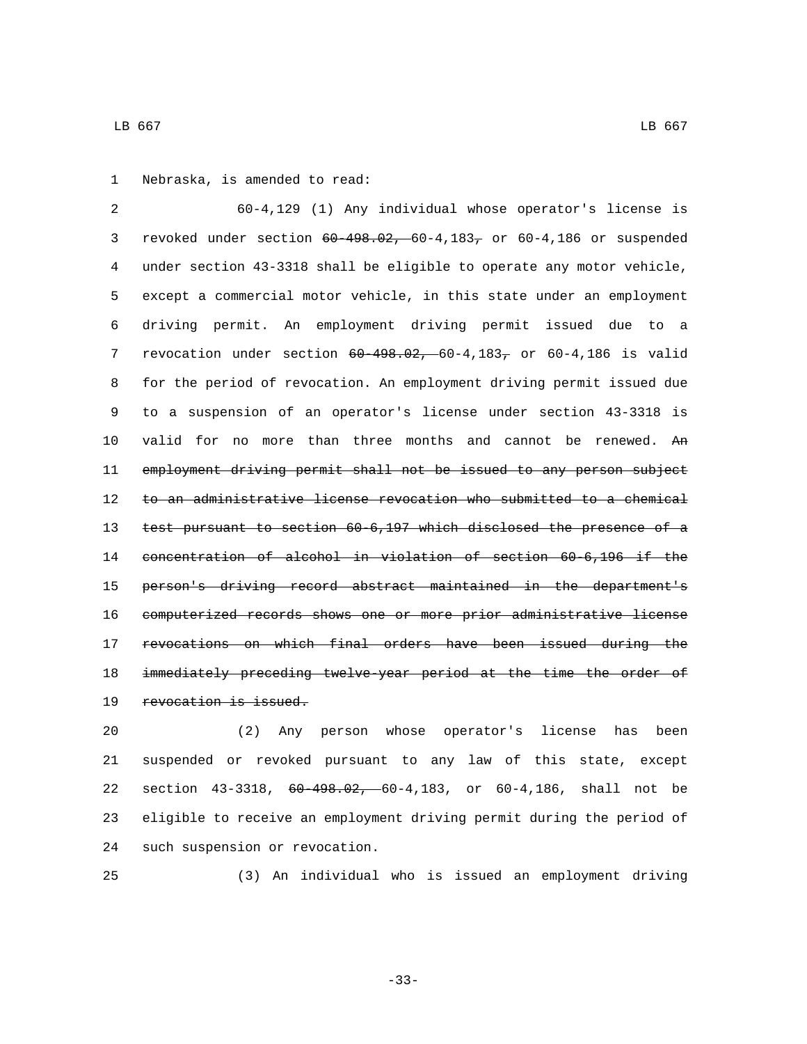Nebraska, is amended to read:

60-4,129 (1) Any individual whose operator's license is revoked under section ~~60-498.02,~~ 60-4,183~~,~~ or 60-4,186 or suspended under section 43-3318 shall be eligible to operate any motor vehicle, except a commercial motor vehicle, in this state under an employment driving permit. An employment driving permit issued due to a revocation under section ~~60-498.02,~~ 60-4,183~~,~~ or 60-4,186 is valid for the period of revocation. An employment driving permit issued due to a suspension of an operator's license under section 43-3318 is valid for no more than three months and cannot be renewed. ~~An employment driving permit shall not be issued to any person subject to an administrative license revocation who submitted to a chemical test pursuant to section 60-6,197 which disclosed the presence of a concentration of alcohol in violation of section 60-6,196 if the person's driving record abstract maintained in the department's computerized records shows one or more prior administrative license revocations on which final orders have been issued during the immediately preceding twelve-year period at the time the order of revocation is issued.~~

(2) Any person whose operator's license has been suspended or revoked pursuant to any law of this state, except section 43-3318, ~~60-498.02,~~ 60-4,183, or 60-4,186, shall not be eligible to receive an employment driving permit during the period of such suspension or revocation.

(3) An individual who is issued an employment driving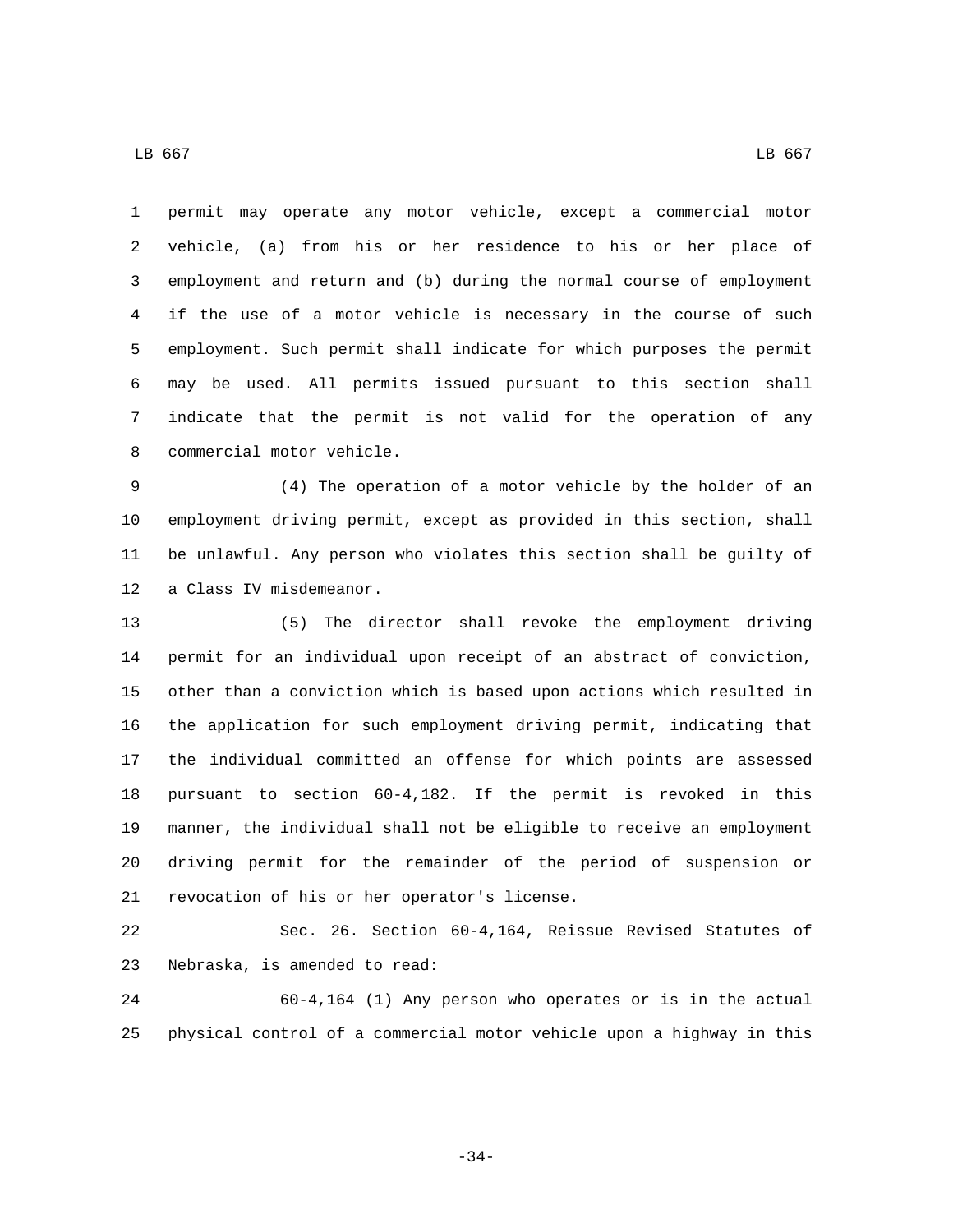permit may operate any motor vehicle, except a commercial motor vehicle, (a) from his or her residence to his or her place of employment and return and (b) during the normal course of employment if the use of a motor vehicle is necessary in the course of such employment. Such permit shall indicate for which purposes the permit may be used. All permits issued pursuant to this section shall indicate that the permit is not valid for the operation of any commercial motor vehicle.

(4) The operation of a motor vehicle by the holder of an employment driving permit, except as provided in this section, shall be unlawful. Any person who violates this section shall be guilty of a Class IV misdemeanor.

(5) The director shall revoke the employment driving permit for an individual upon receipt of an abstract of conviction, other than a conviction which is based upon actions which resulted in the application for such employment driving permit, indicating that the individual committed an offense for which points are assessed pursuant to section 60-4,182. If the permit is revoked in this manner, the individual shall not be eligible to receive an employment driving permit for the remainder of the period of suspension or revocation of his or her operator's license.

Sec. 26. Section 60-4,164, Reissue Revised Statutes of Nebraska, is amended to read:

60-4,164 (1) Any person who operates or is in the actual physical control of a commercial motor vehicle upon a highway in this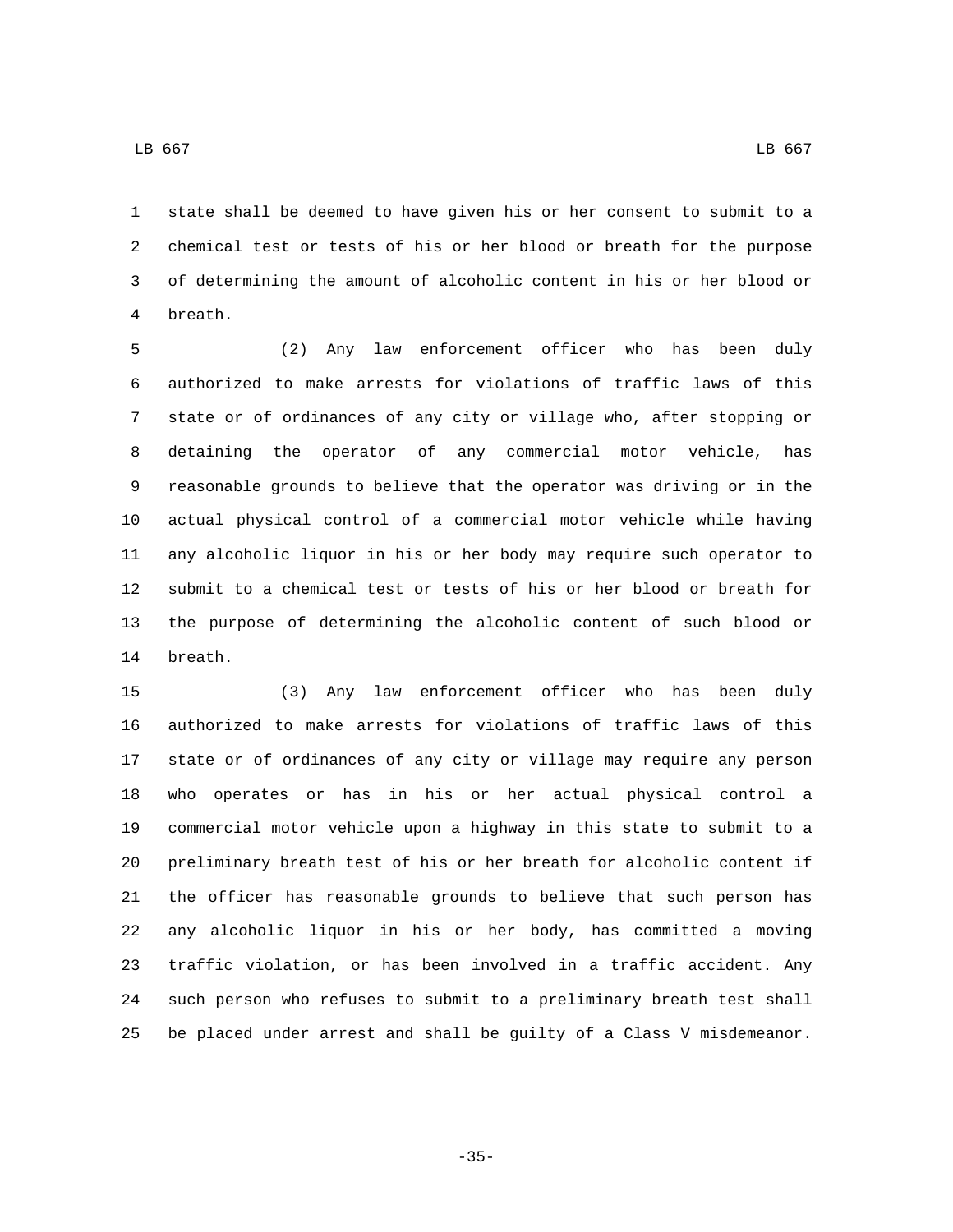state shall be deemed to have given his or her consent to submit to a chemical test or tests of his or her blood or breath for the purpose of determining the amount of alcoholic content in his or her blood or breath.

(2) Any law enforcement officer who has been duly authorized to make arrests for violations of traffic laws of this state or of ordinances of any city or village who, after stopping or detaining the operator of any commercial motor vehicle, has reasonable grounds to believe that the operator was driving or in the actual physical control of a commercial motor vehicle while having any alcoholic liquor in his or her body may require such operator to submit to a chemical test or tests of his or her blood or breath for the purpose of determining the alcoholic content of such blood or breath.

(3) Any law enforcement officer who has been duly authorized to make arrests for violations of traffic laws of this state or of ordinances of any city or village may require any person who operates or has in his or her actual physical control a commercial motor vehicle upon a highway in this state to submit to a preliminary breath test of his or her breath for alcoholic content if the officer has reasonable grounds to believe that such person has any alcoholic liquor in his or her body, has committed a moving traffic violation, or has been involved in a traffic accident. Any such person who refuses to submit to a preliminary breath test shall be placed under arrest and shall be guilty of a Class V misdemeanor.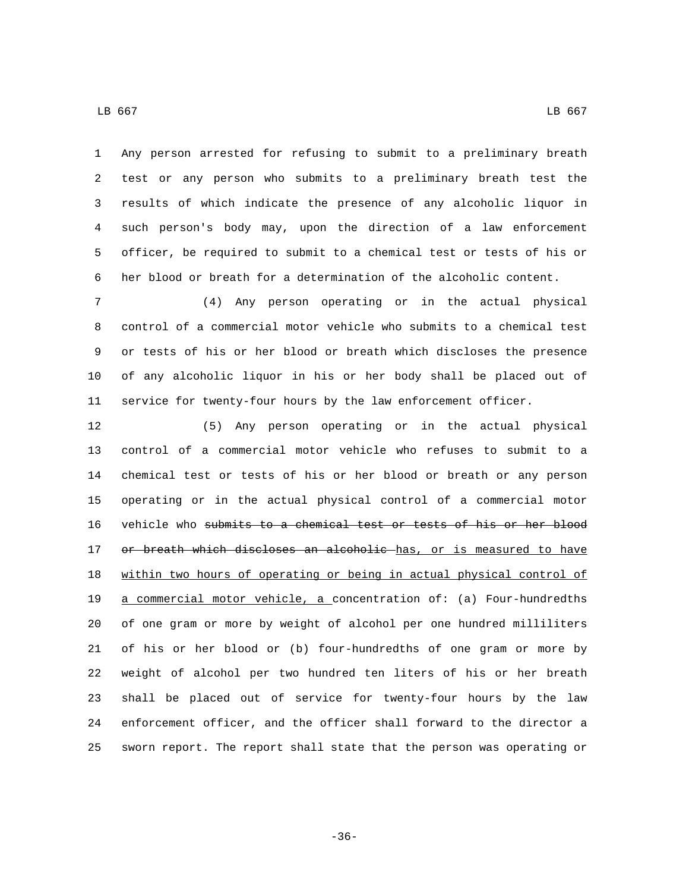Any person arrested for refusing to submit to a preliminary breath test or any person who submits to a preliminary breath test the results of which indicate the presence of any alcoholic liquor in such person's body may, upon the direction of a law enforcement officer, be required to submit to a chemical test or tests of his or her blood or breath for a determination of the alcoholic content.

(4) Any person operating or in the actual physical control of a commercial motor vehicle who submits to a chemical test or tests of his or her blood or breath which discloses the presence of any alcoholic liquor in his or her body shall be placed out of service for twenty-four hours by the law enforcement officer.

(5) Any person operating or in the actual physical control of a commercial motor vehicle who refuses to submit to a chemical test or tests of his or her blood or breath or any person operating or in the actual physical control of a commercial motor vehicle who ~~submits to a chemical test or tests of his or her blood or breath which discloses an alcoholic~~ <u>has, or is measured to have within two hours of operating or being in actual physical control of a commercial motor vehicle, a</u> concentration of: (a) Four-hundredths of one gram or more by weight of alcohol per one hundred milliliters of his or her blood or (b) four-hundredths of one gram or more by weight of alcohol per two hundred ten liters of his or her breath shall be placed out of service for twenty-four hours by the law enforcement officer, and the officer shall forward to the director a sworn report. The report shall state that the person was operating or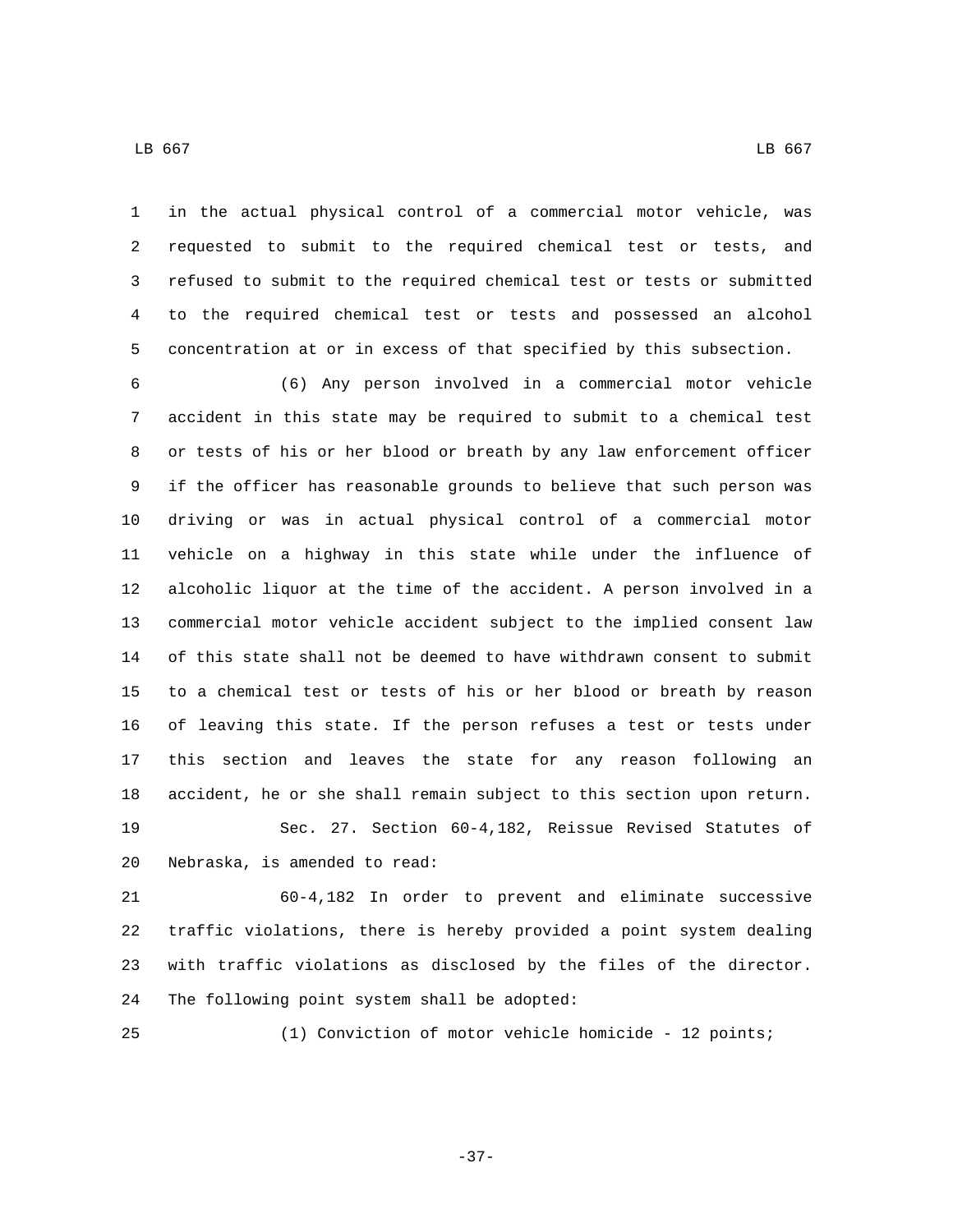in the actual physical control of a commercial motor vehicle, was requested to submit to the required chemical test or tests, and refused to submit to the required chemical test or tests or submitted to the required chemical test or tests and possessed an alcohol concentration at or in excess of that specified by this subsection.

(6) Any person involved in a commercial motor vehicle accident in this state may be required to submit to a chemical test or tests of his or her blood or breath by any law enforcement officer if the officer has reasonable grounds to believe that such person was driving or was in actual physical control of a commercial motor vehicle on a highway in this state while under the influence of alcoholic liquor at the time of the accident. A person involved in a commercial motor vehicle accident subject to the implied consent law of this state shall not be deemed to have withdrawn consent to submit to a chemical test or tests of his or her blood or breath by reason of leaving this state. If the person refuses a test or tests under this section and leaves the state for any reason following an accident, he or she shall remain subject to this section upon return.

Sec. 27. Section 60-4,182, Reissue Revised Statutes of Nebraska, is amended to read:

60-4,182 In order to prevent and eliminate successive traffic violations, there is hereby provided a point system dealing with traffic violations as disclosed by the files of the director. The following point system shall be adopted:

(1) Conviction of motor vehicle homicide - 12 points;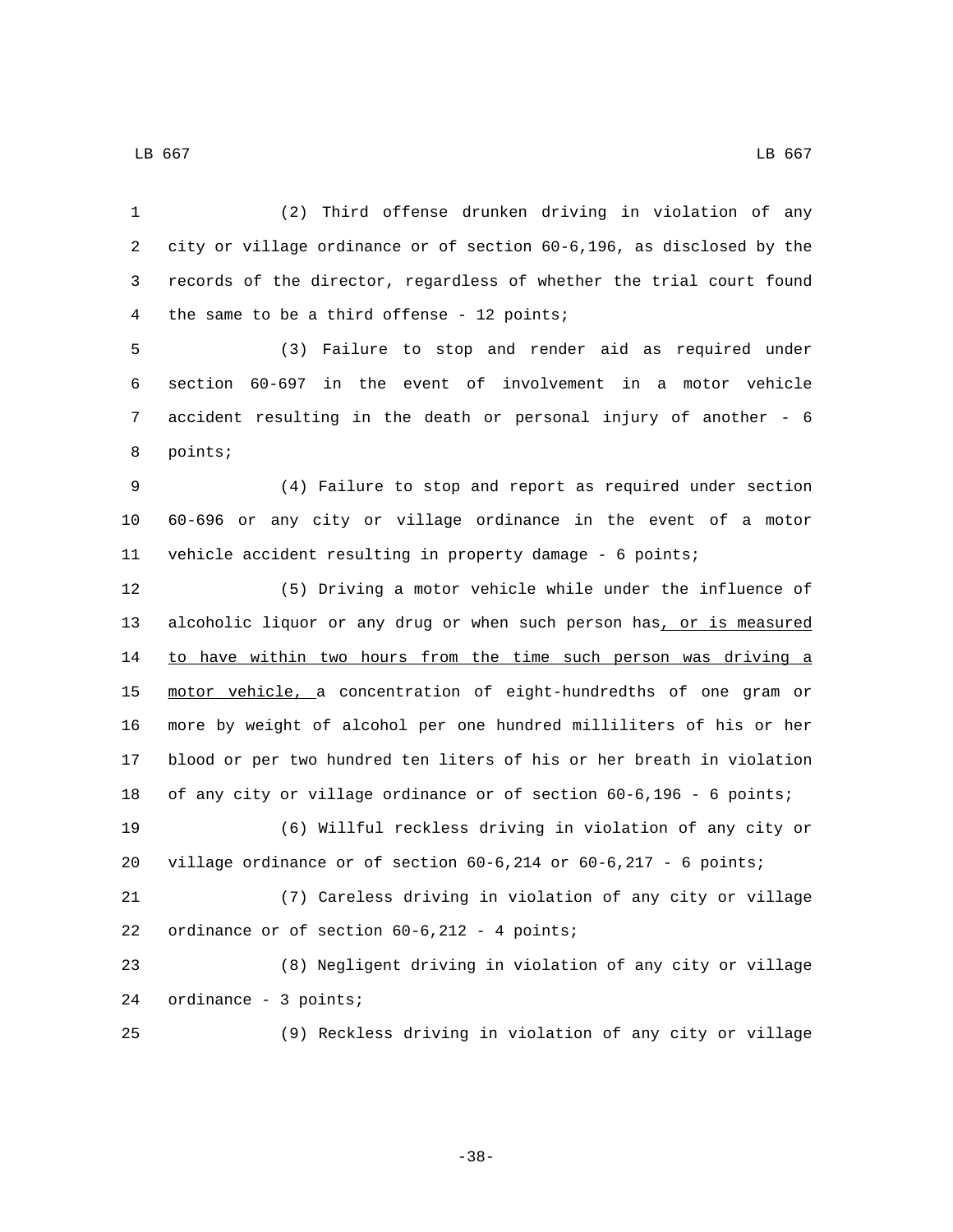(2) Third offense drunken driving in violation of any city or village ordinance or of section 60-6,196, as disclosed by the records of the director, regardless of whether the trial court found the same to be a third offense - 12 points;

(3) Failure to stop and render aid as required under section 60-697 in the event of involvement in a motor vehicle accident resulting in the death or personal injury of another - 6 points;

(4) Failure to stop and report as required under section 60-696 or any city or village ordinance in the event of a motor vehicle accident resulting in property damage - 6 points;

(5) Driving a motor vehicle while under the influence of alcoholic liquor or any drug or when such person has, or is measured to have within two hours from the time such person was driving a motor vehicle, a concentration of eight-hundredths of one gram or more by weight of alcohol per one hundred milliliters of his or her blood or per two hundred ten liters of his or her breath in violation of any city or village ordinance or of section 60-6,196 - 6 points;

(6) Willful reckless driving in violation of any city or village ordinance or of section 60-6,214 or 60-6,217 - 6 points;

(7) Careless driving in violation of any city or village ordinance or of section 60-6,212 - 4 points;

(8) Negligent driving in violation of any city or village ordinance - 3 points;

(9) Reckless driving in violation of any city or village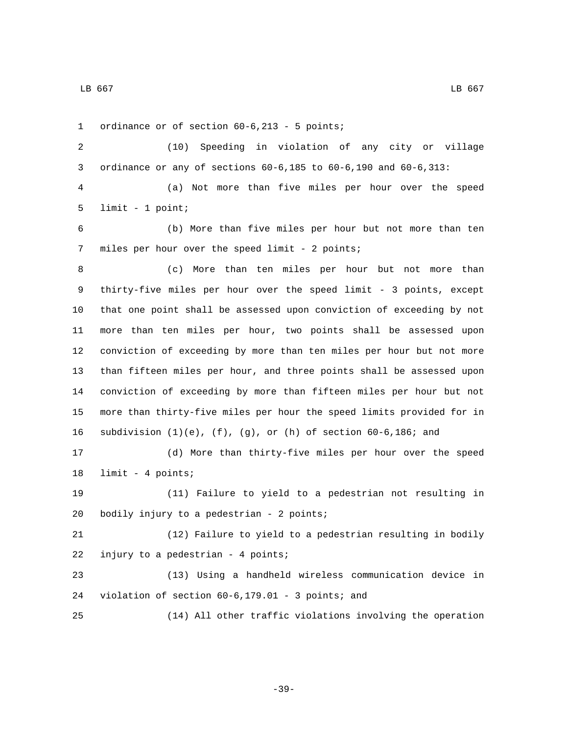ordinance or of section 60-6,213 - 5 points;

(10) Speeding in violation of any city or village ordinance or any of sections 60-6,185 to 60-6,190 and 60-6,313:

(a) Not more than five miles per hour over the speed limit - 1 point;

(b) More than five miles per hour but not more than ten miles per hour over the speed limit - 2 points;

(c) More than ten miles per hour but not more than thirty-five miles per hour over the speed limit - 3 points, except that one point shall be assessed upon conviction of exceeding by not more than ten miles per hour, two points shall be assessed upon conviction of exceeding by more than ten miles per hour but not more than fifteen miles per hour, and three points shall be assessed upon conviction of exceeding by more than fifteen miles per hour but not more than thirty-five miles per hour the speed limits provided for in subdivision (1)(e), (f), (g), or (h) of section 60-6,186; and

(d) More than thirty-five miles per hour over the speed limit - 4 points;

(11) Failure to yield to a pedestrian not resulting in bodily injury to a pedestrian - 2 points;

(12) Failure to yield to a pedestrian resulting in bodily injury to a pedestrian - 4 points;

(13) Using a handheld wireless communication device in violation of section 60-6,179.01 - 3 points; and

(14) All other traffic violations involving the operation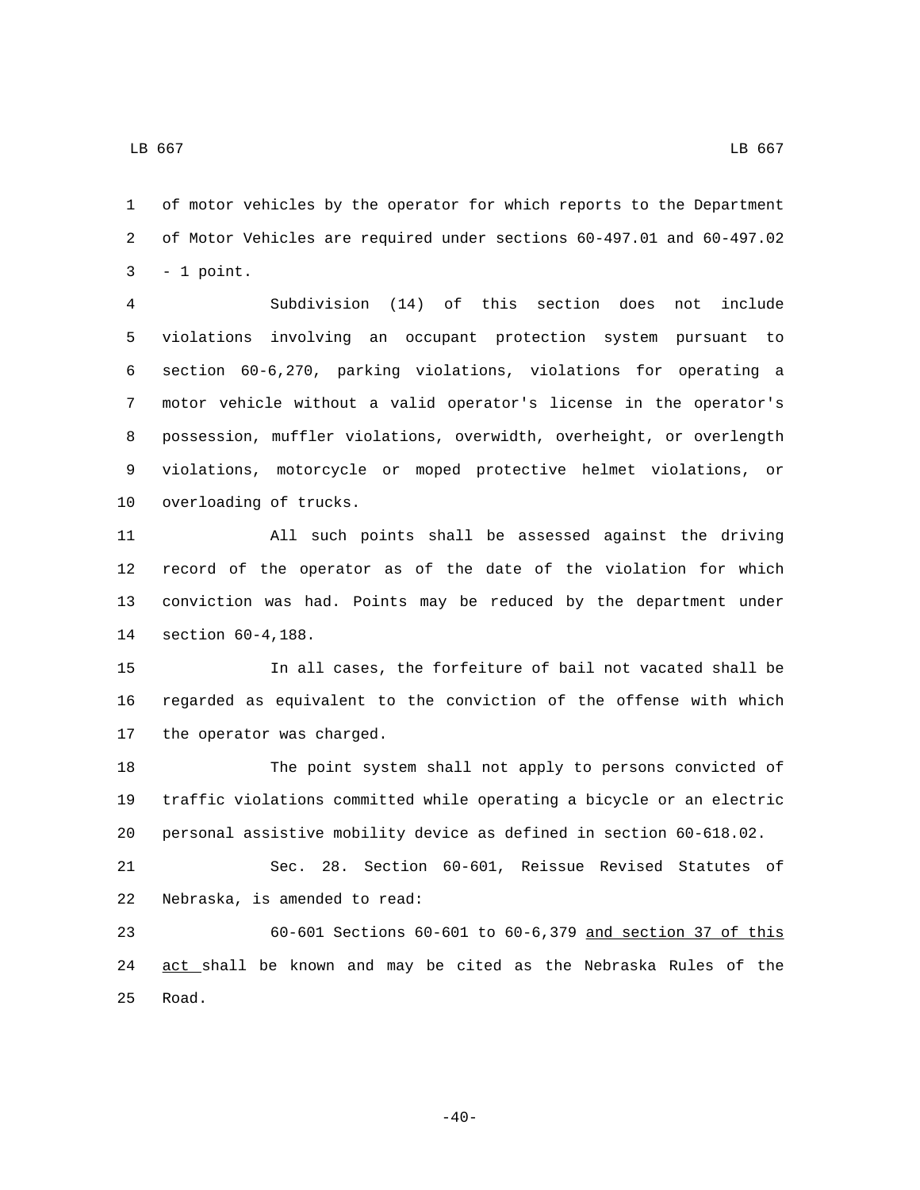of motor vehicles by the operator for which reports to the Department of Motor Vehicles are required under sections 60-497.01 and 60-497.02 - 1 point.

Subdivision (14) of this section does not include violations involving an occupant protection system pursuant to section 60-6,270, parking violations, violations for operating a motor vehicle without a valid operator's license in the operator's possession, muffler violations, overwidth, overheight, or overlength violations, motorcycle or moped protective helmet violations, or overloading of trucks.

All such points shall be assessed against the driving record of the operator as of the date of the violation for which conviction was had. Points may be reduced by the department under section 60-4,188.

In all cases, the forfeiture of bail not vacated shall be regarded as equivalent to the conviction of the offense with which the operator was charged.

The point system shall not apply to persons convicted of traffic violations committed while operating a bicycle or an electric personal assistive mobility device as defined in section 60-618.02.

Sec. 28. Section 60-601, Reissue Revised Statutes of Nebraska, is amended to read:

60-601 Sections 60-601 to 60-6,379 <u>and section 37 of this act</u> shall be known and may be cited as the Nebraska Rules of the Road.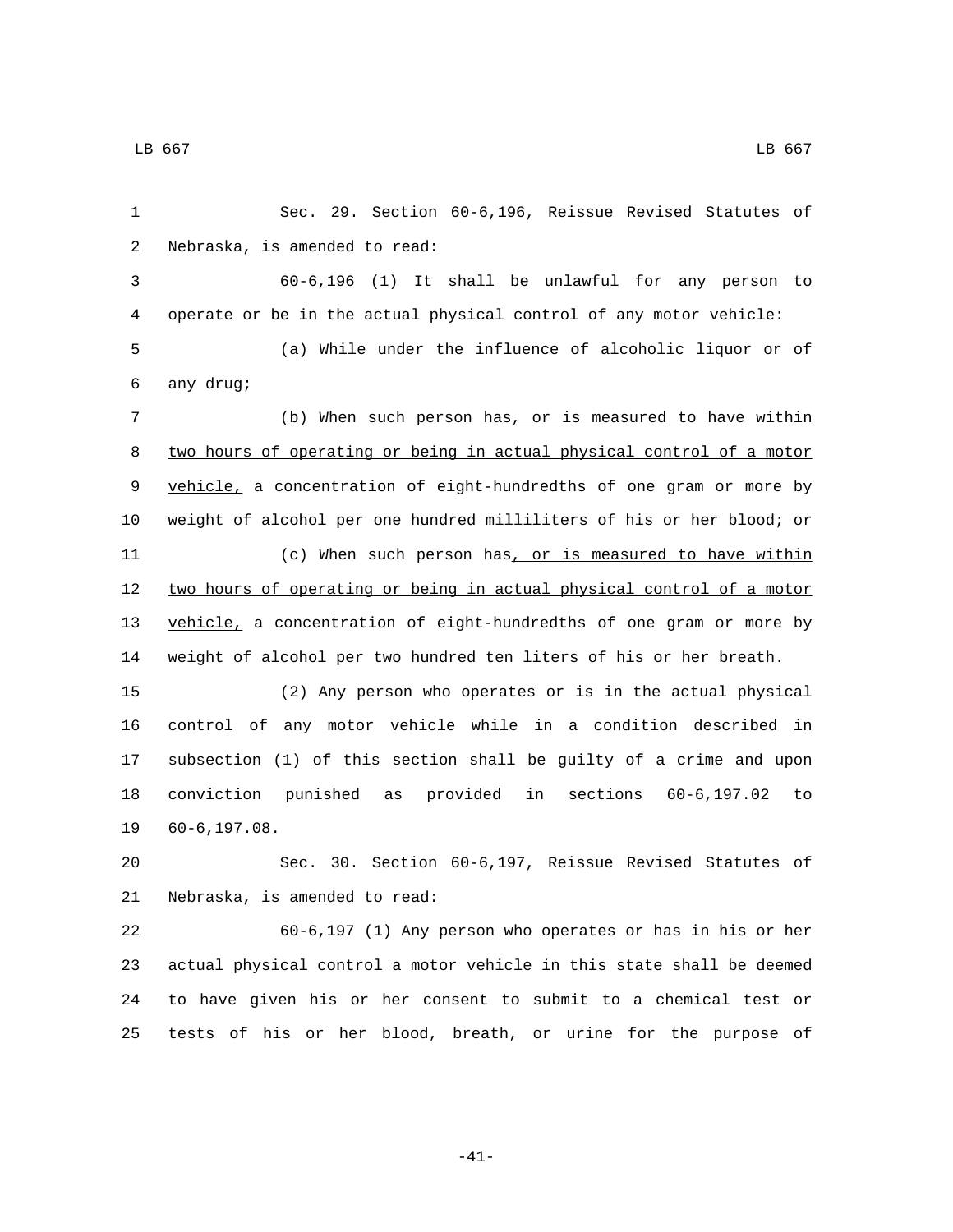Sec. 29. Section 60-6,196, Reissue Revised Statutes of Nebraska, is amended to read:

60-6,196 (1) It shall be unlawful for any person to operate or be in the actual physical control of any motor vehicle:

(a) While under the influence of alcoholic liquor or of any drug;

(b) When such person has<u>, or is measured to have within two hours of operating or being in actual physical control of a motor vehicle,</u> a concentration of eight-hundredths of one gram or more by weight of alcohol per one hundred milliliters of his or her blood; or

(c) When such person has<u>, or is measured to have within two hours of operating or being in actual physical control of a motor vehicle,</u> a concentration of eight-hundredths of one gram or more by weight of alcohol per two hundred ten liters of his or her breath.

(2) Any person who operates or is in the actual physical control of any motor vehicle while in a condition described in subsection (1) of this section shall be guilty of a crime and upon conviction punished as provided in sections 60-6,197.02 to 60-6,197.08.

Sec. 30. Section 60-6,197, Reissue Revised Statutes of Nebraska, is amended to read:

60-6,197 (1) Any person who operates or has in his or her actual physical control a motor vehicle in this state shall be deemed to have given his or her consent to submit to a chemical test or tests of his or her blood, breath, or urine for the purpose of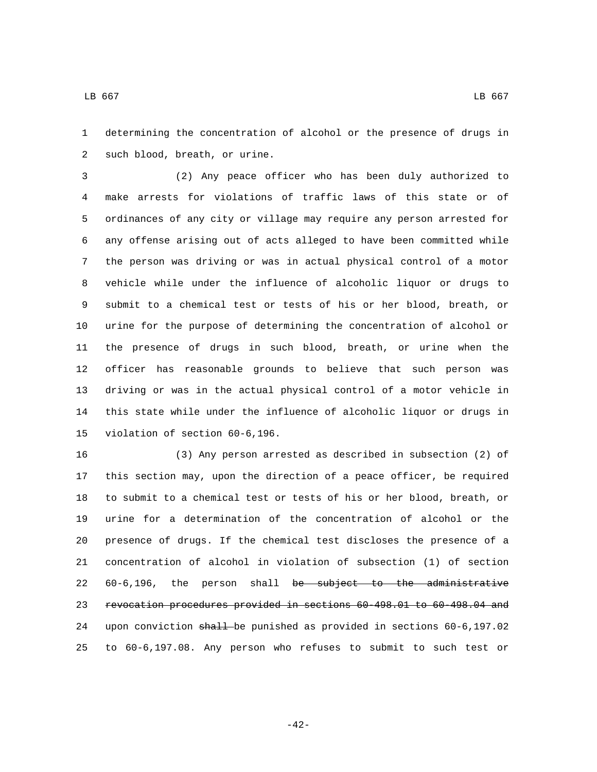determining the concentration of alcohol or the presence of drugs in such blood, breath, or urine.

(2) Any peace officer who has been duly authorized to make arrests for violations of traffic laws of this state or of ordinances of any city or village may require any person arrested for any offense arising out of acts alleged to have been committed while the person was driving or was in actual physical control of a motor vehicle while under the influence of alcoholic liquor or drugs to submit to a chemical test or tests of his or her blood, breath, or urine for the purpose of determining the concentration of alcohol or the presence of drugs in such blood, breath, or urine when the officer has reasonable grounds to believe that such person was driving or was in the actual physical control of a motor vehicle in this state while under the influence of alcoholic liquor or drugs in violation of section 60-6,196.

(3) Any person arrested as described in subsection (2) of this section may, upon the direction of a peace officer, be required to submit to a chemical test or tests of his or her blood, breath, or urine for a determination of the concentration of alcohol or the presence of drugs. If the chemical test discloses the presence of a concentration of alcohol in violation of subsection (1) of section 60-6,196, the person shall ~~be subject to the administrative revocation procedures provided in sections 60-498.01 to 60-498.04 and~~ upon conviction ~~shall~~ be punished as provided in sections 60-6,197.02 to 60-6,197.08. Any person who refuses to submit to such test or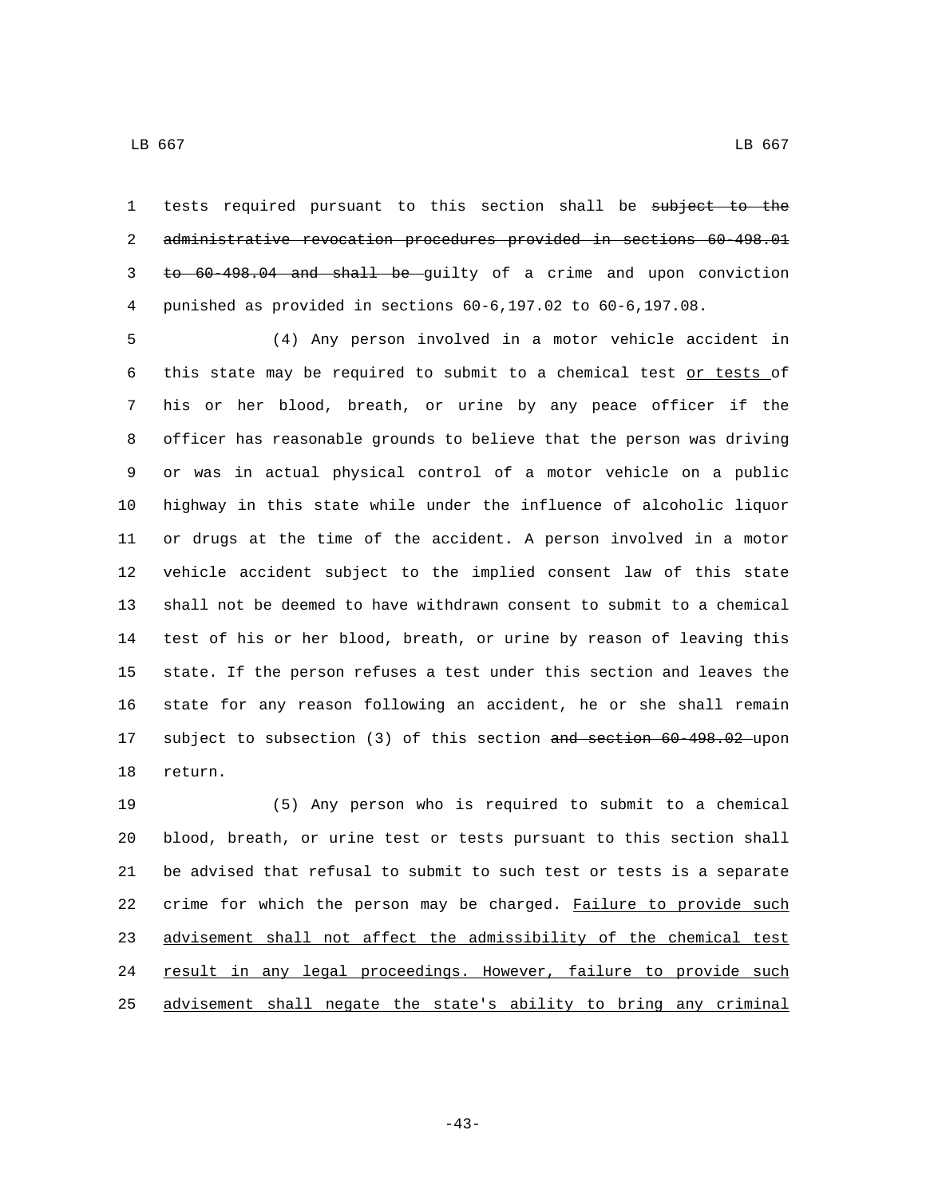tests required pursuant to this section shall be ~~subject to the administrative revocation procedures provided in sections 60-498.01 to 60-498.04 and shall be~~ guilty of a crime and upon conviction punished as provided in sections 60-6,197.02 to 60-6,197.08.

(4) Any person involved in a motor vehicle accident in this state may be required to submit to a chemical test <u>or tests</u> of his or her blood, breath, or urine by any peace officer if the officer has reasonable grounds to believe that the person was driving or was in actual physical control of a motor vehicle on a public highway in this state while under the influence of alcoholic liquor or drugs at the time of the accident. A person involved in a motor vehicle accident subject to the implied consent law of this state shall not be deemed to have withdrawn consent to submit to a chemical test of his or her blood, breath, or urine by reason of leaving this state. If the person refuses a test under this section and leaves the state for any reason following an accident, he or she shall remain subject to subsection (3) of this section ~~and section 60-498.02~~ upon return.

(5) Any person who is required to submit to a chemical blood, breath, or urine test or tests pursuant to this section shall be advised that refusal to submit to such test or tests is a separate crime for which the person may be charged. <u>Failure to provide such advisement shall not affect the admissibility of the chemical test result in any legal proceedings. However, failure to provide such advisement shall negate the state's ability to bring any criminal</u>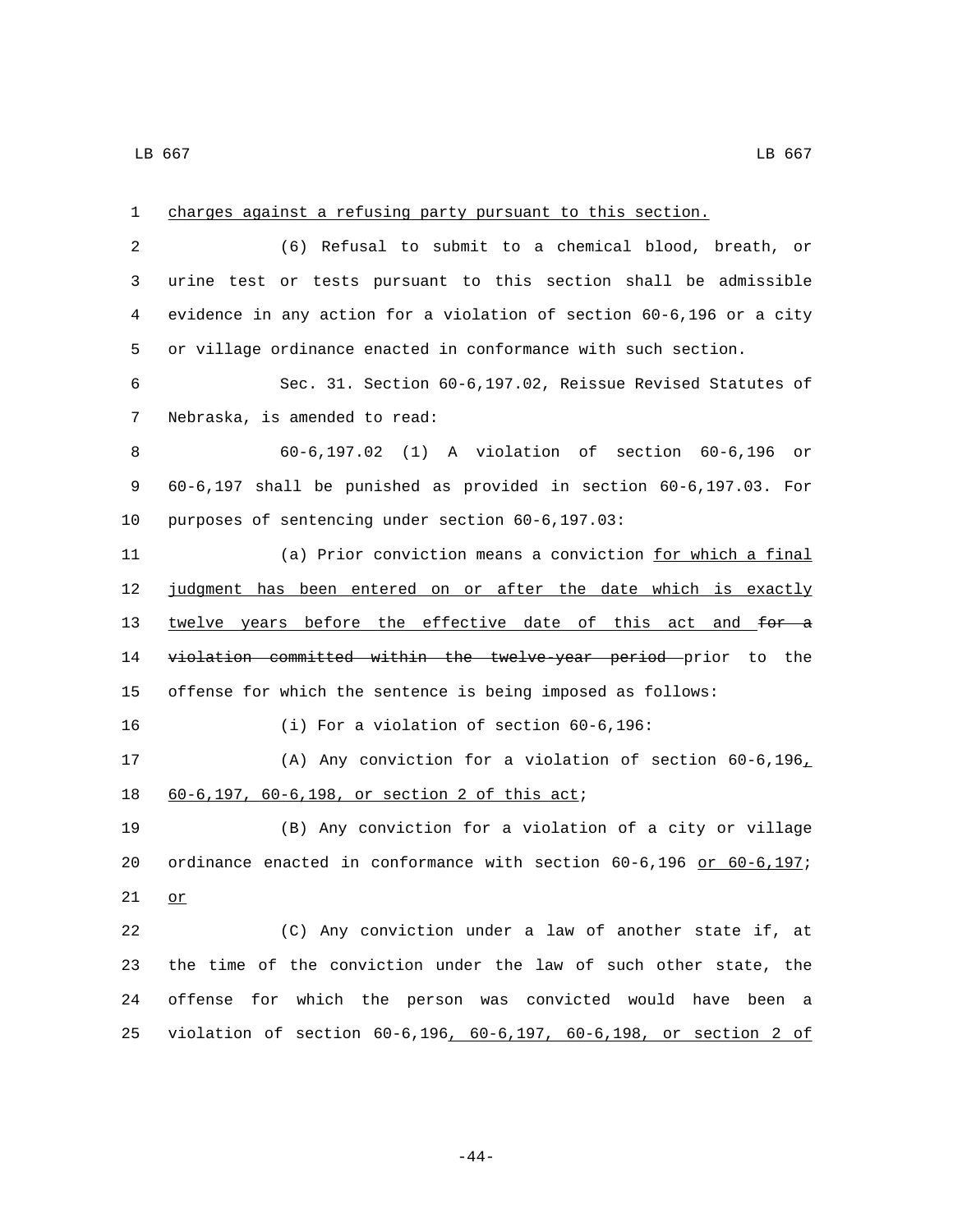charges against a refusing party pursuant to this section.

(6) Refusal to submit to a chemical blood, breath, or urine test or tests pursuant to this section shall be admissible evidence in any action for a violation of section 60-6,196 or a city or village ordinance enacted in conformance with such section.

Sec. 31. Section 60-6,197.02, Reissue Revised Statutes of Nebraska, is amended to read:

60-6,197.02 (1) A violation of section 60-6,196 or 60-6,197 shall be punished as provided in section 60-6,197.03. For purposes of sentencing under section 60-6,197.03:

(a) Prior conviction means a conviction for which a final judgment has been entered on or after the date which is exactly twelve years before the effective date of this act and ~~for a violation committed within the twelve-year period~~ prior to the offense for which the sentence is being imposed as follows:

(i) For a violation of section 60-6,196:

(A) Any conviction for a violation of section 60-6,196, 60-6,197, 60-6,198, or section 2 of this act;

(B) Any conviction for a violation of a city or village ordinance enacted in conformance with section 60-6,196 or 60-6,197; or

(C) Any conviction under a law of another state if, at the time of the conviction under the law of such other state, the offense for which the person was convicted would have been a violation of section 60-6,196, 60-6,197, 60-6,198, or section 2 of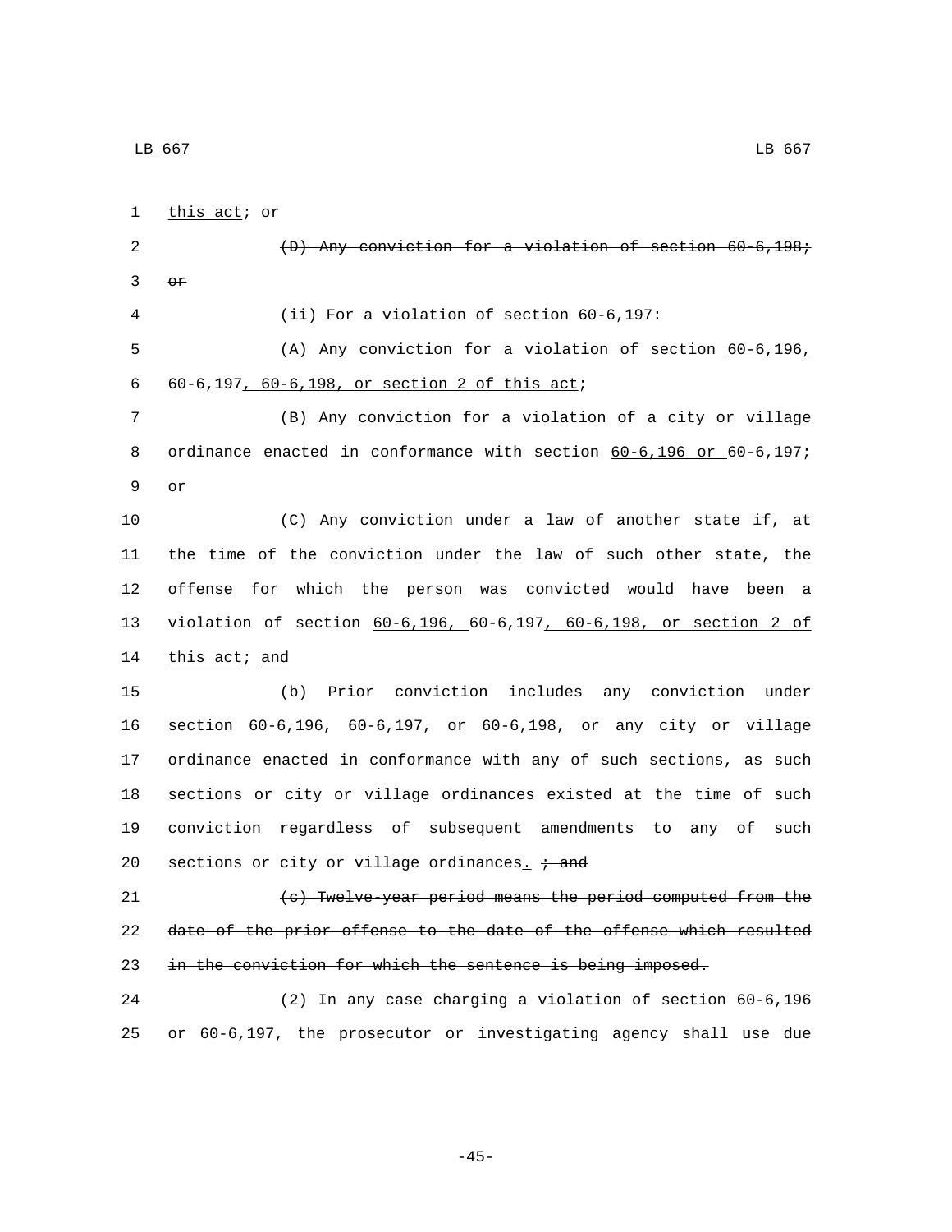this act; or

~~(D) Any conviction for a violation of section 60-6,198; or~~

(ii) For a violation of section 60-6,197:

(A) Any conviction for a violation of section 60-6,196, 60-6,197, 60-6,198, or section 2 of this act;

(B) Any conviction for a violation of a city or village ordinance enacted in conformance with section 60-6,196 or 60-6,197; or

(C) Any conviction under a law of another state if, at the time of the conviction under the law of such other state, the offense for which the person was convicted would have been a violation of section 60-6,196, 60-6,197, 60-6,198, or section 2 of this act; and

(b) Prior conviction includes any conviction under section 60-6,196, 60-6,197, or 60-6,198, or any city or village ordinance enacted in conformance with any of such sections, as such sections or city or village ordinances existed at the time of such conviction regardless of subsequent amendments to any of such sections or city or village ordinances. ~~; and~~

~~(c) Twelve-year period means the period computed from the date of the prior offense to the date of the offense which resulted in the conviction for which the sentence is being imposed.~~

(2) In any case charging a violation of section 60-6,196 or 60-6,197, the prosecutor or investigating agency shall use due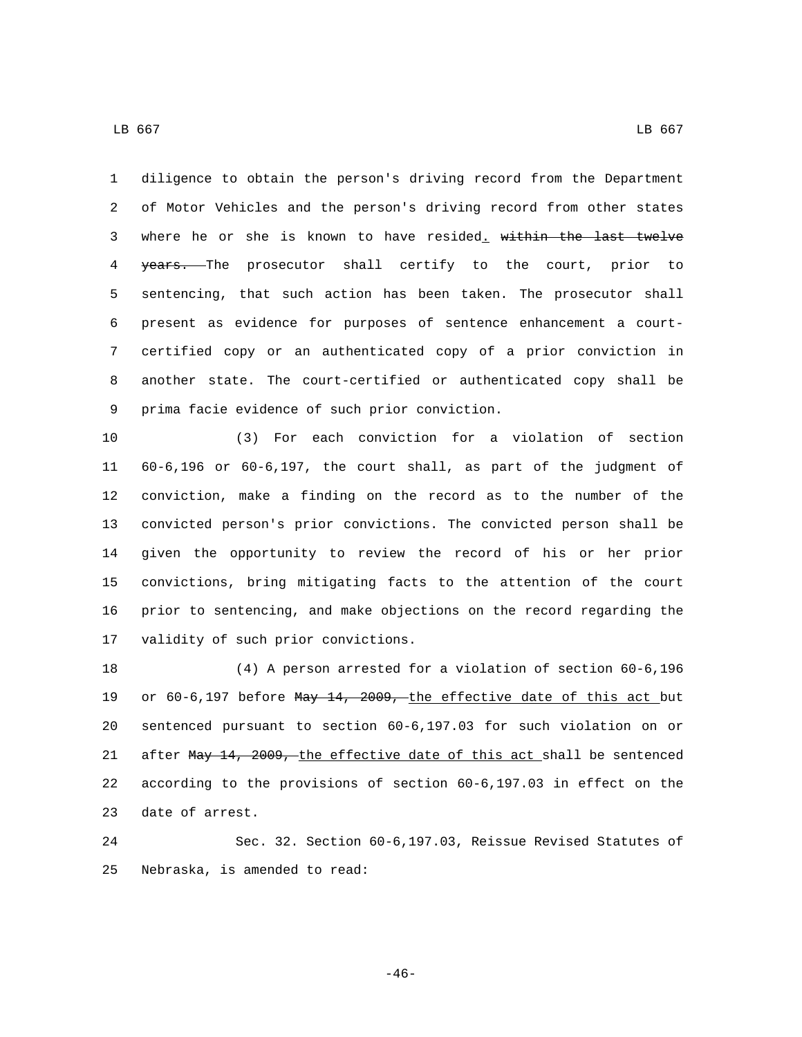diligence to obtain the person's driving record from the Department of Motor Vehicles and the person's driving record from other states where he or she is known to have resided. ~~within the last twelve years.~~ The prosecutor shall certify to the court, prior to sentencing, that such action has been taken. The prosecutor shall present as evidence for purposes of sentence enhancement a court-certified copy or an authenticated copy of a prior conviction in another state. The court-certified or authenticated copy shall be prima facie evidence of such prior conviction.

(3) For each conviction for a violation of section 60-6,196 or 60-6,197, the court shall, as part of the judgment of conviction, make a finding on the record as to the number of the convicted person's prior convictions. The convicted person shall be given the opportunity to review the record of his or her prior convictions, bring mitigating facts to the attention of the court prior to sentencing, and make objections on the record regarding the validity of such prior convictions.

(4) A person arrested for a violation of section 60-6,196 or 60-6,197 before ~~May 14, 2009,~~ the effective date of this act but sentenced pursuant to section 60-6,197.03 for such violation on or after ~~May 14, 2009,~~ the effective date of this act shall be sentenced according to the provisions of section 60-6,197.03 in effect on the date of arrest.

Sec. 32. Section 60-6,197.03, Reissue Revised Statutes of Nebraska, is amended to read: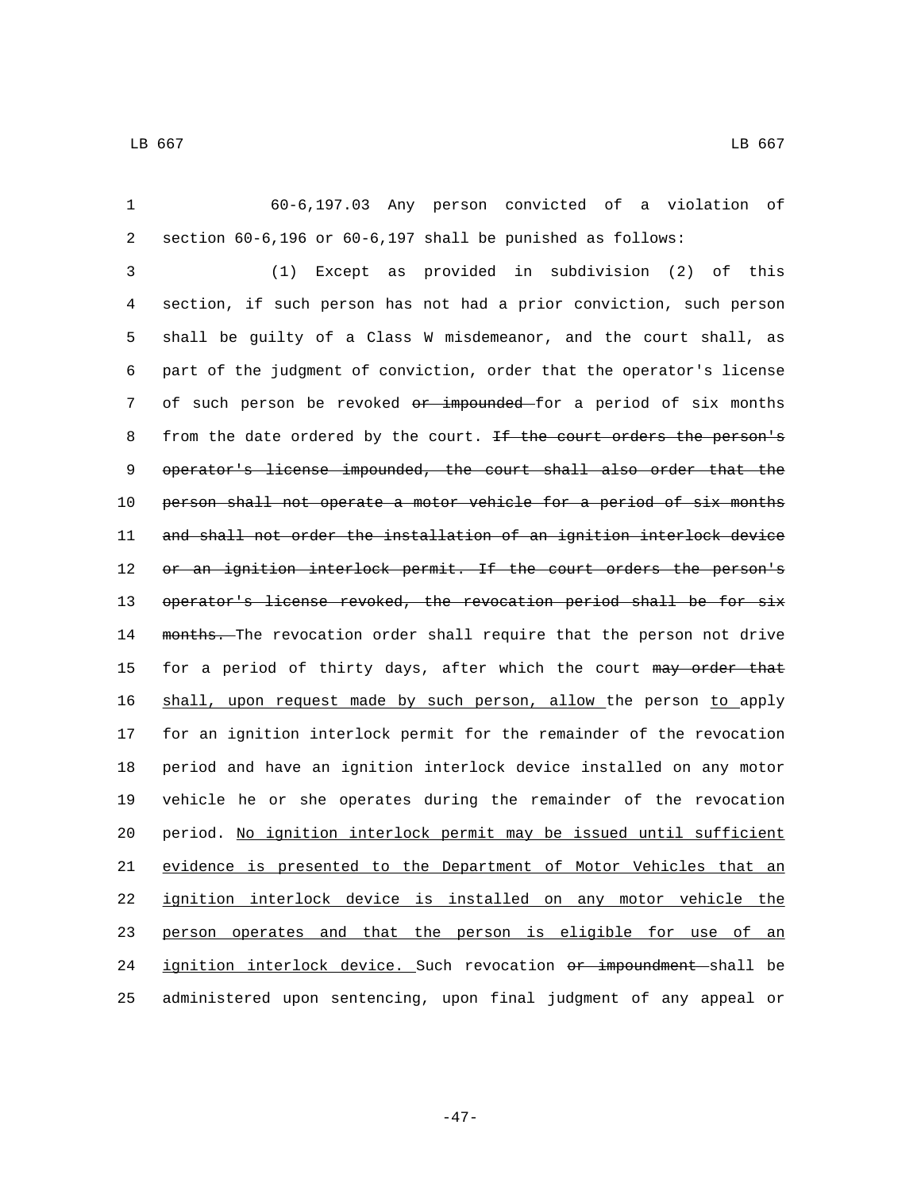60-6,197.03 Any person convicted of a violation of section 60-6,196 or 60-6,197 shall be punished as follows:

(1) Except as provided in subdivision (2) of this section, if such person has not had a prior conviction, such person shall be guilty of a Class W misdemeanor, and the court shall, as part of the judgment of conviction, order that the operator's license of such person be revoked ~~or impounded~~ for a period of six months from the date ordered by the court. ~~If the court orders the person's operator's license impounded, the court shall also order that the person shall not operate a motor vehicle for a period of six months and shall not order the installation of an ignition interlock device or an ignition interlock permit. If the court orders the person's operator's license revoked, the revocation period shall be for six months.~~ The revocation order shall require that the person not drive for a period of thirty days, after which the court ~~may order that~~ <u>shall, upon request made by such person, allow</u> the person <u>to</u> apply for an ignition interlock permit for the remainder of the revocation period and have an ignition interlock device installed on any motor vehicle he or she operates during the remainder of the revocation period. <u>No ignition interlock permit may be issued until sufficient evidence is presented to the Department of Motor Vehicles that an ignition interlock device is installed on any motor vehicle the person operates and that the person is eligible for use of an ignition interlock device.</u> Such revocation ~~or impoundment~~ shall be administered upon sentencing, upon final judgment of any appeal or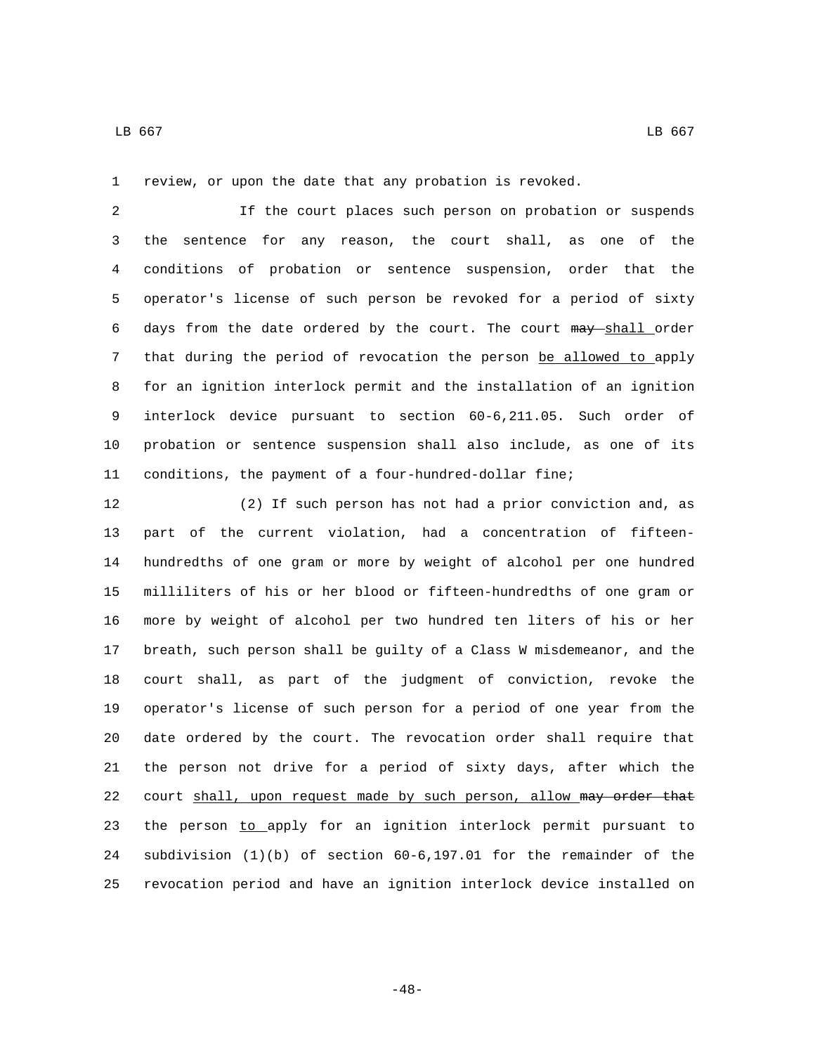review, or upon the date that any probation is revoked.

If the court places such person on probation or suspends the sentence for any reason, the court shall, as one of the conditions of probation or sentence suspension, order that the operator's license of such person be revoked for a period of sixty days from the date ordered by the court. The court ~~may~~ shall order that during the period of revocation the person be allowed to apply for an ignition interlock permit and the installation of an ignition interlock device pursuant to section 60-6,211.05. Such order of probation or sentence suspension shall also include, as one of its conditions, the payment of a four-hundred-dollar fine;

(2) If such person has not had a prior conviction and, as part of the current violation, had a concentration of fifteen-hundredths of one gram or more by weight of alcohol per one hundred milliliters of his or her blood or fifteen-hundredths of one gram or more by weight of alcohol per two hundred ten liters of his or her breath, such person shall be guilty of a Class W misdemeanor, and the court shall, as part of the judgment of conviction, revoke the operator's license of such person for a period of one year from the date ordered by the court. The revocation order shall require that the person not drive for a period of sixty days, after which the court shall, upon request made by such person, allow ~~may order that~~ the person to apply for an ignition interlock permit pursuant to subdivision (1)(b) of section 60-6,197.01 for the remainder of the revocation period and have an ignition interlock device installed on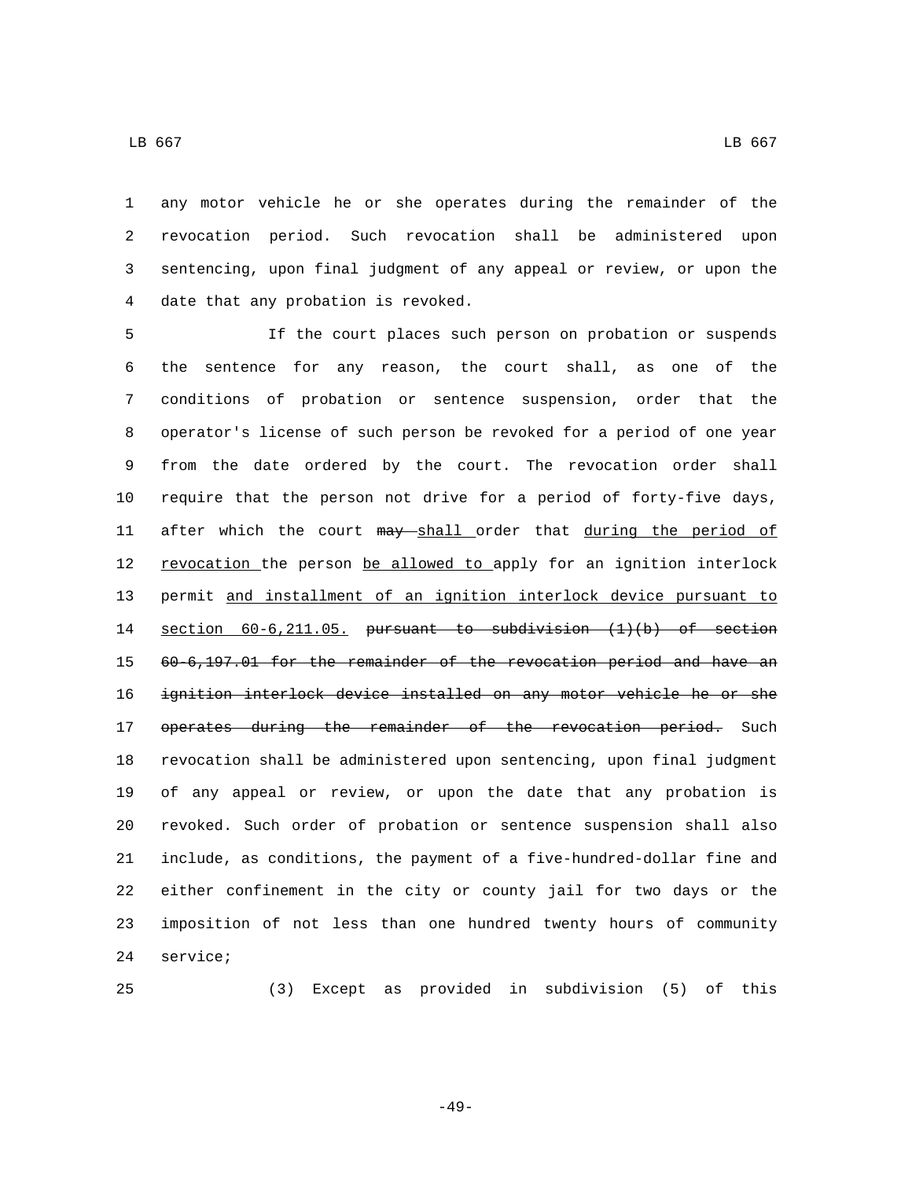any motor vehicle he or she operates during the remainder of the revocation period. Such revocation shall be administered upon sentencing, upon final judgment of any appeal or review, or upon the date that any probation is revoked.

If the court places such person on probation or suspends the sentence for any reason, the court shall, as one of the conditions of probation or sentence suspension, order that the operator's license of such person be revoked for a period of one year from the date ordered by the court. The revocation order shall require that the person not drive for a period of forty-five days, after which the court ~~may~~ <u>shall</u> order that <u>during the period of revocation</u> the person <u>be allowed to</u> apply for an ignition interlock permit <u>and installment of an ignition interlock device pursuant to section 60-6,211.05.</u> ~~pursuant to subdivision (1)(b) of section 60-6,197.01 for the remainder of the revocation period and have an ignition interlock device installed on any motor vehicle he or she operates during the remainder of the revocation period.~~ Such revocation shall be administered upon sentencing, upon final judgment of any appeal or review, or upon the date that any probation is revoked. Such order of probation or sentence suspension shall also include, as conditions, the payment of a five-hundred-dollar fine and either confinement in the city or county jail for two days or the imposition of not less than one hundred twenty hours of community service;

(3) Except as provided in subdivision (5) of this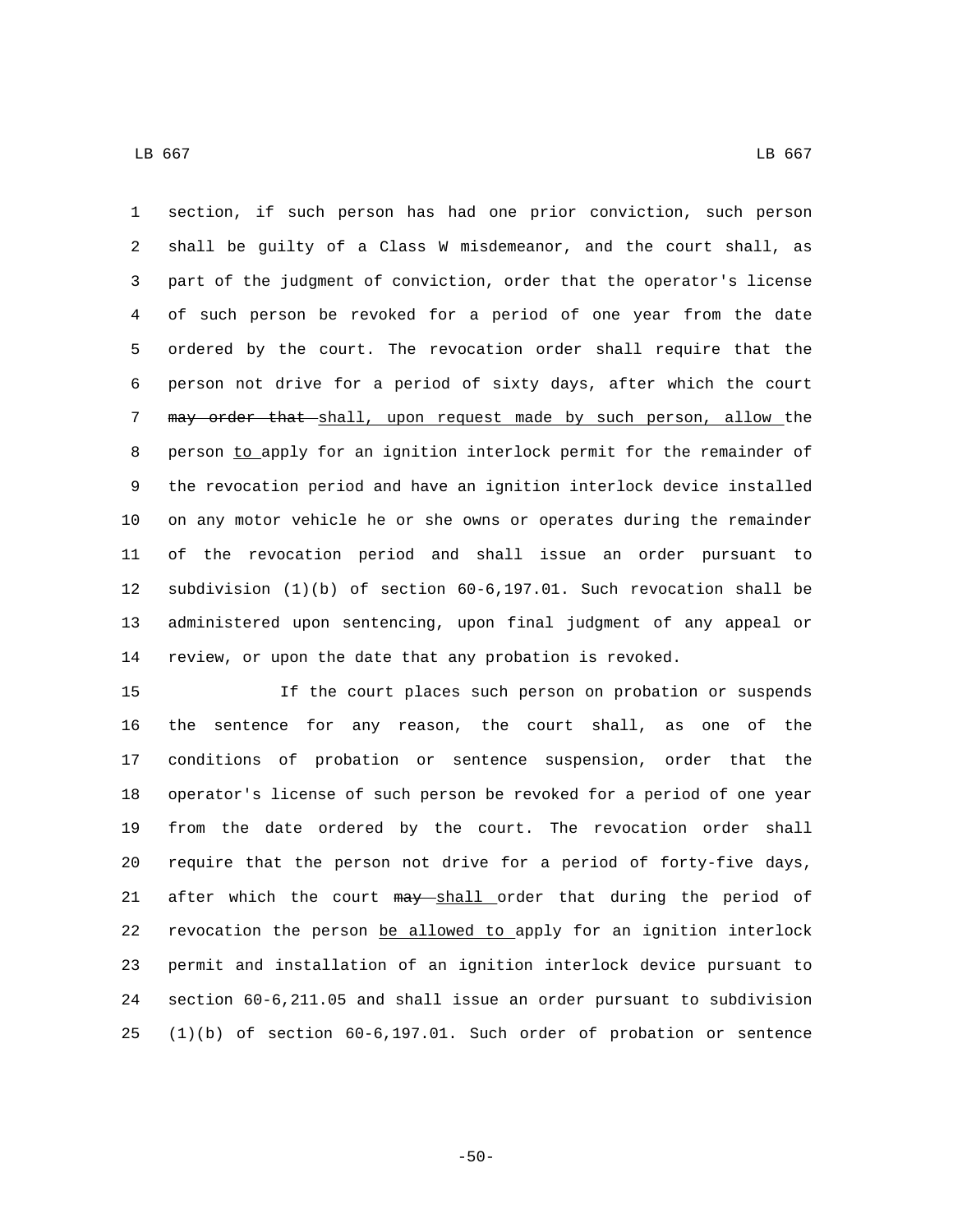section, if such person has had one prior conviction, such person shall be guilty of a Class W misdemeanor, and the court shall, as part of the judgment of conviction, order that the operator's license of such person be revoked for a period of one year from the date ordered by the court. The revocation order shall require that the person not drive for a period of sixty days, after which the court ~~may order that~~ shall, upon request made by such person, allow the person to apply for an ignition interlock permit for the remainder of the revocation period and have an ignition interlock device installed on any motor vehicle he or she owns or operates during the remainder of the revocation period and shall issue an order pursuant to subdivision (1)(b) of section 60-6,197.01. Such revocation shall be administered upon sentencing, upon final judgment of any appeal or review, or upon the date that any probation is revoked.

If the court places such person on probation or suspends the sentence for any reason, the court shall, as one of the conditions of probation or sentence suspension, order that the operator's license of such person be revoked for a period of one year from the date ordered by the court. The revocation order shall require that the person not drive for a period of forty-five days, after which the court ~~may~~ shall order that during the period of revocation the person be allowed to apply for an ignition interlock permit and installation of an ignition interlock device pursuant to section 60-6,211.05 and shall issue an order pursuant to subdivision (1)(b) of section 60-6,197.01. Such order of probation or sentence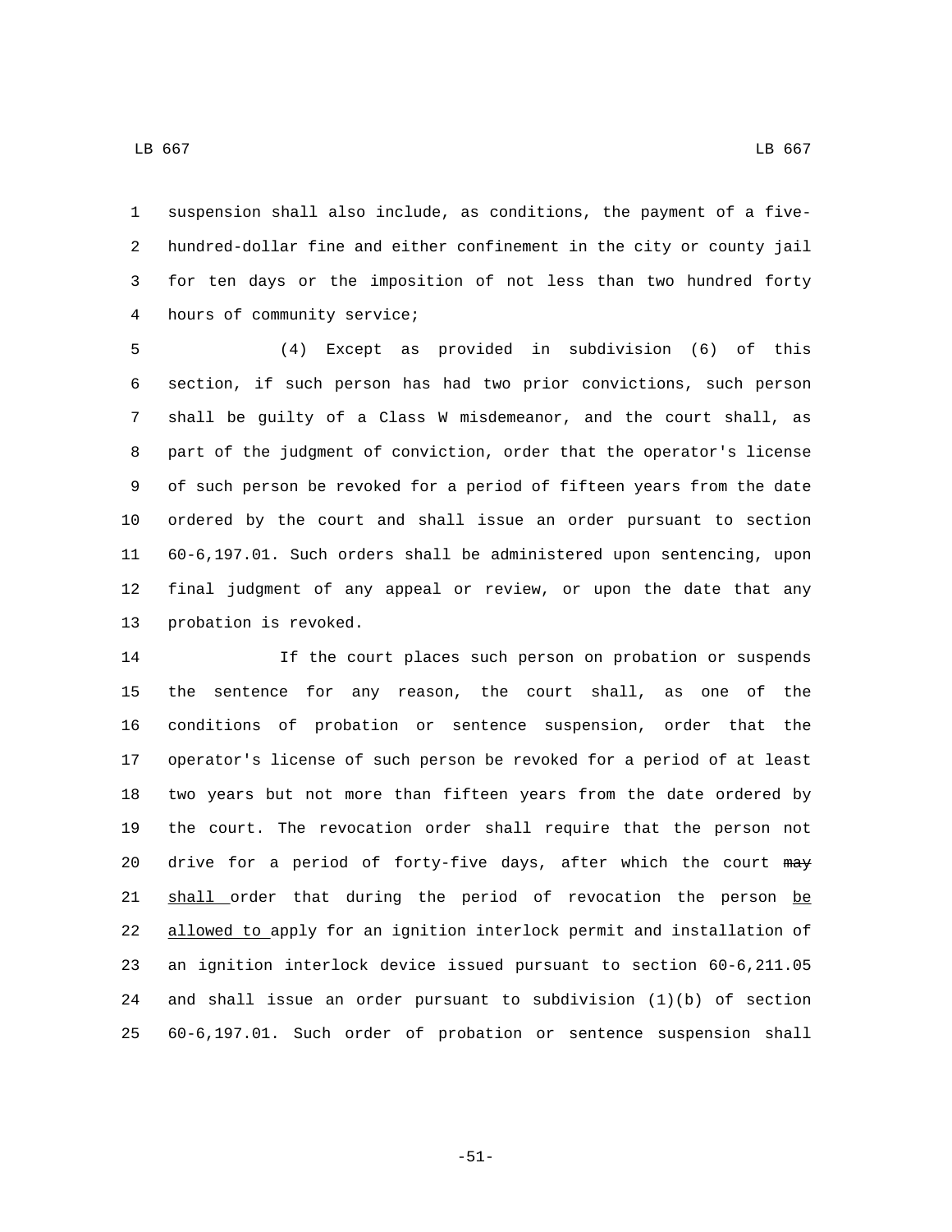suspension shall also include, as conditions, the payment of a five-hundred-dollar fine and either confinement in the city or county jail for ten days or the imposition of not less than two hundred forty hours of community service;

(4) Except as provided in subdivision (6) of this section, if such person has had two prior convictions, such person shall be guilty of a Class W misdemeanor, and the court shall, as part of the judgment of conviction, order that the operator's license of such person be revoked for a period of fifteen years from the date ordered by the court and shall issue an order pursuant to section 60-6,197.01. Such orders shall be administered upon sentencing, upon final judgment of any appeal or review, or upon the date that any probation is revoked.

If the court places such person on probation or suspends the sentence for any reason, the court shall, as one of the conditions of probation or sentence suspension, order that the operator's license of such person be revoked for a period of at least two years but not more than fifteen years from the date ordered by the court. The revocation order shall require that the person not drive for a period of forty-five days, after which the court ~~may~~ shall order that during the period of revocation the person be allowed to apply for an ignition interlock permit and installation of an ignition interlock device issued pursuant to section 60-6,211.05 and shall issue an order pursuant to subdivision (1)(b) of section 60-6,197.01. Such order of probation or sentence suspension shall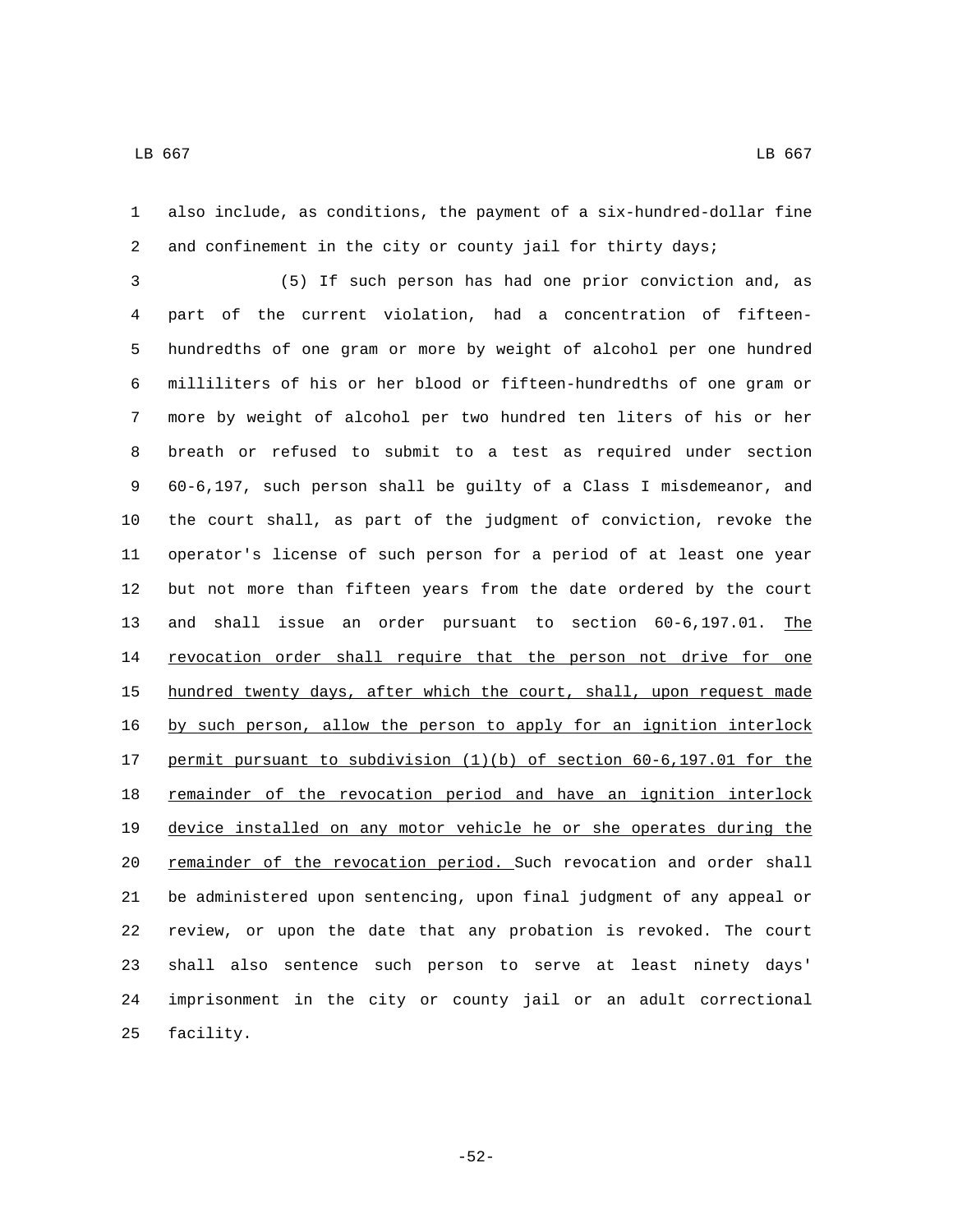also include, as conditions, the payment of a six-hundred-dollar fine and confinement in the city or county jail for thirty days;

(5) If such person has had one prior conviction and, as part of the current violation, had a concentration of fifteen-hundredths of one gram or more by weight of alcohol per one hundred milliliters of his or her blood or fifteen-hundredths of one gram or more by weight of alcohol per two hundred ten liters of his or her breath or refused to submit to a test as required under section 60-6,197, such person shall be guilty of a Class I misdemeanor, and the court shall, as part of the judgment of conviction, revoke the operator's license of such person for a period of at least one year but not more than fifteen years from the date ordered by the court and shall issue an order pursuant to section 60-6,197.01. The revocation order shall require that the person not drive for one hundred twenty days, after which the court, shall, upon request made by such person, allow the person to apply for an ignition interlock permit pursuant to subdivision (1)(b) of section 60-6,197.01 for the remainder of the revocation period and have an ignition interlock device installed on any motor vehicle he or she operates during the remainder of the revocation period. Such revocation and order shall be administered upon sentencing, upon final judgment of any appeal or review, or upon the date that any probation is revoked. The court shall also sentence such person to serve at least ninety days' imprisonment in the city or county jail or an adult correctional facility.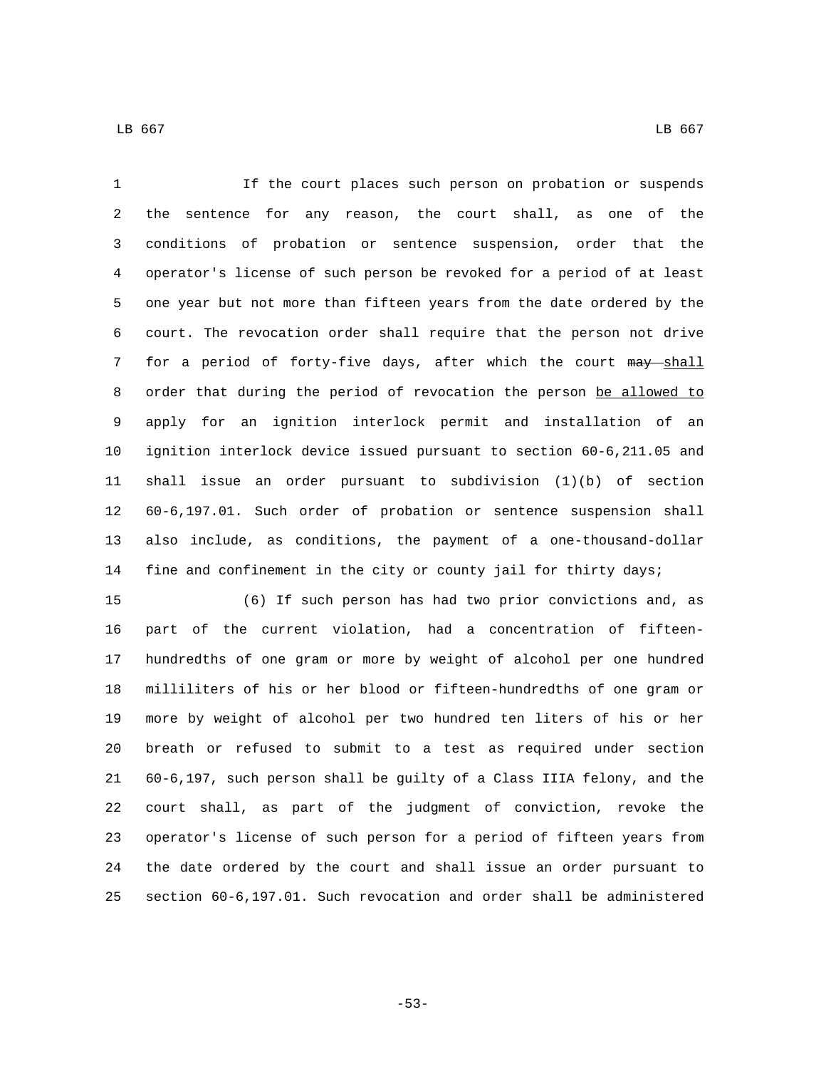If the court places such person on probation or suspends the sentence for any reason, the court shall, as one of the conditions of probation or sentence suspension, order that the operator's license of such person be revoked for a period of at least one year but not more than fifteen years from the date ordered by the court. The revocation order shall require that the person not drive for a period of forty-five days, after which the court ~~may~~ shall order that during the period of revocation the person be allowed to apply for an ignition interlock permit and installation of an ignition interlock device issued pursuant to section 60-6,211.05 and shall issue an order pursuant to subdivision (1)(b) of section 60-6,197.01. Such order of probation or sentence suspension shall also include, as conditions, the payment of a one-thousand-dollar fine and confinement in the city or county jail for thirty days;

(6) If such person has had two prior convictions and, as part of the current violation, had a concentration of fifteen-hundredths of one gram or more by weight of alcohol per one hundred milliliters of his or her blood or fifteen-hundredths of one gram or more by weight of alcohol per two hundred ten liters of his or her breath or refused to submit to a test as required under section 60-6,197, such person shall be guilty of a Class IIIA felony, and the court shall, as part of the judgment of conviction, revoke the operator's license of such person for a period of fifteen years from the date ordered by the court and shall issue an order pursuant to section 60-6,197.01. Such revocation and order shall be administered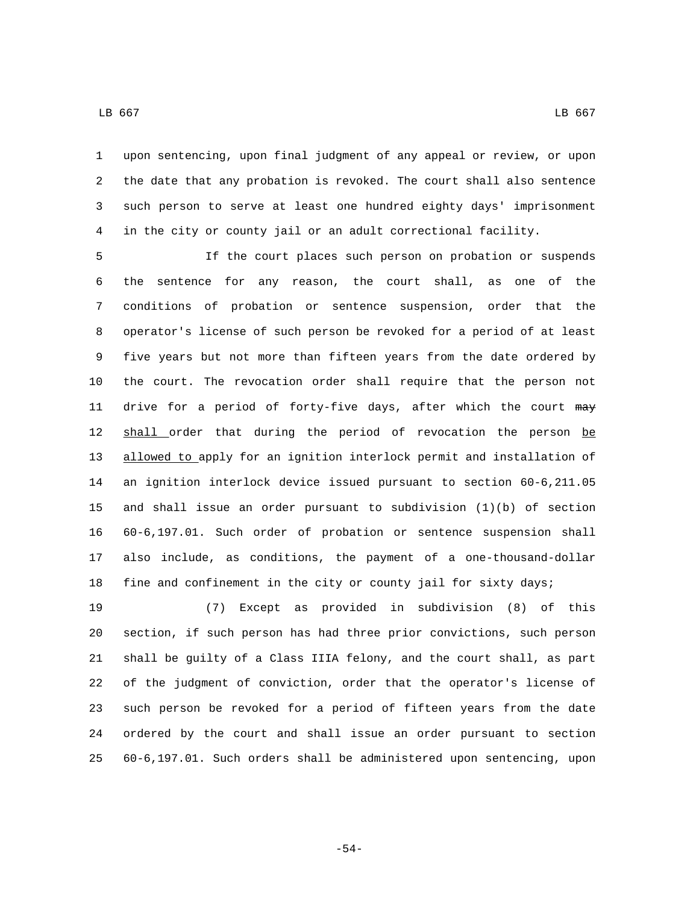upon sentencing, upon final judgment of any appeal or review, or upon the date that any probation is revoked. The court shall also sentence such person to serve at least one hundred eighty days' imprisonment in the city or county jail or an adult correctional facility.

If the court places such person on probation or suspends the sentence for any reason, the court shall, as one of the conditions of probation or sentence suspension, order that the operator's license of such person be revoked for a period of at least five years but not more than fifteen years from the date ordered by the court. The revocation order shall require that the person not drive for a period of forty-five days, after which the court ~~may~~ shall order that during the period of revocation the person be allowed to apply for an ignition interlock permit and installation of an ignition interlock device issued pursuant to section 60-6,211.05 and shall issue an order pursuant to subdivision (1)(b) of section 60-6,197.01. Such order of probation or sentence suspension shall also include, as conditions, the payment of a one-thousand-dollar fine and confinement in the city or county jail for sixty days;

(7) Except as provided in subdivision (8) of this section, if such person has had three prior convictions, such person shall be guilty of a Class IIIA felony, and the court shall, as part of the judgment of conviction, order that the operator's license of such person be revoked for a period of fifteen years from the date ordered by the court and shall issue an order pursuant to section 60-6,197.01. Such orders shall be administered upon sentencing, upon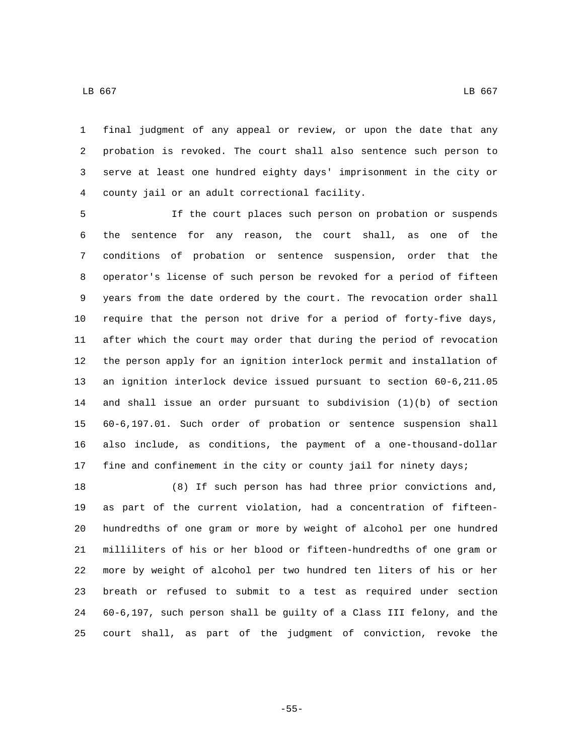final judgment of any appeal or review, or upon the date that any probation is revoked. The court shall also sentence such person to serve at least one hundred eighty days' imprisonment in the city or county jail or an adult correctional facility.

If the court places such person on probation or suspends the sentence for any reason, the court shall, as one of the conditions of probation or sentence suspension, order that the operator's license of such person be revoked for a period of fifteen years from the date ordered by the court. The revocation order shall require that the person not drive for a period of forty-five days, after which the court may order that during the period of revocation the person apply for an ignition interlock permit and installation of an ignition interlock device issued pursuant to section 60-6,211.05 and shall issue an order pursuant to subdivision (1)(b) of section 60-6,197.01. Such order of probation or sentence suspension shall also include, as conditions, the payment of a one-thousand-dollar fine and confinement in the city or county jail for ninety days;

(8) If such person has had three prior convictions and, as part of the current violation, had a concentration of fifteen-hundredths of one gram or more by weight of alcohol per one hundred milliliters of his or her blood or fifteen-hundredths of one gram or more by weight of alcohol per two hundred ten liters of his or her breath or refused to submit to a test as required under section 60-6,197, such person shall be guilty of a Class III felony, and the court shall, as part of the judgment of conviction, revoke the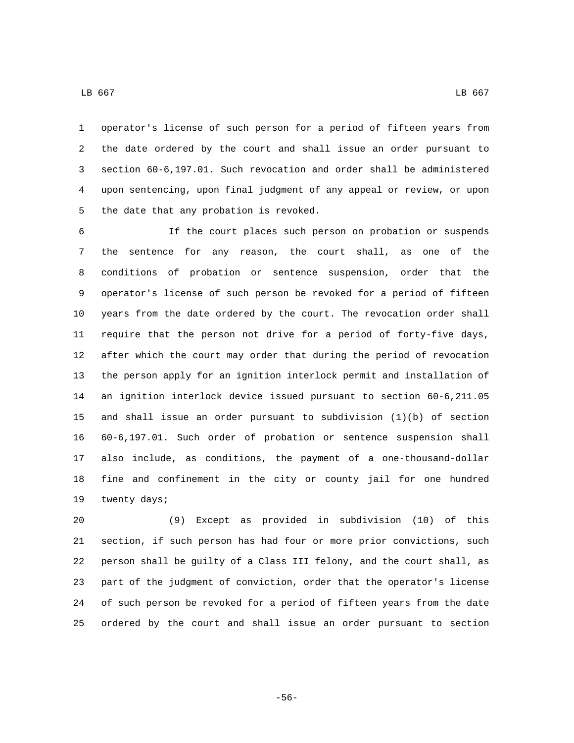operator's license of such person for a period of fifteen years from the date ordered by the court and shall issue an order pursuant to section 60-6,197.01. Such revocation and order shall be administered upon sentencing, upon final judgment of any appeal or review, or upon the date that any probation is revoked.

If the court places such person on probation or suspends the sentence for any reason, the court shall, as one of the conditions of probation or sentence suspension, order that the operator's license of such person be revoked for a period of fifteen years from the date ordered by the court. The revocation order shall require that the person not drive for a period of forty-five days, after which the court may order that during the period of revocation the person apply for an ignition interlock permit and installation of an ignition interlock device issued pursuant to section 60-6,211.05 and shall issue an order pursuant to subdivision (1)(b) of section 60-6,197.01. Such order of probation or sentence suspension shall also include, as conditions, the payment of a one-thousand-dollar fine and confinement in the city or county jail for one hundred twenty days;

(9) Except as provided in subdivision (10) of this section, if such person has had four or more prior convictions, such person shall be guilty of a Class III felony, and the court shall, as part of the judgment of conviction, order that the operator's license of such person be revoked for a period of fifteen years from the date ordered by the court and shall issue an order pursuant to section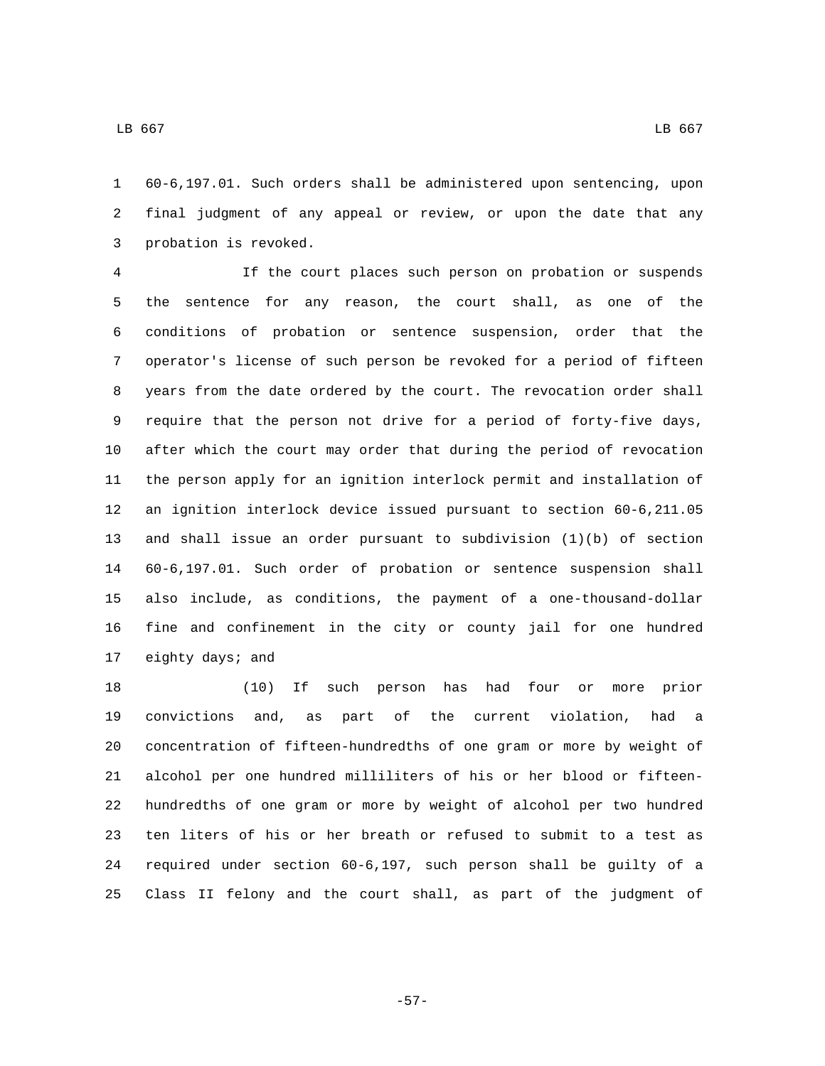60-6,197.01. Such orders shall be administered upon sentencing, upon final judgment of any appeal or review, or upon the date that any probation is revoked.

If the court places such person on probation or suspends the sentence for any reason, the court shall, as one of the conditions of probation or sentence suspension, order that the operator's license of such person be revoked for a period of fifteen years from the date ordered by the court. The revocation order shall require that the person not drive for a period of forty-five days, after which the court may order that during the period of revocation the person apply for an ignition interlock permit and installation of an ignition interlock device issued pursuant to section 60-6,211.05 and shall issue an order pursuant to subdivision (1)(b) of section 60-6,197.01. Such order of probation or sentence suspension shall also include, as conditions, the payment of a one-thousand-dollar fine and confinement in the city or county jail for one hundred eighty days; and

(10) If such person has had four or more prior convictions and, as part of the current violation, had a concentration of fifteen-hundredths of one gram or more by weight of alcohol per one hundred milliliters of his or her blood or fifteen-hundredths of one gram or more by weight of alcohol per two hundred ten liters of his or her breath or refused to submit to a test as required under section 60-6,197, such person shall be guilty of a Class II felony and the court shall, as part of the judgment of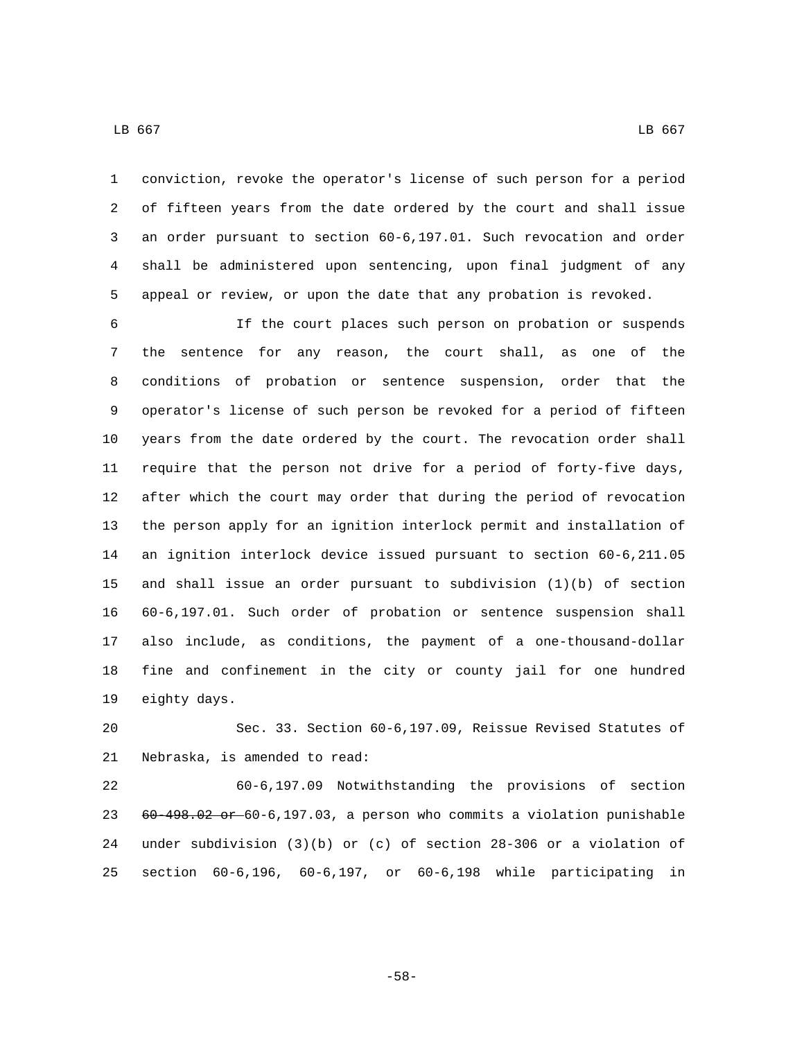conviction, revoke the operator's license of such person for a period of fifteen years from the date ordered by the court and shall issue an order pursuant to section 60-6,197.01. Such revocation and order shall be administered upon sentencing, upon final judgment of any appeal or review, or upon the date that any probation is revoked.

If the court places such person on probation or suspends the sentence for any reason, the court shall, as one of the conditions of probation or sentence suspension, order that the operator's license of such person be revoked for a period of fifteen years from the date ordered by the court. The revocation order shall require that the person not drive for a period of forty-five days, after which the court may order that during the period of revocation the person apply for an ignition interlock permit and installation of an ignition interlock device issued pursuant to section 60-6,211.05 and shall issue an order pursuant to subdivision (1)(b) of section 60-6,197.01. Such order of probation or sentence suspension shall also include, as conditions, the payment of a one-thousand-dollar fine and confinement in the city or county jail for one hundred eighty days.

Sec. 33. Section 60-6,197.09, Reissue Revised Statutes of Nebraska, is amended to read:

60-6,197.09 Notwithstanding the provisions of section ~~60-498.02 or~~ 60-6,197.03, a person who commits a violation punishable under subdivision (3)(b) or (c) of section 28-306 or a violation of section 60-6,196, 60-6,197, or 60-6,198 while participating in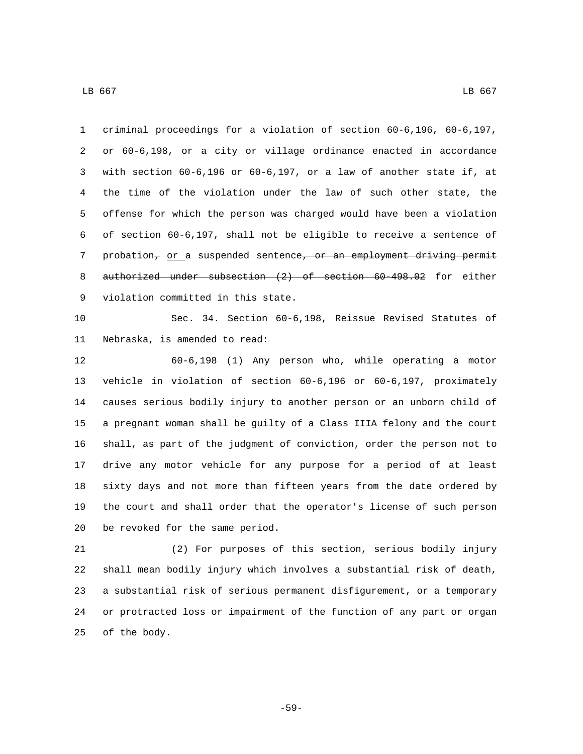criminal proceedings for a violation of section 60-6,196, 60-6,197, or 60-6,198, or a city or village ordinance enacted in accordance with section 60-6,196 or 60-6,197, or a law of another state if, at the time of the violation under the law of such other state, the offense for which the person was charged would have been a violation of section 60-6,197, shall not be eligible to receive a sentence of probation~~,~~ or a suspended sentence~~, or an employment driving permit authorized under subsection (2) of section 60-498.02~~ for either violation committed in this state.

Sec. 34. Section 60-6,198, Reissue Revised Statutes of Nebraska, is amended to read:

60-6,198 (1) Any person who, while operating a motor vehicle in violation of section 60-6,196 or 60-6,197, proximately causes serious bodily injury to another person or an unborn child of a pregnant woman shall be guilty of a Class IIIA felony and the court shall, as part of the judgment of conviction, order the person not to drive any motor vehicle for any purpose for a period of at least sixty days and not more than fifteen years from the date ordered by the court and shall order that the operator's license of such person be revoked for the same period.

(2) For purposes of this section, serious bodily injury shall mean bodily injury which involves a substantial risk of death, a substantial risk of serious permanent disfigurement, or a temporary or protracted loss or impairment of the function of any part or organ of the body.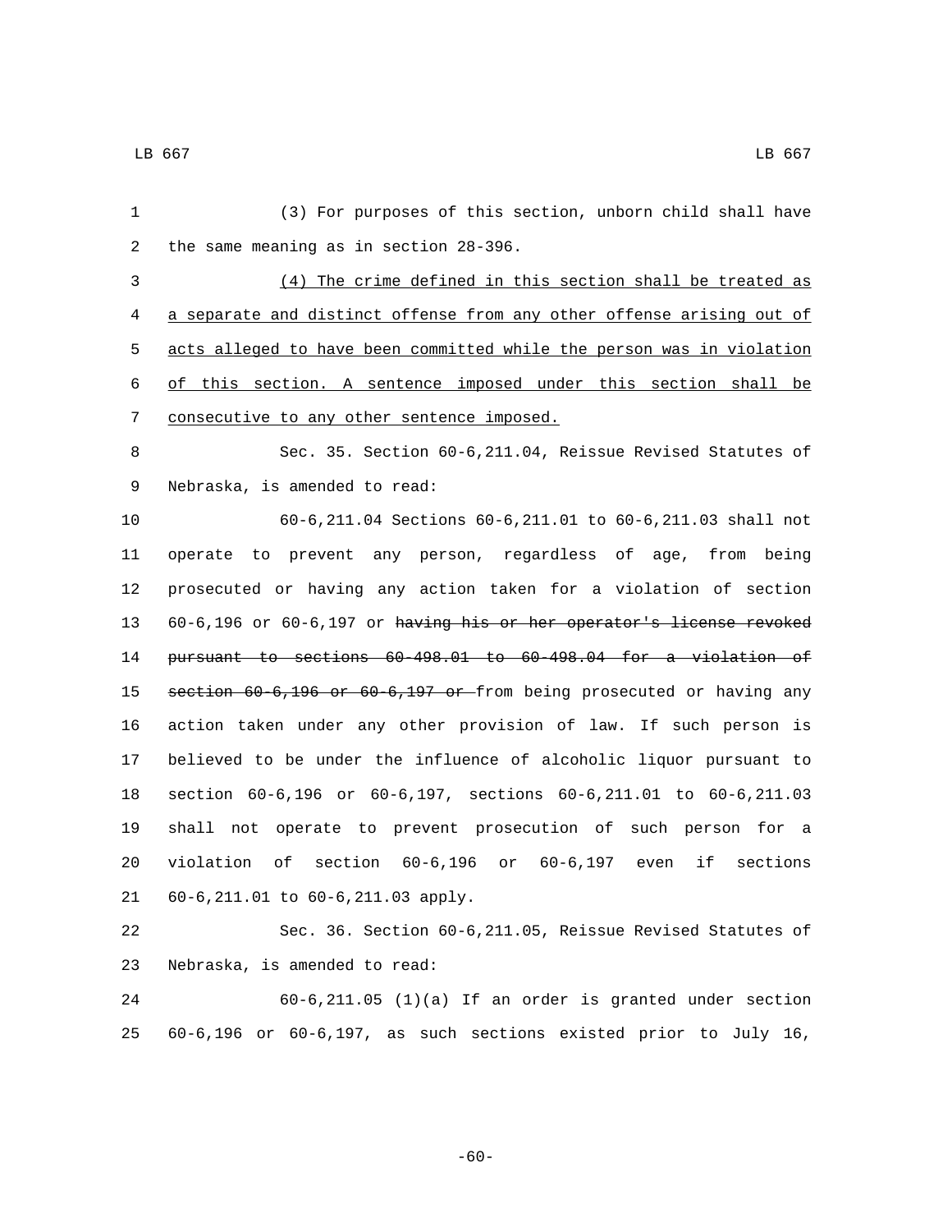(3) For purposes of this section, unborn child shall have the same meaning as in section 28-396.

<u>(4) The crime defined in this section shall be treated as a separate and distinct offense from any other offense arising out of acts alleged to have been committed while the person was in violation of this section. A sentence imposed under this section shall be consecutive to any other sentence imposed.</u>

Sec. 35. Section 60-6,211.04, Reissue Revised Statutes of Nebraska, is amended to read:

60-6,211.04 Sections 60-6,211.01 to 60-6,211.03 shall not operate to prevent any person, regardless of age, from being prosecuted or having any action taken for a violation of section 60-6,196 or 60-6,197 or ~~having his or her operator's license revoked pursuant to sections 60-498.01 to 60-498.04 for a violation of section 60-6,196 or 60-6,197 or~~ from being prosecuted or having any action taken under any other provision of law. If such person is believed to be under the influence of alcoholic liquor pursuant to section 60-6,196 or 60-6,197, sections 60-6,211.01 to 60-6,211.03 shall not operate to prevent prosecution of such person for a violation of section 60-6,196 or 60-6,197 even if sections 60-6,211.01 to 60-6,211.03 apply.

Sec. 36. Section 60-6,211.05, Reissue Revised Statutes of Nebraska, is amended to read:

60-6,211.05 (1)(a) If an order is granted under section 60-6,196 or 60-6,197, as such sections existed prior to July 16,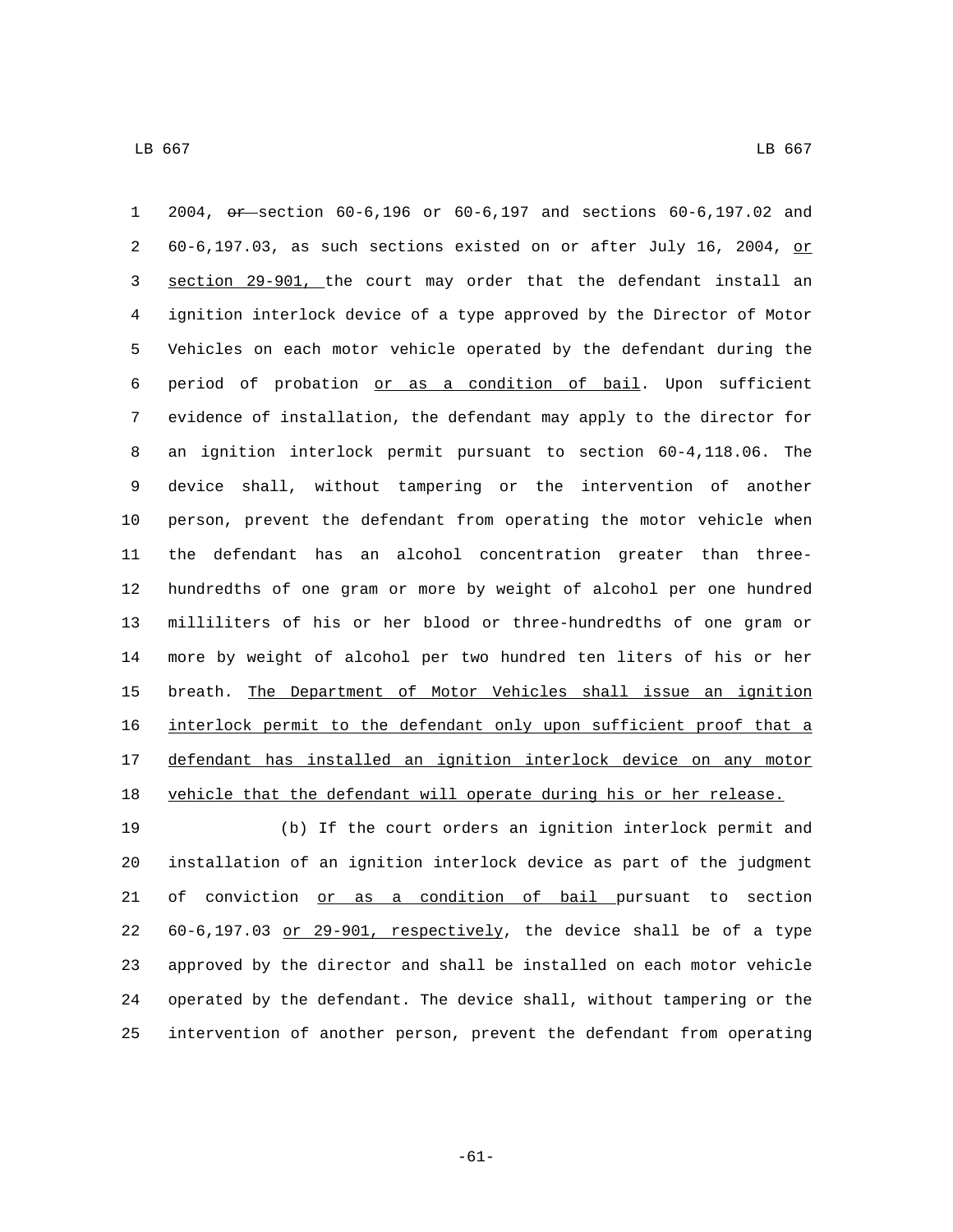2004, ~~or~~ section 60-6,196 or 60-6,197 and sections 60-6,197.02 and 60-6,197.03, as such sections existed on or after July 16, 2004, <u>or section 29-901,</u> the court may order that the defendant install an ignition interlock device of a type approved by the Director of Motor Vehicles on each motor vehicle operated by the defendant during the period of probation <u>or as a condition of bail</u>. Upon sufficient evidence of installation, the defendant may apply to the director for an ignition interlock permit pursuant to section 60-4,118.06. The device shall, without tampering or the intervention of another person, prevent the defendant from operating the motor vehicle when the defendant has an alcohol concentration greater than three-hundredths of one gram or more by weight of alcohol per one hundred milliliters of his or her blood or three-hundredths of one gram or more by weight of alcohol per two hundred ten liters of his or her breath. <u>The Department of Motor Vehicles shall issue an ignition interlock permit to the defendant only upon sufficient proof that a defendant has installed an ignition interlock device on any motor vehicle that the defendant will operate during his or her release.</u>

(b) If the court orders an ignition interlock permit and installation of an ignition interlock device as part of the judgment of conviction <u>or as a condition of bail</u> pursuant to section 60-6,197.03 <u>or 29-901, respectively</u>, the device shall be of a type approved by the director and shall be installed on each motor vehicle operated by the defendant. The device shall, without tampering or the intervention of another person, prevent the defendant from operating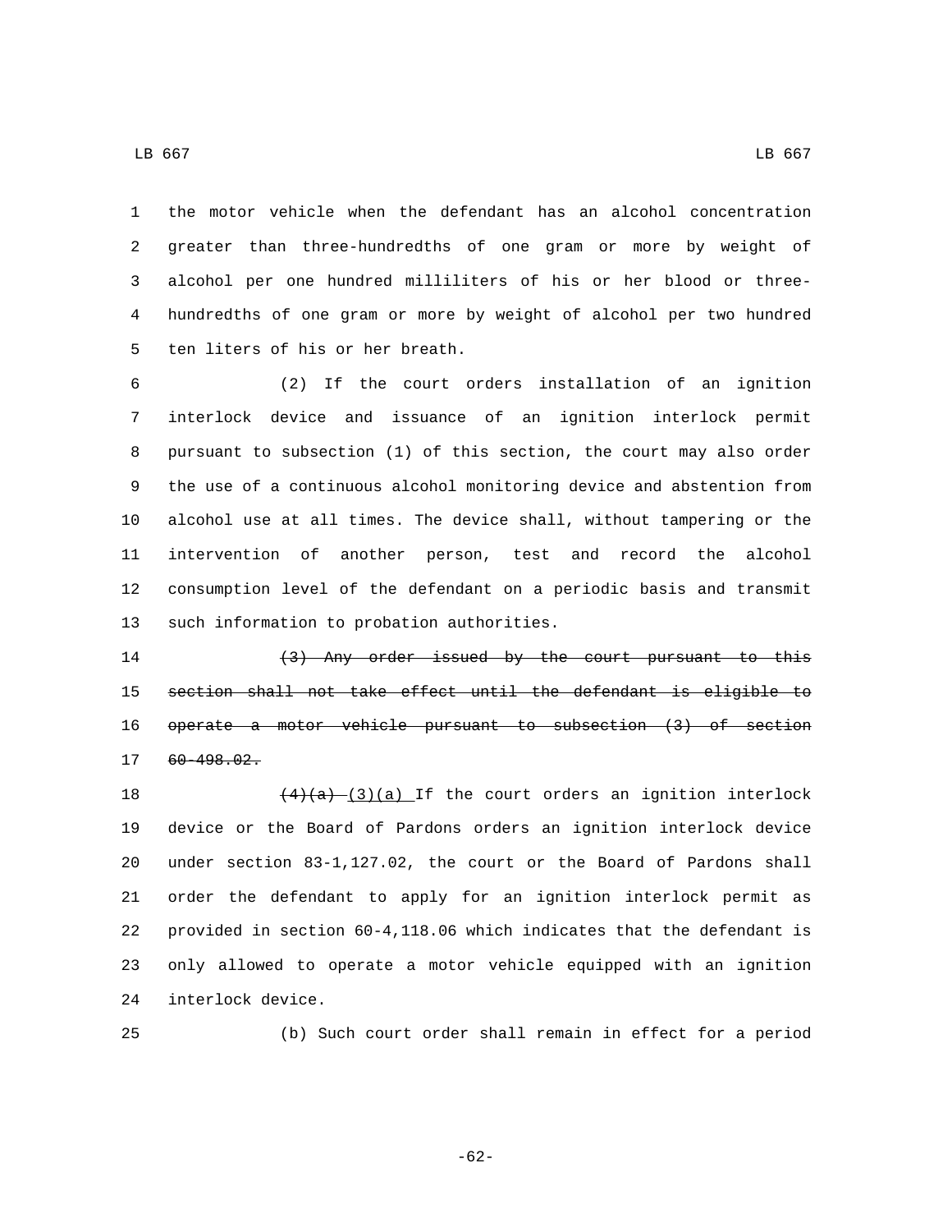the motor vehicle when the defendant has an alcohol concentration greater than three-hundredths of one gram or more by weight of alcohol per one hundred milliliters of his or her blood or three-hundredths of one gram or more by weight of alcohol per two hundred ten liters of his or her breath.

(2) If the court orders installation of an ignition interlock device and issuance of an ignition interlock permit pursuant to subsection (1) of this section, the court may also order the use of a continuous alcohol monitoring device and abstention from alcohol use at all times. The device shall, without tampering or the intervention of another person, test and record the alcohol consumption level of the defendant on a periodic basis and transmit such information to probation authorities.

~~(3) Any order issued by the court pursuant to this section shall not take effect until the defendant is eligible to operate a motor vehicle pursuant to subsection (3) of section 60-498.02.~~

~~(4)(a)~~ (3)(a) If the court orders an ignition interlock device or the Board of Pardons orders an ignition interlock device under section 83-1,127.02, the court or the Board of Pardons shall order the defendant to apply for an ignition interlock permit as provided in section 60-4,118.06 which indicates that the defendant is only allowed to operate a motor vehicle equipped with an ignition interlock device.

(b) Such court order shall remain in effect for a period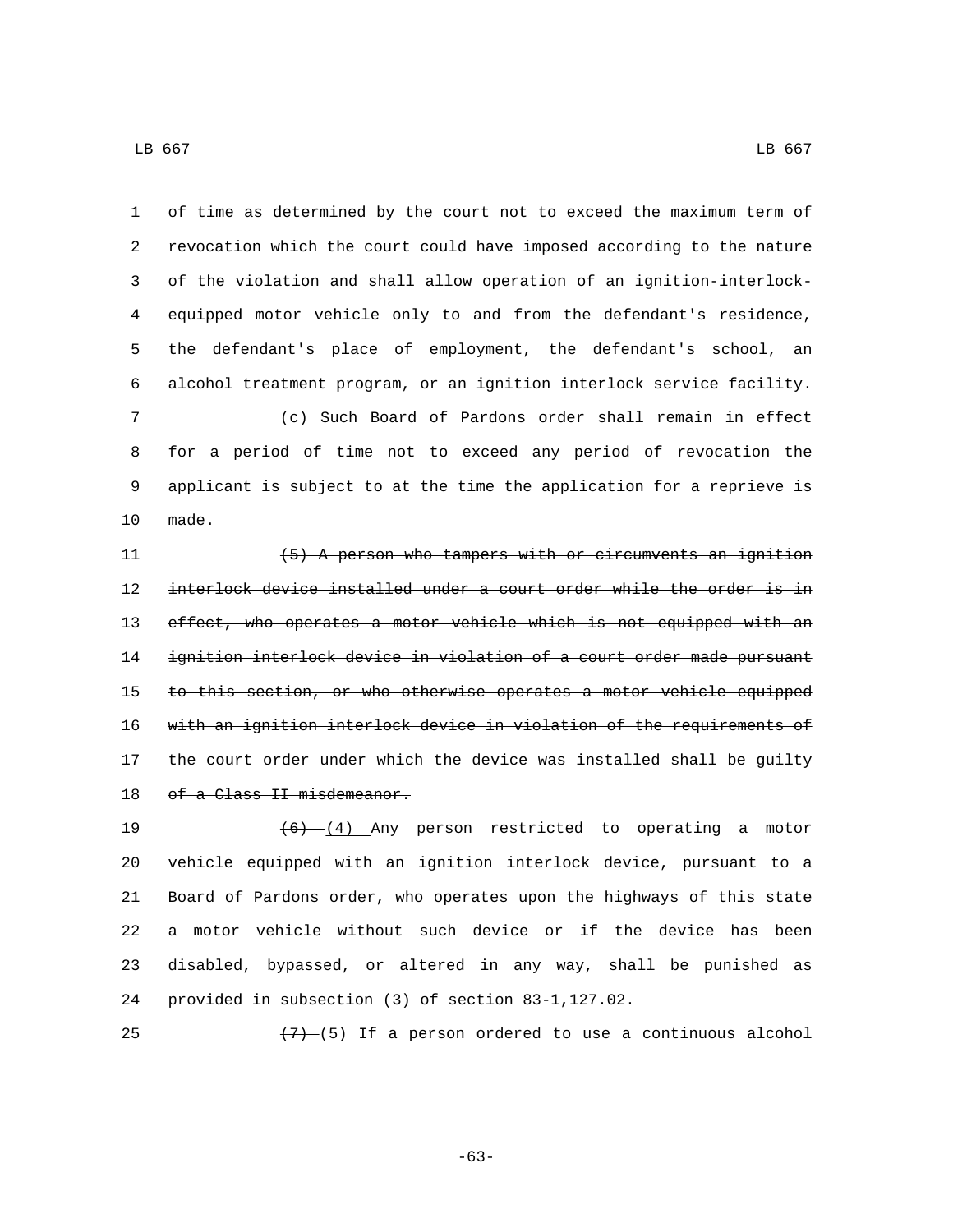of time as determined by the court not to exceed the maximum term of revocation which the court could have imposed according to the nature of the violation and shall allow operation of an ignition-interlock-equipped motor vehicle only to and from the defendant's residence, the defendant's place of employment, the defendant's school, an alcohol treatment program, or an ignition interlock service facility.

(c) Such Board of Pardons order shall remain in effect for a period of time not to exceed any period of revocation the applicant is subject to at the time the application for a reprieve is made.

~~(5) A person who tampers with or circumvents an ignition interlock device installed under a court order while the order is in effect, who operates a motor vehicle which is not equipped with an ignition interlock device in violation of a court order made pursuant to this section, or who otherwise operates a motor vehicle equipped with an ignition interlock device in violation of the requirements of the court order under which the device was installed shall be guilty of a Class II misdemeanor.~~

~~(6)~~ (4) Any person restricted to operating a motor vehicle equipped with an ignition interlock device, pursuant to a Board of Pardons order, who operates upon the highways of this state a motor vehicle without such device or if the device has been disabled, bypassed, or altered in any way, shall be punished as provided in subsection (3) of section 83-1,127.02.

~~(7)~~ (5) If a person ordered to use a continuous alcohol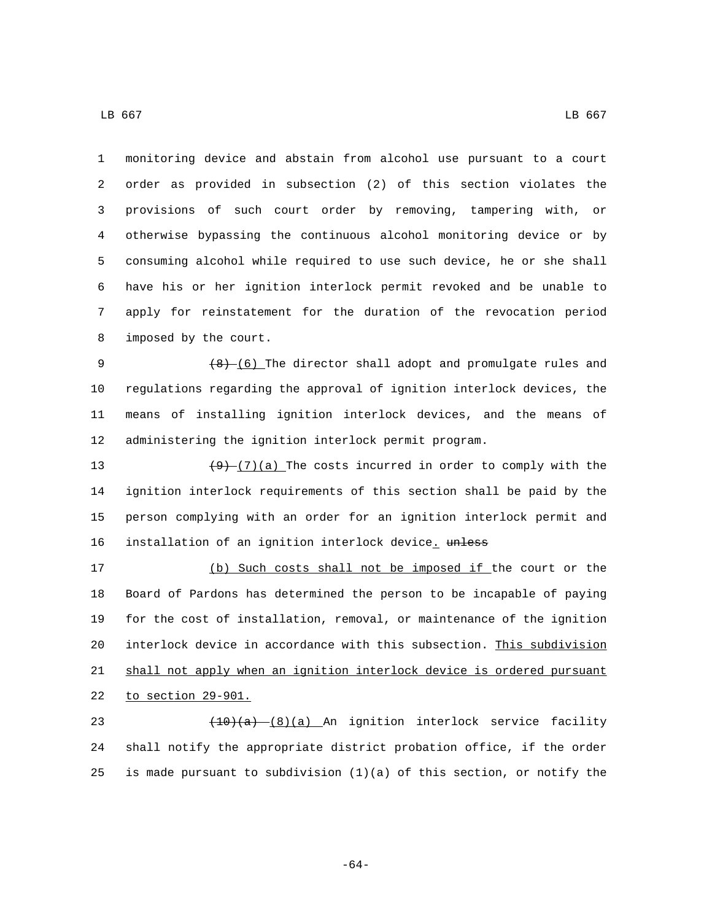monitoring device and abstain from alcohol use pursuant to a court order as provided in subsection (2) of this section violates the provisions of such court order by removing, tampering with, or otherwise bypassing the continuous alcohol monitoring device or by consuming alcohol while required to use such device, he or she shall have his or her ignition interlock permit revoked and be unable to apply for reinstatement for the duration of the revocation period imposed by the court.

~~(8)~~ (6) The director shall adopt and promulgate rules and regulations regarding the approval of ignition interlock devices, the means of installing ignition interlock devices, and the means of administering the ignition interlock permit program.

~~(9)~~ (7)(a) The costs incurred in order to comply with the ignition interlock requirements of this section shall be paid by the person complying with an order for an ignition interlock permit and installation of an ignition interlock device. ~~unless~~

(b) Such costs shall not be imposed if the court or the Board of Pardons has determined the person to be incapable of paying for the cost of installation, removal, or maintenance of the ignition interlock device in accordance with this subsection. This subdivision shall not apply when an ignition interlock device is ordered pursuant to section 29-901.

~~(10)(a)~~ (8)(a) An ignition interlock service facility shall notify the appropriate district probation office, if the order is made pursuant to subdivision (1)(a) of this section, or notify the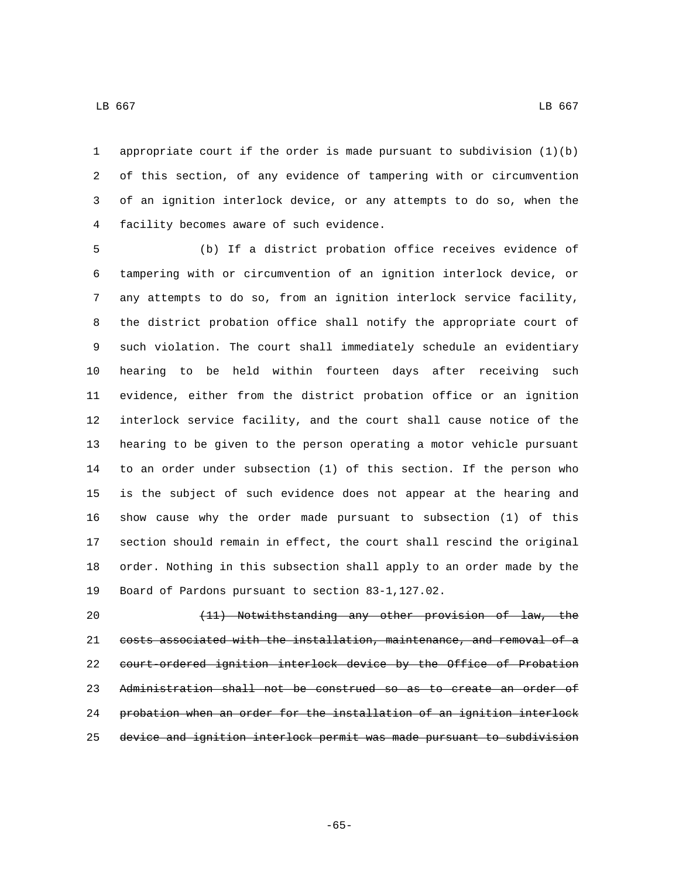appropriate court if the order is made pursuant to subdivision (1)(b) of this section, of any evidence of tampering with or circumvention of an ignition interlock device, or any attempts to do so, when the facility becomes aware of such evidence.

(b) If a district probation office receives evidence of tampering with or circumvention of an ignition interlock device, or any attempts to do so, from an ignition interlock service facility, the district probation office shall notify the appropriate court of such violation. The court shall immediately schedule an evidentiary hearing to be held within fourteen days after receiving such evidence, either from the district probation office or an ignition interlock service facility, and the court shall cause notice of the hearing to be given to the person operating a motor vehicle pursuant to an order under subsection (1) of this section. If the person who is the subject of such evidence does not appear at the hearing and show cause why the order made pursuant to subsection (1) of this section should remain in effect, the court shall rescind the original order. Nothing in this subsection shall apply to an order made by the Board of Pardons pursuant to section 83-1,127.02.

~~(11) Notwithstanding any other provision of law, the costs associated with the installation, maintenance, and removal of a court-ordered ignition interlock device by the Office of Probation Administration shall not be construed so as to create an order of probation when an order for the installation of an ignition interlock device and ignition interlock permit was made pursuant to subdivision~~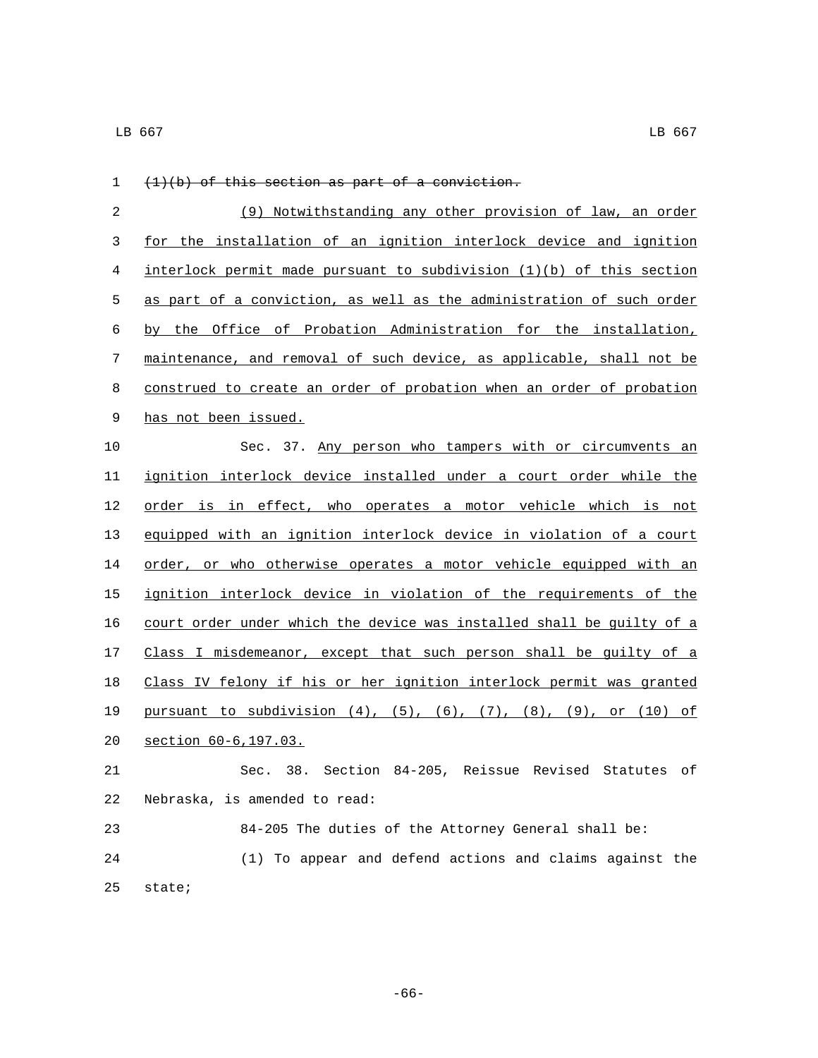~~(1)(b) of this section as part of a conviction.~~

<u>(9) Notwithstanding any other provision of law, an order for the installation of an ignition interlock device and ignition interlock permit made pursuant to subdivision (1)(b) of this section as part of a conviction, as well as the administration of such order by the Office of Probation Administration for the installation, maintenance, and removal of such device, as applicable, shall not be construed to create an order of probation when an order of probation has not been issued.</u>

Sec. 37. <u>Any person who tampers with or circumvents an ignition interlock device installed under a court order while the order is in effect, who operates a motor vehicle which is not equipped with an ignition interlock device in violation of a court order, or who otherwise operates a motor vehicle equipped with an ignition interlock device in violation of the requirements of the court order under which the device was installed shall be guilty of a Class I misdemeanor, except that such person shall be guilty of a Class IV felony if his or her ignition interlock permit was granted pursuant to subdivision (4), (5), (6), (7), (8), (9), or (10) of section 60-6,197.03.</u>

Sec. 38. Section 84-205, Reissue Revised Statutes of Nebraska, is amended to read:

84-205 The duties of the Attorney General shall be:

(1) To appear and defend actions and claims against the state;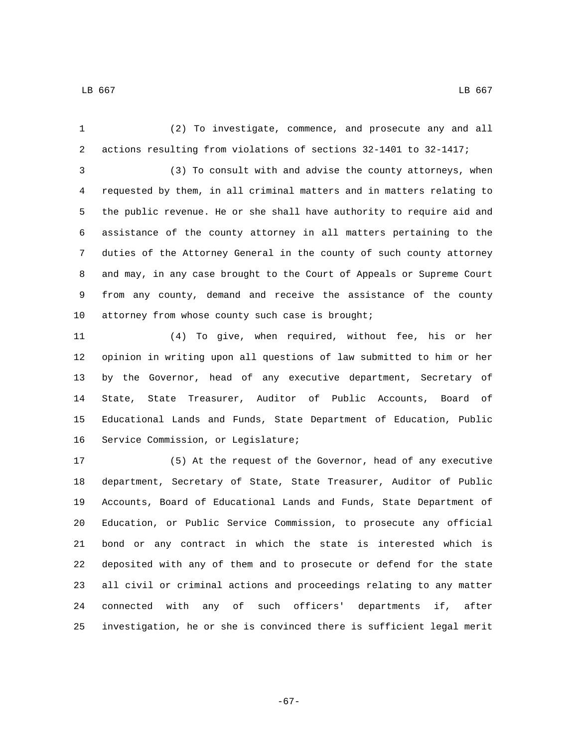(2) To investigate, commence, and prosecute any and all actions resulting from violations of sections 32-1401 to 32-1417;

(3) To consult with and advise the county attorneys, when requested by them, in all criminal matters and in matters relating to the public revenue. He or she shall have authority to require aid and assistance of the county attorney in all matters pertaining to the duties of the Attorney General in the county of such county attorney and may, in any case brought to the Court of Appeals or Supreme Court from any county, demand and receive the assistance of the county attorney from whose county such case is brought;

(4) To give, when required, without fee, his or her opinion in writing upon all questions of law submitted to him or her by the Governor, head of any executive department, Secretary of State, State Treasurer, Auditor of Public Accounts, Board of Educational Lands and Funds, State Department of Education, Public Service Commission, or Legislature;

(5) At the request of the Governor, head of any executive department, Secretary of State, State Treasurer, Auditor of Public Accounts, Board of Educational Lands and Funds, State Department of Education, or Public Service Commission, to prosecute any official bond or any contract in which the state is interested which is deposited with any of them and to prosecute or defend for the state all civil or criminal actions and proceedings relating to any matter connected with any of such officers' departments if, after investigation, he or she is convinced there is sufficient legal merit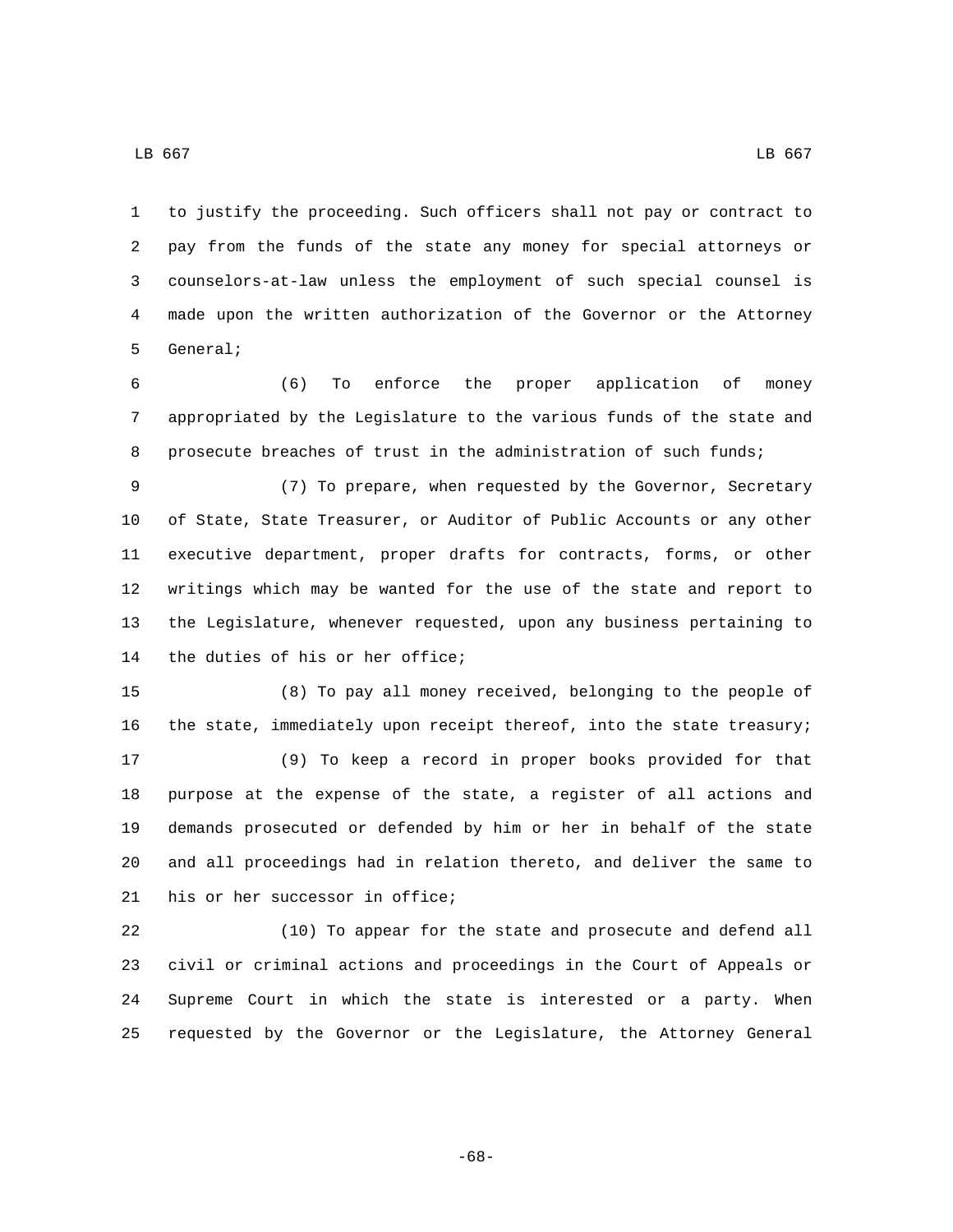to justify the proceeding. Such officers shall not pay or contract to pay from the funds of the state any money for special attorneys or counselors-at-law unless the employment of such special counsel is made upon the written authorization of the Governor or the Attorney General;

(6) To enforce the proper application of money appropriated by the Legislature to the various funds of the state and prosecute breaches of trust in the administration of such funds;

(7) To prepare, when requested by the Governor, Secretary of State, State Treasurer, or Auditor of Public Accounts or any other executive department, proper drafts for contracts, forms, or other writings which may be wanted for the use of the state and report to the Legislature, whenever requested, upon any business pertaining to the duties of his or her office;

(8) To pay all money received, belonging to the people of the state, immediately upon receipt thereof, into the state treasury;

(9) To keep a record in proper books provided for that purpose at the expense of the state, a register of all actions and demands prosecuted or defended by him or her in behalf of the state and all proceedings had in relation thereto, and deliver the same to his or her successor in office;

(10) To appear for the state and prosecute and defend all civil or criminal actions and proceedings in the Court of Appeals or Supreme Court in which the state is interested or a party. When requested by the Governor or the Legislature, the Attorney General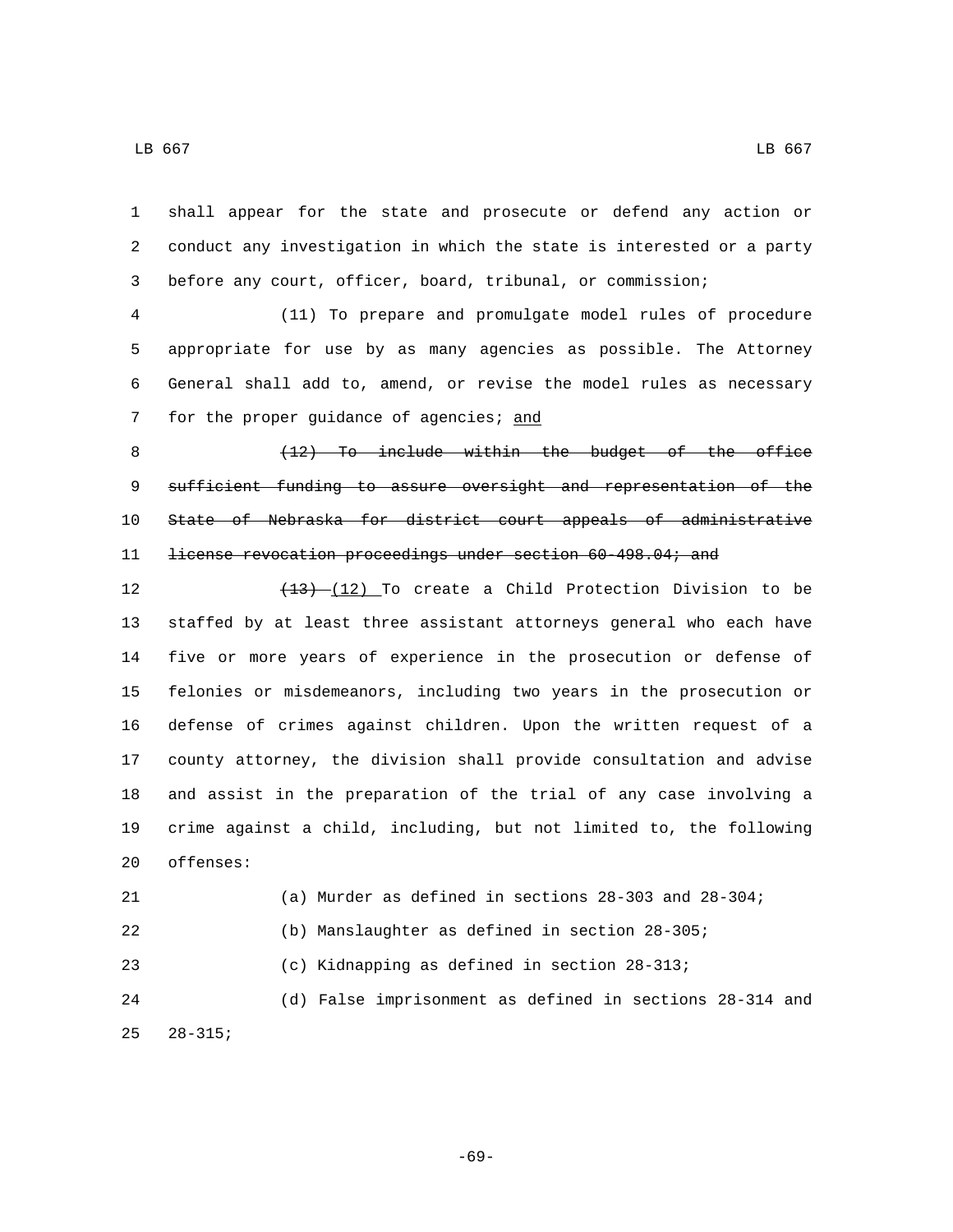shall appear for the state and prosecute or defend any action or conduct any investigation in which the state is interested or a party before any court, officer, board, tribunal, or commission;

(11) To prepare and promulgate model rules of procedure appropriate for use by as many agencies as possible. The Attorney General shall add to, amend, or revise the model rules as necessary for the proper guidance of agencies; <u>and</u>

~~(12) To include within the budget of the office sufficient funding to assure oversight and representation of the State of Nebraska for district court appeals of administrative license revocation proceedings under section 60-498.04; and~~

~~(13)~~ <u>(12)</u> To create a Child Protection Division to be staffed by at least three assistant attorneys general who each have five or more years of experience in the prosecution or defense of felonies or misdemeanors, including two years in the prosecution or defense of crimes against children. Upon the written request of a county attorney, the division shall provide consultation and advise and assist in the preparation of the trial of any case involving a crime against a child, including, but not limited to, the following offenses:

(a) Murder as defined in sections 28-303 and 28-304;

(b) Manslaughter as defined in section 28-305;

(c) Kidnapping as defined in section 28-313;

(d) False imprisonment as defined in sections 28-314 and 28-315;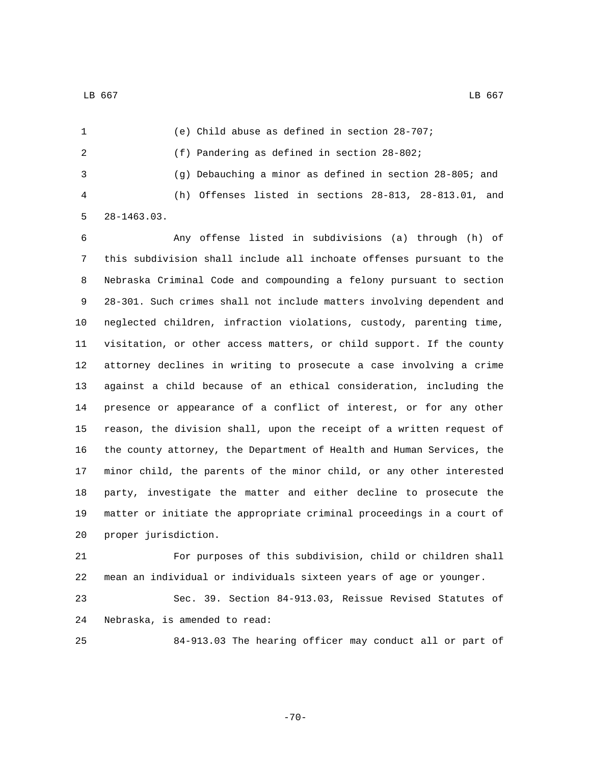(e) Child abuse as defined in section 28-707;

(f) Pandering as defined in section 28-802;

(g) Debauching a minor as defined in section 28-805; and

(h) Offenses listed in sections 28-813, 28-813.01, and 28-1463.03.

Any offense listed in subdivisions (a) through (h) of this subdivision shall include all inchoate offenses pursuant to the Nebraska Criminal Code and compounding a felony pursuant to section 28-301. Such crimes shall not include matters involving dependent and neglected children, infraction violations, custody, parenting time, visitation, or other access matters, or child support. If the county attorney declines in writing to prosecute a case involving a crime against a child because of an ethical consideration, including the presence or appearance of a conflict of interest, or for any other reason, the division shall, upon the receipt of a written request of the county attorney, the Department of Health and Human Services, the minor child, the parents of the minor child, or any other interested party, investigate the matter and either decline to prosecute the matter or initiate the appropriate criminal proceedings in a court of proper jurisdiction.

For purposes of this subdivision, child or children shall mean an individual or individuals sixteen years of age or younger.

Sec. 39. Section 84-913.03, Reissue Revised Statutes of Nebraska, is amended to read:

84-913.03 The hearing officer may conduct all or part of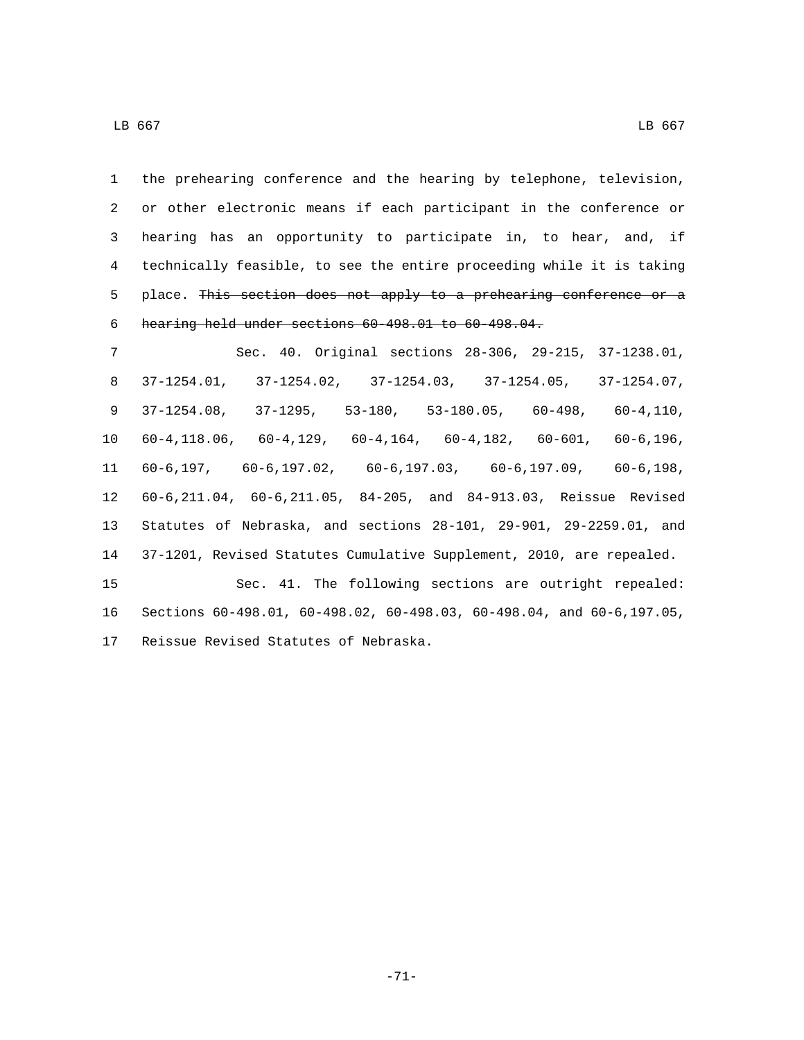the prehearing conference and the hearing by telephone, television, or other electronic means if each participant in the conference or hearing has an opportunity to participate in, to hear, and, if technically feasible, to see the entire proceeding while it is taking place. ~~This section does not apply to a prehearing conference or a hearing held under sections 60-498.01 to 60-498.04.~~

Sec. 40. Original sections 28-306, 29-215, 37-1238.01, 37-1254.01, 37-1254.02, 37-1254.03, 37-1254.05, 37-1254.07, 37-1254.08, 37-1295, 53-180, 53-180.05, 60-498, 60-4,110, 60-4,118.06, 60-4,129, 60-4,164, 60-4,182, 60-601, 60-6,196, 60-6,197, 60-6,197.02, 60-6,197.03, 60-6,197.09, 60-6,198, 60-6,211.04, 60-6,211.05, 84-205, and 84-913.03, Reissue Revised Statutes of Nebraska, and sections 28-101, 29-901, 29-2259.01, and 37-1201, Revised Statutes Cumulative Supplement, 2010, are repealed.

Sec. 41. The following sections are outright repealed: Sections 60-498.01, 60-498.02, 60-498.03, 60-498.04, and 60-6,197.05, Reissue Revised Statutes of Nebraska.